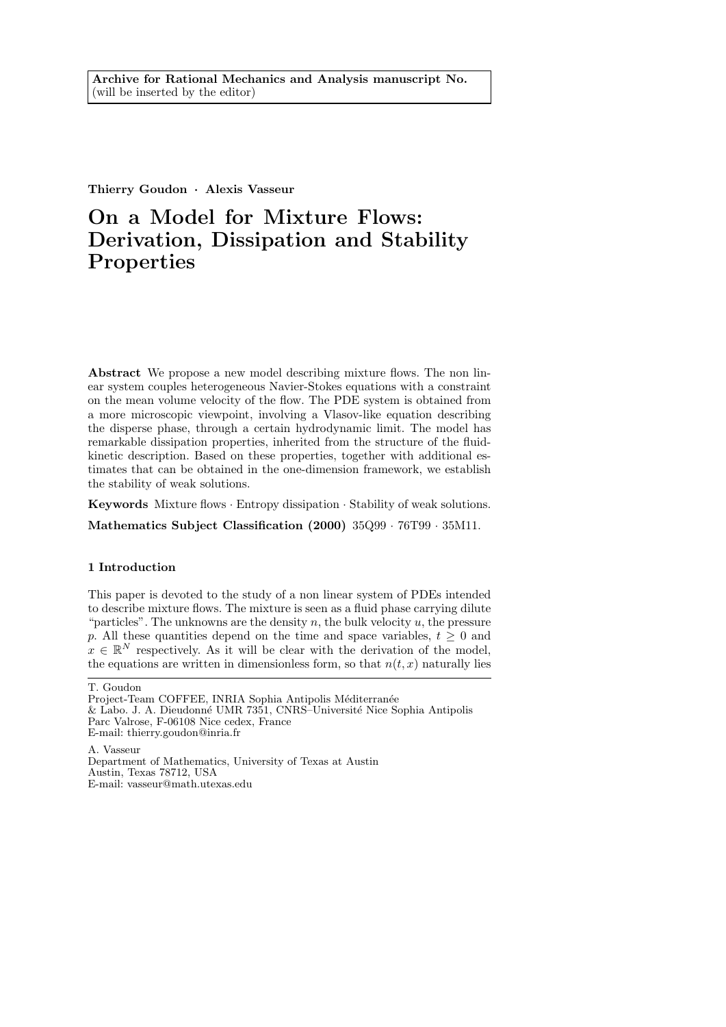**Archive for Rational Mechanics and Analysis manuscript No.**
(will be inserted by the editor)

**Thierry Goudon · Alexis Vasseur**

# On a Model for Mixture Flows: Derivation, Dissipation and Stability Properties

**Abstract** We propose a new model describing mixture flows. The non linear system couples heterogeneous Navier-Stokes equations with a constraint on the mean volume velocity of the flow. The PDE system is obtained from a more microscopic viewpoint, involving a Vlasov-like equation describing the disperse phase, through a certain hydrodynamic limit. The model has remarkable dissipation properties, inherited from the structure of the fluid-kinetic description. Based on these properties, together with additional estimates that can be obtained in the one-dimension framework, we establish the stability of weak solutions.

**Keywords** Mixture flows · Entropy dissipation · Stability of weak solutions.

**Mathematics Subject Classification (2000)** 35Q99 · 76T99 · 35M11.

## 1 Introduction

This paper is devoted to the study of a non linear system of PDEs intended to describe mixture flows. The mixture is seen as a fluid phase carrying dilute "particles". The unknowns are the density $n$, the bulk velocity $u$, the pressure $p$. All these quantities depend on the time and space variables, $t \geq 0$ and $x \in \mathbb{R}^N$ respectively. As it will be clear with the derivation of the model, the equations are written in dimensionless form, so that $n(t, x)$ naturally lies

---

T. Goudon
Project-Team COFFEE, INRIA Sophia Antipolis Méditerranée
& Labo. J. A. Dieudonné UMR 7351, CNRS–Université Nice Sophia Antipolis
Parc Valrose, F-06108 Nice cedex, France
E-mail: thierry.goudon@inria.fr

A. Vasseur
Department of Mathematics, University of Texas at Austin
Austin, Texas 78712, USA
E-mail: vasseur@math.utexas.edu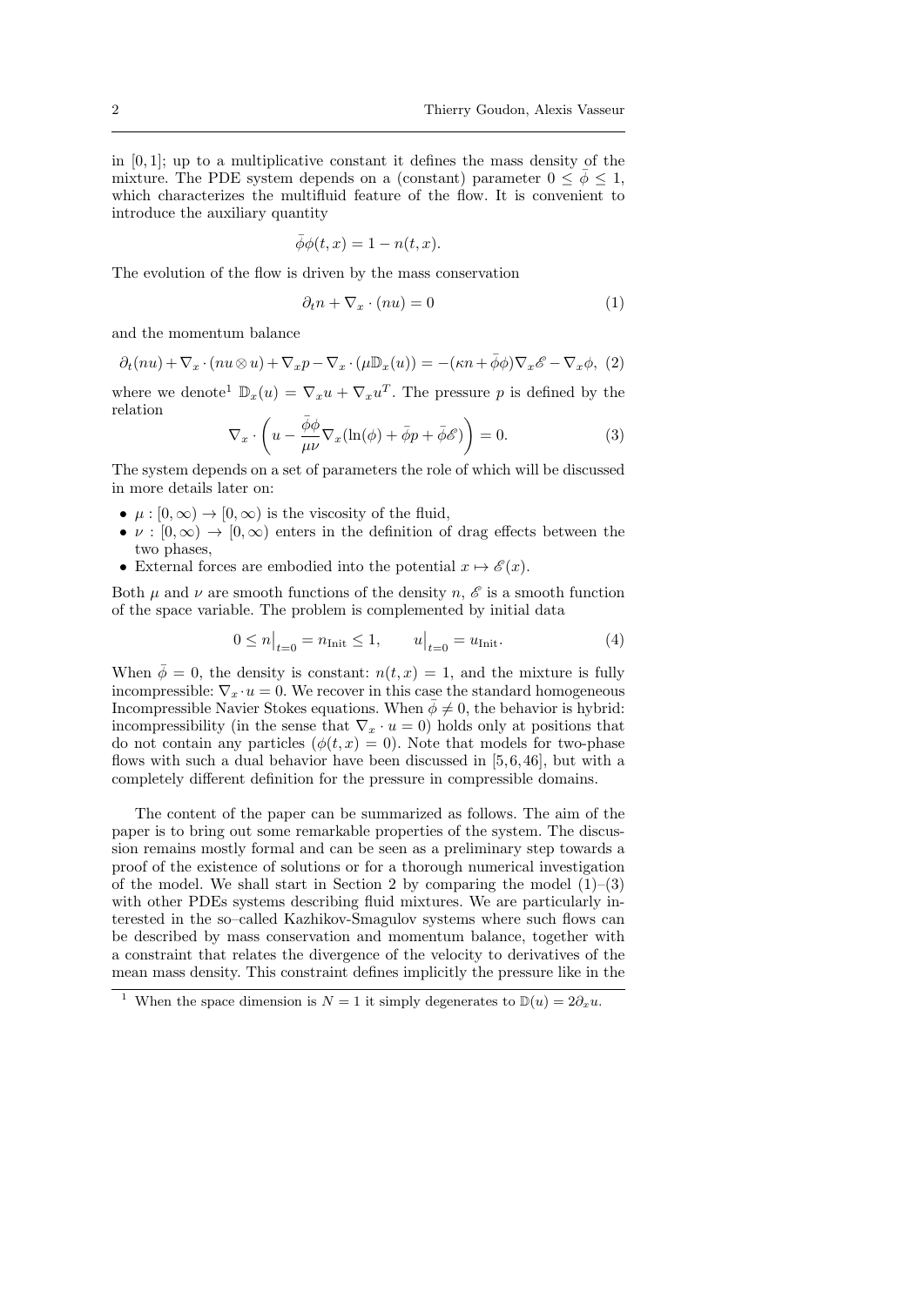in $[0,1]$; up to a multiplicative constant it defines the mass density of the mixture. The PDE system depends on a (constant) parameter $0 \leq \bar{\phi} \leq 1$, which characterizes the multifluid feature of the flow. It is convenient to introduce the auxiliary quantity

$$\bar{\phi}\phi(t,x) = 1 - n(t,x).$$

The evolution of the flow is driven by the mass conservation

$$\partial_t n + \nabla_x \cdot (nu) = 0 \tag{1}$$

and the momentum balance

$$\partial_t(nu) + \nabla_x \cdot (nu \otimes u) + \nabla_x p - \nabla_x \cdot (\mu \mathbb{D}_x(u)) = -(\kappa n + \bar{\phi}\phi)\nabla_x \mathscr{E} - \nabla_x \phi, \tag{2}$$

where we denote[1] $\mathbb{D}_x(u) = \nabla_x u + \nabla_x u^T$. The pressure $p$ is defined by the relation

$$\nabla_x \cdot \left( u - \frac{\bar{\phi}\phi}{\mu\nu} \nabla_x (\ln(\phi) + \bar{\phi}p + \bar{\phi}\mathscr{E}) \right) = 0. \tag{3}$$

The system depends on a set of parameters the role of which will be discussed in more details later on:

- $\mu : [0,\infty) \to [0,\infty)$ is the viscosity of the fluid,
- $\nu : [0,\infty) \to [0,\infty)$ enters in the definition of drag effects between the two phases,
- External forces are embodied into the potential $x \mapsto \mathscr{E}(x)$.

Both $\mu$ and $\nu$ are smooth functions of the density $n$, $\mathscr{E}$ is a smooth function of the space variable. The problem is complemented by initial data

$$0 \leq n\big|_{t=0} = n_{\text{Init}} \leq 1, \qquad u\big|_{t=0} = u_{\text{Init}}. \tag{4}$$

When $\bar{\phi} = 0$, the density is constant: $n(t,x) = 1$, and the mixture is fully incompressible: $\nabla_x \cdot u = 0$. We recover in this case the standard homogeneous Incompressible Navier Stokes equations. When $\bar{\phi} \neq 0$, the behavior is hybrid: incompressibility (in the sense that $\nabla_x \cdot u = 0$) holds only at positions that do not contain any particles ($\phi(t,x) = 0$). Note that models for two-phase flows with such a dual behavior have been discussed in [5,6,46], but with a completely different definition for the pressure in compressible domains.

The content of the paper can be summarized as follows. The aim of the paper is to bring out some remarkable properties of the system. The discussion remains mostly formal and can be seen as a preliminary step towards a proof of the existence of solutions or for a thorough numerical investigation of the model. We shall start in Section 2 by comparing the model (1)–(3) with other PDEs systems describing fluid mixtures. We are particularly interested in the so–called Kazhikov-Smagulov systems where such flows can be described by mass conservation and momentum balance, together with a constraint that relates the divergence of the velocity to derivatives of the mean mass density. This constraint defines implicitly the pressure like in the

[1] When the space dimension is $N = 1$ it simply degenerates to $\mathbb{D}(u) = 2\partial_x u$.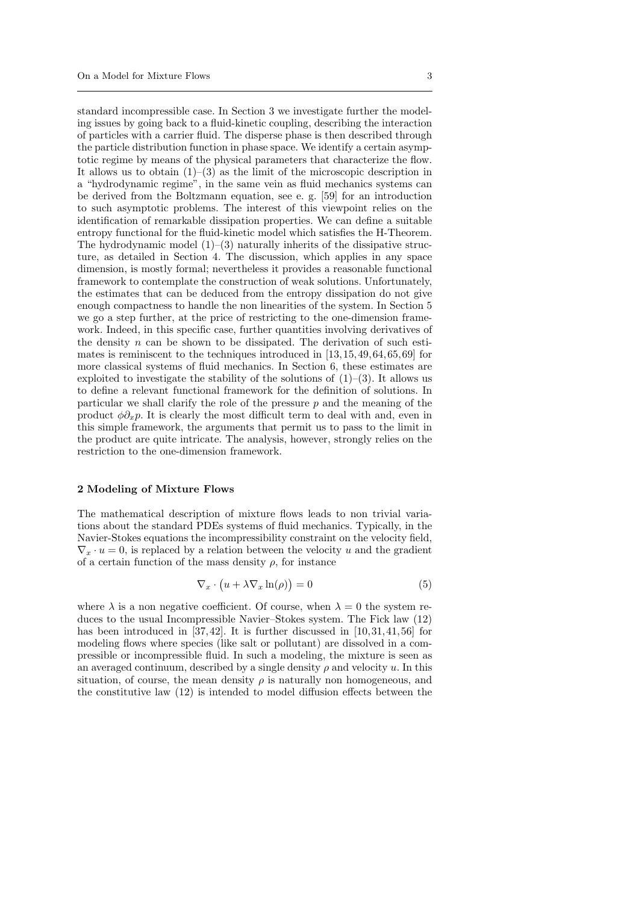standard incompressible case. In Section 3 we investigate further the modeling issues by going back to a fluid-kinetic coupling, describing the interaction of particles with a carrier fluid. The disperse phase is then described through the particle distribution function in phase space. We identify a certain asymptotic regime by means of the physical parameters that characterize the flow. It allows us to obtain (1)–(3) as the limit of the microscopic description in a "hydrodynamic regime", in the same vein as fluid mechanics systems can be derived from the Boltzmann equation, see e. g. [59] for an introduction to such asymptotic problems. The interest of this viewpoint relies on the identification of remarkable dissipation properties. We can define a suitable entropy functional for the fluid-kinetic model which satisfies the H-Theorem. The hydrodynamic model (1)–(3) naturally inherits of the dissipative structure, as detailed in Section 4. The discussion, which applies in any space dimension, is mostly formal; nevertheless it provides a reasonable functional framework to contemplate the construction of weak solutions. Unfortunately, the estimates that can be deduced from the entropy dissipation do not give enough compactness to handle the non linearities of the system. In Section 5 we go a step further, at the price of restricting to the one-dimension framework. Indeed, in this specific case, further quantities involving derivatives of the density $n$ can be shown to be dissipated. The derivation of such estimates is reminiscent to the techniques introduced in [13,15,49,64,65,69] for more classical systems of fluid mechanics. In Section 6, these estimates are exploited to investigate the stability of the solutions of (1)–(3). It allows us to define a relevant functional framework for the definition of solutions. In particular we shall clarify the role of the pressure $p$ and the meaning of the product $\phi\partial_x p$. It is clearly the most difficult term to deal with and, even in this simple framework, the arguments that permit us to pass to the limit in the product are quite intricate. The analysis, however, strongly relies on the restriction to the one-dimension framework.

## 2 Modeling of Mixture Flows

The mathematical description of mixture flows leads to non trivial variations about the standard PDEs systems of fluid mechanics. Typically, in the Navier-Stokes equations the incompressibility constraint on the velocity field, $\nabla_x \cdot u = 0$, is replaced by a relation between the velocity $u$ and the gradient of a certain function of the mass density $\rho$, for instance

$$\nabla_x \cdot \big(u + \lambda \nabla_x \ln(\rho)\big) = 0 \tag{5}$$

where $\lambda$ is a non negative coefficient. Of course, when $\lambda = 0$ the system reduces to the usual Incompressible Navier–Stokes system. The Fick law (12) has been introduced in [37,42]. It is further discussed in [10,31,41,56] for modeling flows where species (like salt or pollutant) are dissolved in a compressible or incompressible fluid. In such a modeling, the mixture is seen as an averaged continuum, described by a single density $\rho$ and velocity $u$. In this situation, of course, the mean density $\rho$ is naturally non homogeneous, and the constitutive law (12) is intended to model diffusion effects between the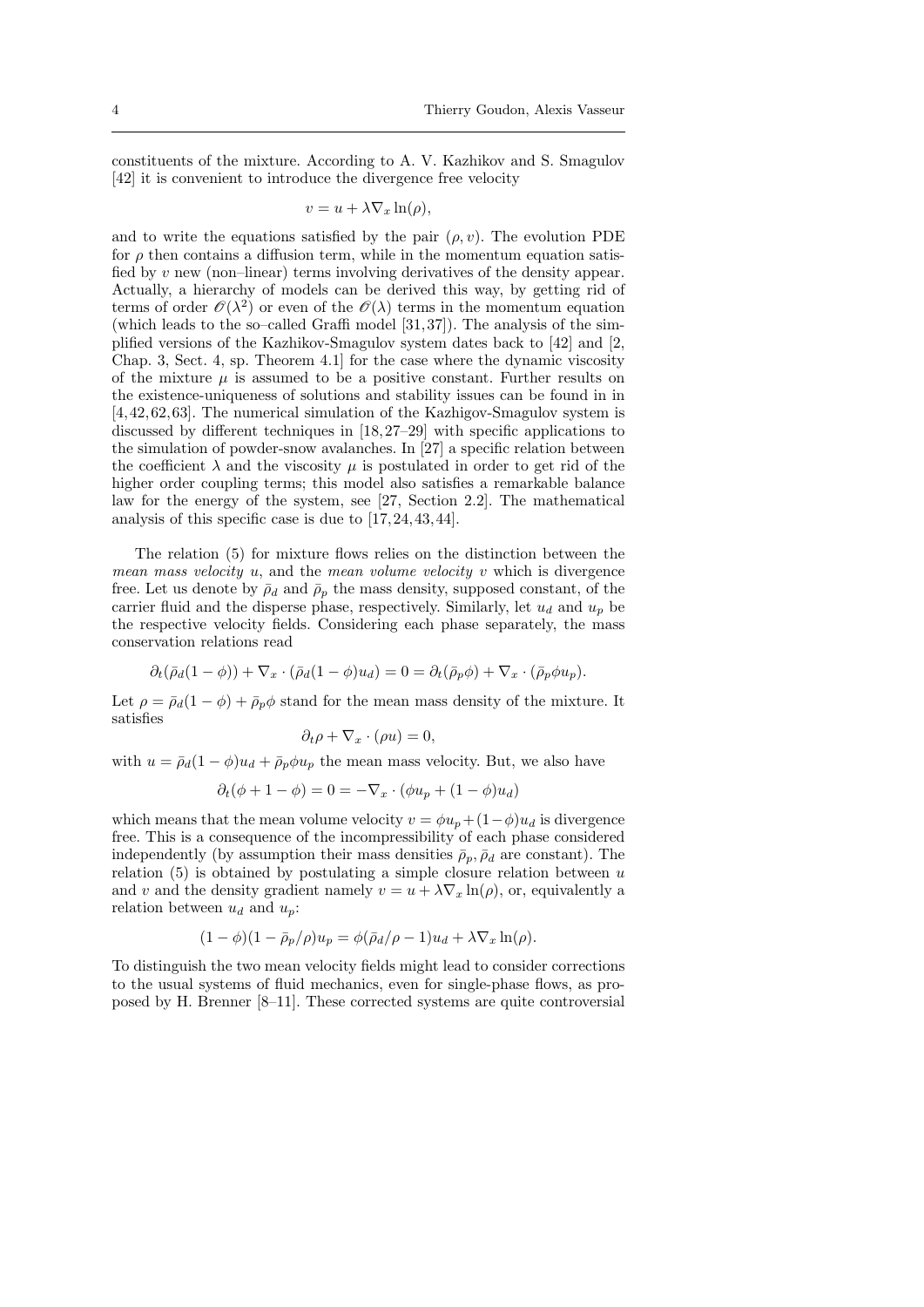constituents of the mixture. According to A. V. Kazhikov and S. Smagulov [42] it is convenient to introduce the divergence free velocity

$$v = u + \lambda \nabla_x \ln(\rho),$$

and to write the equations satisfied by the pair $(\rho, v)$. The evolution PDE for $\rho$ then contains a diffusion term, while in the momentum equation satisfied by $v$ new (non–linear) terms involving derivatives of the density appear. Actually, a hierarchy of models can be derived this way, by getting rid of terms of order $\mathscr{O}(\lambda^2)$ or even of the $\mathscr{O}(\lambda)$ terms in the momentum equation (which leads to the so–called Graffi model [31, 37]). The analysis of the simplified versions of the Kazhikov-Smagulov system dates back to [42] and [2, Chap. 3, Sect. 4, sp. Theorem 4.1] for the case where the dynamic viscosity of the mixture $\mu$ is assumed to be a positive constant. Further results on the existence-uniqueness of solutions and stability issues can be found in in [4, 42, 62, 63]. The numerical simulation of the Kazhigov-Smagulov system is discussed by different techniques in [18, 27–29] with specific applications to the simulation of powder-snow avalanches. In [27] a specific relation between the coefficient $\lambda$ and the viscosity $\mu$ is postulated in order to get rid of the higher order coupling terms; this model also satisfies a remarkable balance law for the energy of the system, see [27, Section 2.2]. The mathematical analysis of this specific case is due to [17, 24, 43, 44].

The relation (5) for mixture flows relies on the distinction between the *mean mass velocity* $u$, and the *mean volume velocity* $v$ which is divergence free. Let us denote by $\bar{\rho}_d$ and $\bar{\rho}_p$ the mass density, supposed constant, of the carrier fluid and the disperse phase, respectively. Similarly, let $u_d$ and $u_p$ be the respective velocity fields. Considering each phase separately, the mass conservation relations read

$$\partial_t(\bar{\rho}_d(1-\phi)) + \nabla_x \cdot (\bar{\rho}_d(1-\phi)u_d) = 0 = \partial_t(\bar{\rho}_p\phi) + \nabla_x \cdot (\bar{\rho}_p\phi u_p).$$

Let $\rho = \bar{\rho}_d(1-\phi) + \bar{\rho}_p\phi$ stand for the mean mass density of the mixture. It satisfies

$$\partial_t\rho + \nabla_x \cdot (\rho u) = 0,$$

with $u = \bar{\rho}_d(1-\phi)u_d + \bar{\rho}_p\phi u_p$ the mean mass velocity. But, we also have

$$\partial_t(\phi + 1 - \phi) = 0 = -\nabla_x \cdot (\phi u_p + (1-\phi)u_d)$$

which means that the mean volume velocity $v = \phi u_p + (1-\phi)u_d$ is divergence free. This is a consequence of the incompressibility of each phase considered independently (by assumption their mass densities $\bar{\rho}_p, \bar{\rho}_d$ are constant). The relation (5) is obtained by postulating a simple closure relation between $u$ and $v$ and the density gradient namely $v = u + \lambda\nabla_x \ln(\rho)$, or, equivalently a relation between $u_d$ and $u_p$:

$$(1-\phi)(1-\bar{\rho}_p/\rho)u_p = \phi(\bar{\rho}_d/\rho - 1)u_d + \lambda\nabla_x \ln(\rho).$$

To distinguish the two mean velocity fields might lead to consider corrections to the usual systems of fluid mechanics, even for single-phase flows, as proposed by H. Brenner [8–11]. These corrected systems are quite controversial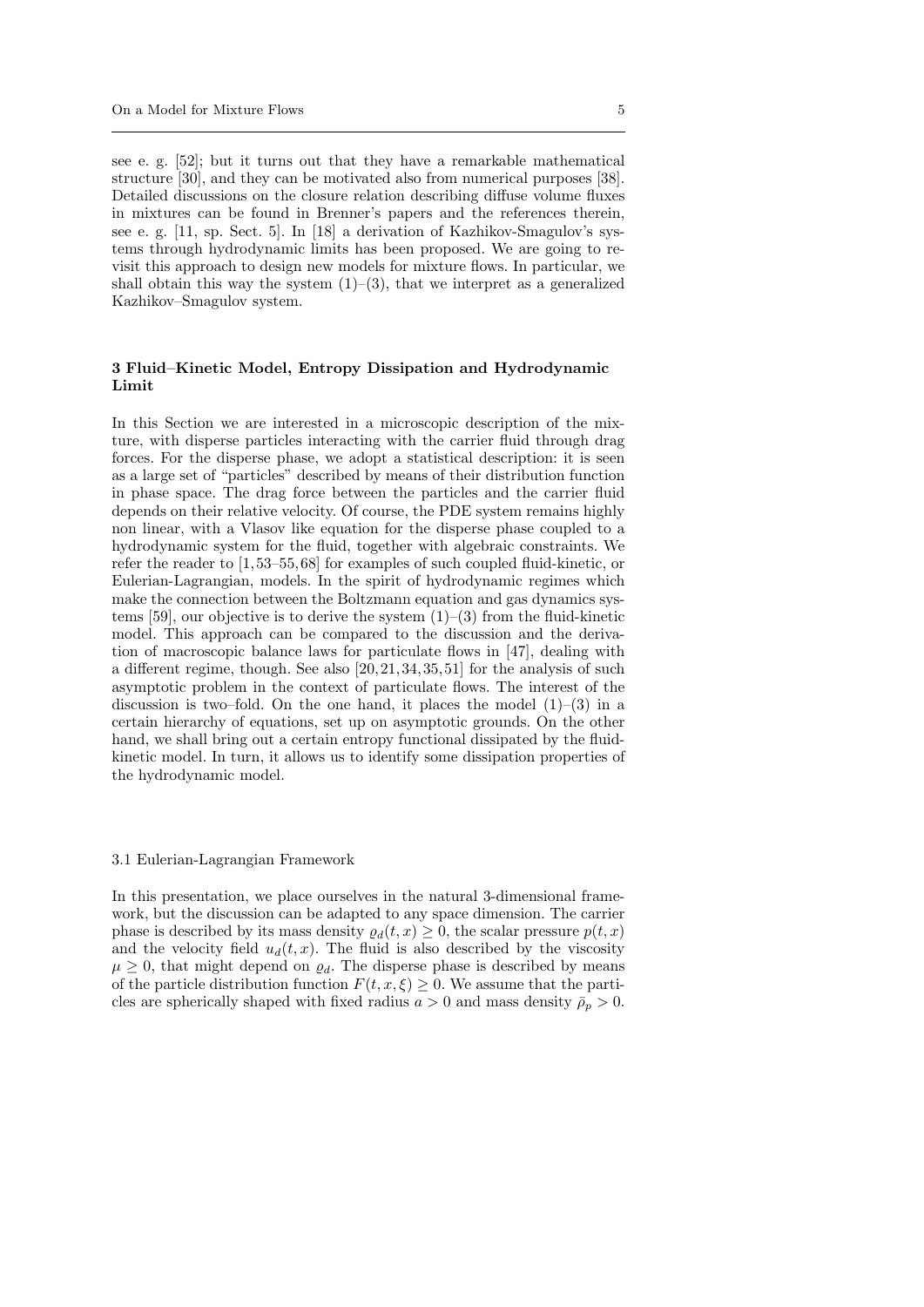see e. g. [52]; but it turns out that they have a remarkable mathematical structure [30], and they can be motivated also from numerical purposes [38]. Detailed discussions on the closure relation describing diffuse volume fluxes in mixtures can be found in Brenner's papers and the references therein, see e. g. [11, sp. Sect. 5]. In [18] a derivation of Kazhikov-Smagulov's systems through hydrodynamic limits has been proposed. We are going to revisit this approach to design new models for mixture flows. In particular, we shall obtain this way the system (1)–(3), that we interpret as a generalized Kazhikov–Smagulov system.

## 3 Fluid–Kinetic Model, Entropy Dissipation and Hydrodynamic Limit

In this Section we are interested in a microscopic description of the mixture, with disperse particles interacting with the carrier fluid through drag forces. For the disperse phase, we adopt a statistical description: it is seen as a large set of "particles" described by means of their distribution function in phase space. The drag force between the particles and the carrier fluid depends on their relative velocity. Of course, the PDE system remains highly non linear, with a Vlasov like equation for the disperse phase coupled to a hydrodynamic system for the fluid, together with algebraic constraints. We refer the reader to [1, 53–55, 68] for examples of such coupled fluid-kinetic, or Eulerian-Lagrangian, models. In the spirit of hydrodynamic regimes which make the connection between the Boltzmann equation and gas dynamics systems [59], our objective is to derive the system (1)–(3) from the fluid-kinetic model. This approach can be compared to the discussion and the derivation of macroscopic balance laws for particulate flows in [47], dealing with a different regime, though. See also [20, 21, 34, 35, 51] for the analysis of such asymptotic problem in the context of particulate flows. The interest of the discussion is two–fold. On the one hand, it places the model (1)–(3) in a certain hierarchy of equations, set up on asymptotic grounds. On the other hand, we shall bring out a certain entropy functional dissipated by the fluid-kinetic model. In turn, it allows us to identify some dissipation properties of the hydrodynamic model.

### 3.1 Eulerian-Lagrangian Framework

In this presentation, we place ourselves in the natural 3-dimensional framework, but the discussion can be adapted to any space dimension. The carrier phase is described by its mass density $\varrho_d(t, x) \geq 0$, the scalar pressure $p(t, x)$ and the velocity field $u_d(t, x)$. The fluid is also described by the viscosity $\mu \geq 0$, that might depend on $\varrho_d$. The disperse phase is described by means of the particle distribution function $F(t, x, \xi) \geq 0$. We assume that the particles are spherically shaped with fixed radius $a > 0$ and mass density $\bar{\rho}_p > 0$.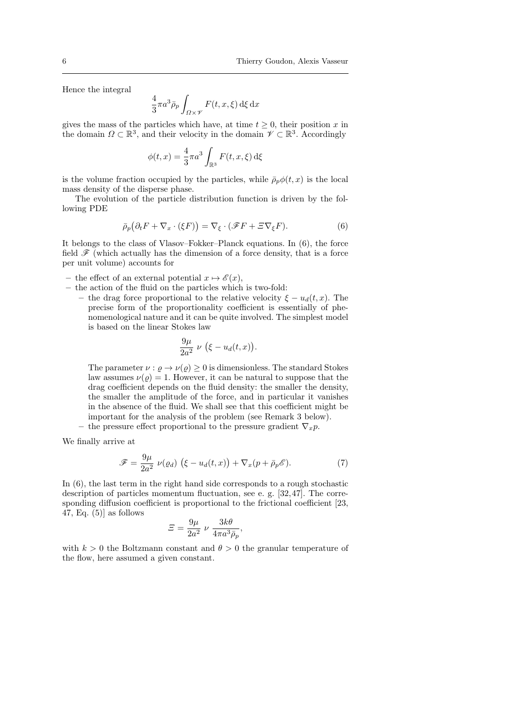Hence the integral

$$\frac{4}{3}\pi a^3 \bar{\rho}_p \int_{\Omega\times\mathscr{V}} F(t,x,\xi)\,\mathrm{d}\xi\,\mathrm{d}x$$

gives the mass of the particles which have, at time $t \geq 0$, their position $x$ in the domain $\Omega \subset \mathbb{R}^3$, and their velocity in the domain $\mathscr{V} \subset \mathbb{R}^3$. Accordingly

$$\phi(t,x) = \frac{4}{3}\pi a^3 \int_{\mathbb{R}^3} F(t,x,\xi)\,\mathrm{d}\xi$$

is the volume fraction occupied by the particles, while $\bar{\rho}_p \phi(t,x)$ is the local mass density of the disperse phase.

The evolution of the particle distribution function is driven by the following PDE

$$\bar{\rho}_p\big(\partial_t F + \nabla_x \cdot (\xi F)\big) = \nabla_\xi \cdot (\mathscr{F} F + \Xi \nabla_\xi F). \tag{6}$$

It belongs to the class of Vlasov–Fokker–Planck equations. In (6), the force field $\mathscr{F}$ (which actually has the dimension of a force density, that is a force per unit volume) accounts for

- the effect of an external potential $x \mapsto \mathscr{E}(x)$,
- the action of the fluid on the particles which is two-fold:
  - the drag force proportional to the relative velocity $\xi - u_d(t,x)$. The precise form of the proportionality coefficient is essentially of phenomenological nature and it can be quite involved. The simplest model is based on the linear Stokes law

    $$\frac{9\mu}{2a^2}\ \nu\ \big(\xi - u_d(t,x)\big).$$

    The parameter $\nu : \varrho \to \nu(\varrho) \geq 0$ is dimensionless. The standard Stokes law assumes $\nu(\varrho) = 1$. However, it can be natural to suppose that the drag coefficient depends on the fluid density: the smaller the density, the smaller the amplitude of the force, and in particular it vanishes in the absence of the fluid. We shall see that this coefficient might be important for the analysis of the problem (see Remark 3 below).
  - the pressure effect proportional to the pressure gradient $\nabla_x p$.

We finally arrive at

$$\mathscr{F} = \frac{9\mu}{2a^2}\ \nu(\varrho_d)\ \big(\xi - u_d(t,x)\big) + \nabla_x(p + \bar{\rho}_p \mathscr{E}). \tag{7}$$

In (6), the last term in the right hand side corresponds to a rough stochastic description of particles momentum fluctuation, see e. g. [32, 47]. The corresponding diffusion coefficient is proportional to the frictional coefficient [23, 47, Eq. (5)] as follows

$$\Xi = \frac{9\mu}{2a^2}\ \nu\ \frac{3k\theta}{4\pi a^3 \bar{\rho}_p},$$

with $k > 0$ the Boltzmann constant and $\theta > 0$ the granular temperature of the flow, here assumed a given constant.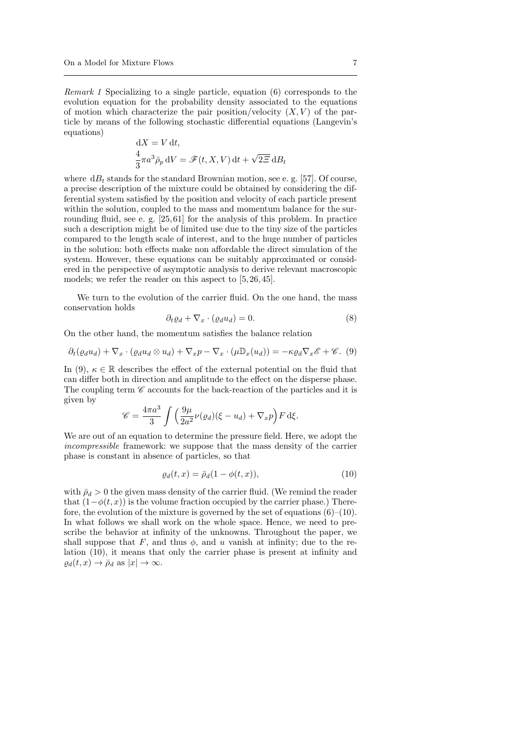*Remark 1* Specializing to a single particle, equation (6) corresponds to the evolution equation for the probability density associated to the equations of motion which characterize the pair position/velocity $(X, V)$ of the particle by means of the following stochastic differential equations (Langevin's equations)

$$
\begin{aligned}
&\mathrm{d}X = V\,\mathrm{d}t,\\
&\frac{4}{3}\pi a^3 \bar{\rho}_p\,\mathrm{d}V = \mathscr{F}(t, X, V)\,\mathrm{d}t + \sqrt{2\Xi}\,\mathrm{d}B_t
\end{aligned}
$$

where $\mathrm{d}B_t$ stands for the standard Brownian motion, see e. g. [57]. Of course, a precise description of the mixture could be obtained by considering the differential system satisfied by the position and velocity of each particle present within the solution, coupled to the mass and momentum balance for the surrounding fluid, see e. g. [25,61] for the analysis of this problem. In practice such a description might be of limited use due to the tiny size of the particles compared to the length scale of interest, and to the huge number of particles in the solution: both effects make non affordable the direct simulation of the system. However, these equations can be suitably approximated or considered in the perspective of asymptotic analysis to derive relevant macroscopic models; we refer the reader on this aspect to [5,26,45].

We turn to the evolution of the carrier fluid. On the one hand, the mass conservation holds

$$
\partial_t \varrho_d + \nabla_x \cdot (\varrho_d u_d) = 0. \tag{8}
$$

On the other hand, the momentum satisfies the balance relation

$$
\partial_t(\varrho_d u_d) + \nabla_x \cdot (\varrho_d u_d \otimes u_d) + \nabla_x p - \nabla_x \cdot (\mu \mathbb{D}_x(u_d)) = -\kappa \varrho_d \nabla_x \mathscr{E} + \mathscr{C}. \tag{9}
$$

In (9), $\kappa \in \mathbb{R}$ describes the effect of the external potential on the fluid that can differ both in direction and amplitude to the effect on the disperse phase. The coupling term $\mathscr{C}$ accounts for the back-reaction of the particles and it is given by

$$
\mathscr{C} = \frac{4\pi a^3}{3} \int \Big( \frac{9\mu}{2a^2} \nu(\varrho_d)(\xi - u_d) + \nabla_x p \Big) F \,\mathrm{d}\xi.
$$

We are out of an equation to determine the pressure field. Here, we adopt the *incompressible* framework: we suppose that the mass density of the carrier phase is constant in absence of particles, so that

$$
\varrho_d(t, x) = \bar{\rho}_d (1 - \phi(t, x)), \tag{10}
$$

with $\bar{\rho}_d > 0$ the given mass density of the carrier fluid. (We remind the reader that $(1-\phi(t, x))$ is the volume fraction occupied by the carrier phase.) Therefore, the evolution of the mixture is governed by the set of equations (6)–(10). In what follows we shall work on the whole space. Hence, we need to prescribe the behavior at infinity of the unknowns. Throughout the paper, we shall suppose that $F$, and thus $\phi$, and $u$ vanish at infinity; due to the relation (10), it means that only the carrier phase is present at infinity and $\varrho_d(t, x) \to \bar{\rho}_d$ as $|x| \to \infty$.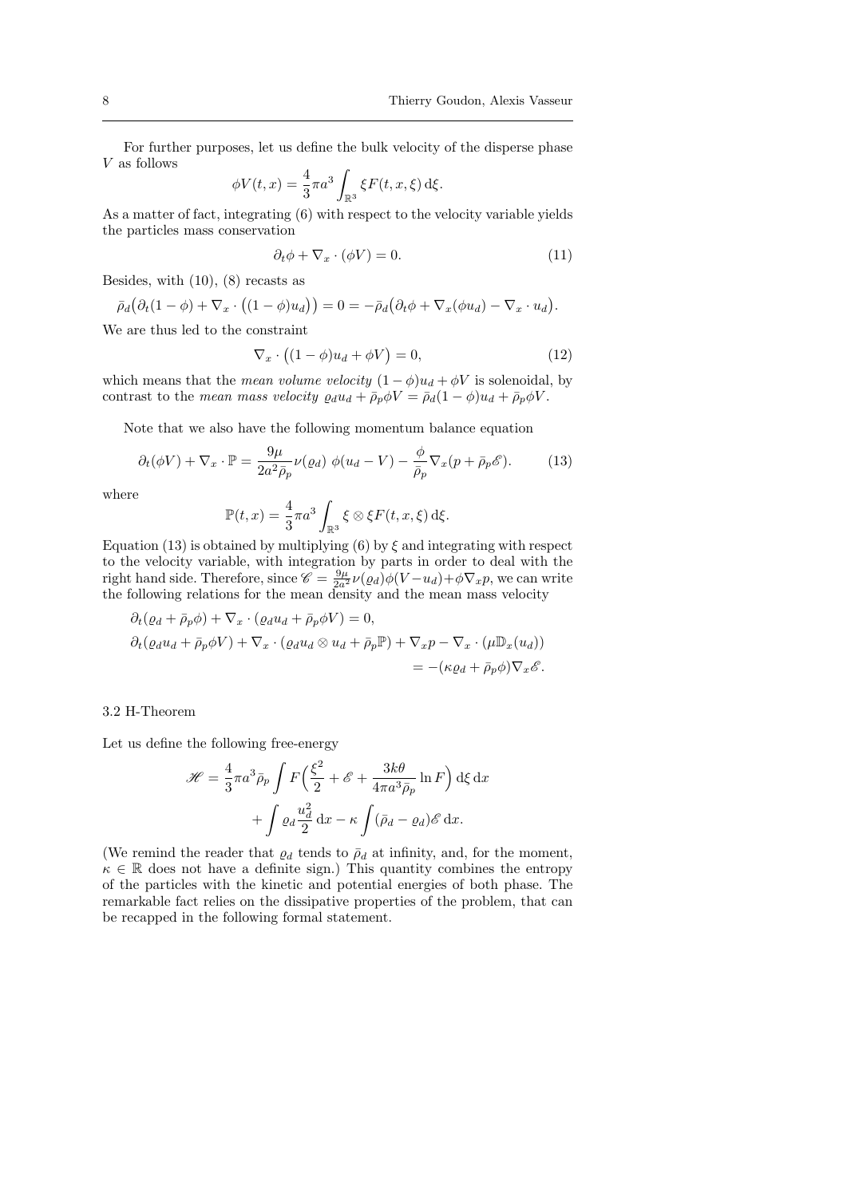For further purposes, let us define the bulk velocity of the disperse phase $V$ as follows

$$\phi V(t,x) = \frac{4}{3}\pi a^3 \int_{\mathbb{R}^3} \xi F(t,x,\xi)\,\mathrm{d}\xi.$$

As a matter of fact, integrating (6) with respect to the velocity variable yields the particles mass conservation

$$\partial_t \phi + \nabla_x \cdot (\phi V) = 0. \tag{11}$$

Besides, with (10), (8) recasts as

$$\bar{\rho}_d\big(\partial_t(1-\phi) + \nabla_x \cdot \big((1-\phi)u_d\big)\big) = 0 = -\bar{\rho}_d\big(\partial_t\phi + \nabla_x(\phi u_d) - \nabla_x \cdot u_d\big).$$

We are thus led to the constraint

$$\nabla_x \cdot \big((1-\phi)u_d + \phi V\big) = 0, \tag{12}$$

which means that the *mean volume velocity* $(1-\phi)u_d + \phi V$ is solenoidal, by contrast to the *mean mass velocity* $\varrho_d u_d + \bar{\rho}_p \phi V = \bar{\rho}_d(1-\phi)u_d + \bar{\rho}_p\phi V$.

Note that we also have the following momentum balance equation

$$\partial_t(\phi V) + \nabla_x \cdot \mathbb{P} = \frac{9\mu}{2a^2\bar{\rho}_p}\nu(\varrho_d)\ \phi(u_d - V) - \frac{\phi}{\bar{\rho}_p}\nabla_x(p + \bar{\rho}_p\mathscr{E}). \tag{13}$$

where

$$\mathbb{P}(t,x) = \frac{4}{3}\pi a^3 \int_{\mathbb{R}^3} \xi\otimes\xi F(t,x,\xi)\,\mathrm{d}\xi.$$

Equation (13) is obtained by multiplying (6) by $\xi$ and integrating with respect to the velocity variable, with integration by parts in order to deal with the right hand side. Therefore, since $\mathscr{C} = \frac{9\mu}{2a^2}\nu(\varrho_d)\phi(V-u_d) + \phi\nabla_x p$, we can write the following relations for the mean density and the mean mass velocity

$$\begin{aligned}
&\partial_t(\varrho_d + \bar{\rho}_p\phi) + \nabla_x \cdot (\varrho_d u_d + \bar{\rho}_p\phi V) = 0,\\
&\partial_t(\varrho_d u_d + \bar{\rho}_p\phi V) + \nabla_x \cdot (\varrho_d u_d \otimes u_d + \bar{\rho}_p\mathbb{P}) + \nabla_x p - \nabla_x \cdot (\mu\mathbb{D}_x(u_d))\\
&\qquad\qquad\qquad\qquad\qquad\qquad\qquad\qquad = -(\kappa\varrho_d + \bar{\rho}_p\phi)\nabla_x\mathscr{E}.
\end{aligned}$$

### 3.2 H-Theorem

Let us define the following free-energy

$$\begin{aligned}
\mathscr{H} = \frac{4}{3}\pi a^3\bar{\rho}_p \int F\Big(\frac{\xi^2}{2} + \mathscr{E} + \frac{3k\theta}{4\pi a^3\bar{\rho}_p}\ln F\Big)\,\mathrm{d}\xi\,\mathrm{d}x\\
+ \int \varrho_d\frac{u_d^2}{2}\,\mathrm{d}x - \kappa\int(\bar{\rho}_d - \varrho_d)\mathscr{E}\,\mathrm{d}x.
\end{aligned}$$

(We remind the reader that $\varrho_d$ tends to $\bar{\rho}_d$ at infinity, and, for the moment, $\kappa \in \mathbb{R}$ does not have a definite sign.) This quantity combines the entropy of the particles with the kinetic and potential energies of both phase. The remarkable fact relies on the dissipative properties of the problem, that can be recapped in the following formal statement.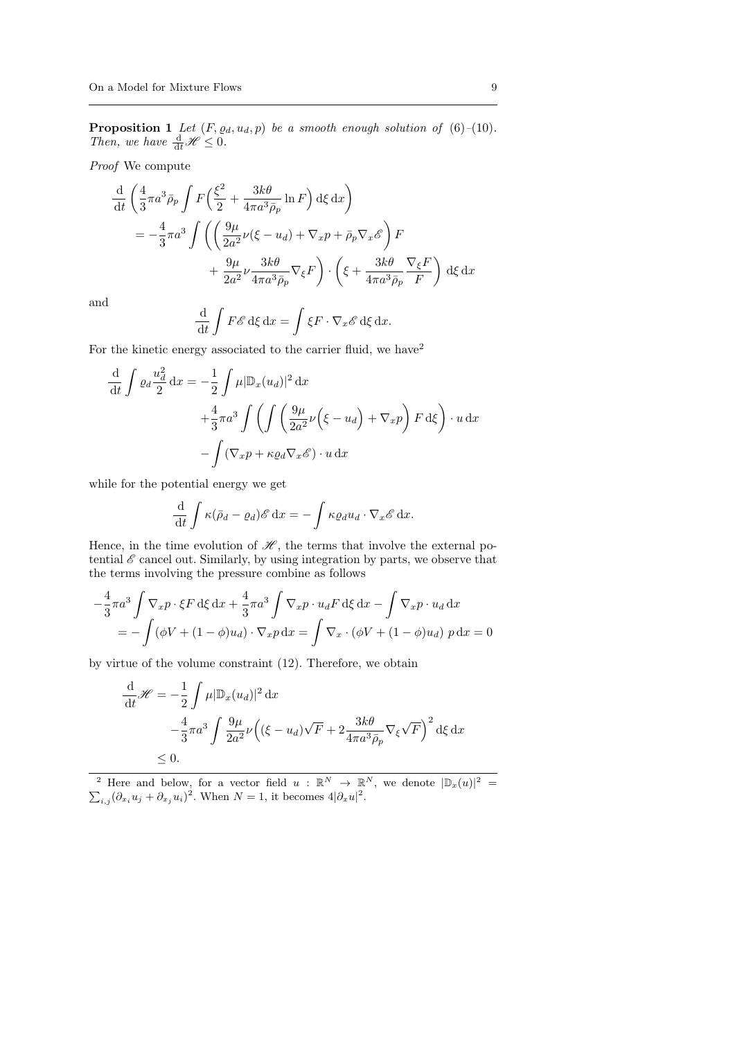**Proposition 1** *Let $(F, \varrho_d, u_d, p)$ be a smooth enough solution of (6)–(10). Then, we have $\frac{\mathrm{d}}{\mathrm{d}t}\mathscr{H} \leq 0$.*

*Proof* We compute

$$
\begin{aligned}
\frac{\mathrm{d}}{\mathrm{d}t}\left(\frac{4}{3}\pi a^3 \bar{\rho}_p \int F\Big(\frac{\xi^2}{2} + \frac{3k\theta}{4\pi a^3 \bar{\rho}_p}\ln F\Big)\,\mathrm{d}\xi\,\mathrm{d}x\right)
&= -\frac{4}{3}\pi a^3 \int \left(\left(\frac{9\mu}{2a^2}\nu(\xi - u_d) + \nabla_x p + \bar{\rho}_p \nabla_x \mathscr{E}\right)F \right. \\
&\qquad \left. + \frac{9\mu}{2a^2}\nu\frac{3k\theta}{4\pi a^3 \bar{\rho}_p}\nabla_\xi F\right)\cdot\left(\xi + \frac{3k\theta}{4\pi a^3\bar{\rho}_p}\frac{\nabla_\xi F}{F}\right)\,\mathrm{d}\xi\,\mathrm{d}x
\end{aligned}
$$

and

$$
\frac{\mathrm{d}}{\mathrm{d}t}\int F\mathscr{E}\,\mathrm{d}\xi\,\mathrm{d}x = \int \xi F\cdot\nabla_x\mathscr{E}\,\mathrm{d}\xi\,\mathrm{d}x.
$$

For the kinetic energy associated to the carrier fluid, we have[2]

$$
\begin{aligned}
\frac{\mathrm{d}}{\mathrm{d}t}\int \varrho_d\frac{u_d^2}{2}\,\mathrm{d}x = &-\frac{1}{2}\int \mu|\mathbb{D}_x(u_d)|^2\,\mathrm{d}x \\
&+\frac{4}{3}\pi a^3\int\left(\int\left(\frac{9\mu}{2a^2}\nu\Big(\xi - u_d\Big) + \nabla_x p\right)F\,\mathrm{d}\xi\right)\cdot u\,\mathrm{d}x \\
&-\int(\nabla_x p + \kappa\varrho_d\nabla_x\mathscr{E})\cdot u\,\mathrm{d}x
\end{aligned}
$$

while for the potential energy we get

$$
\frac{\mathrm{d}}{\mathrm{d}t}\int\kappa(\bar{\rho}_d - \varrho_d)\mathscr{E}\,\mathrm{d}x = -\int\kappa\varrho_d u_d\cdot\nabla_x\mathscr{E}\,\mathrm{d}x.
$$

Hence, in the time evolution of $\mathscr{H}$, the terms that involve the external potential $\mathscr{E}$ cancel out. Similarly, by using integration by parts, we observe that the terms involving the pressure combine as follows

$$
\begin{aligned}
&-\frac{4}{3}\pi a^3\int\nabla_x p\cdot\xi F\,\mathrm{d}\xi\,\mathrm{d}x + \frac{4}{3}\pi a^3\int\nabla_x p\cdot u_d F\,\mathrm{d}\xi\,\mathrm{d}x - \int\nabla_x p\cdot u_d\,\mathrm{d}x \\
&\quad = -\int(\phi V + (1-\phi)u_d)\cdot\nabla_x p\,\mathrm{d}x = \int\nabla_x\cdot(\phi V + (1-\phi)u_d)\;p\,\mathrm{d}x = 0
\end{aligned}
$$

by virtue of the volume constraint (12). Therefore, we obtain

$$
\begin{aligned}
\frac{\mathrm{d}}{\mathrm{d}t}\mathscr{H} &= -\frac{1}{2}\int\mu|\mathbb{D}_x(u_d)|^2\,\mathrm{d}x \\
&\quad -\frac{4}{3}\pi a^3\int\frac{9\mu}{2a^2}\nu\Big((\xi - u_d)\sqrt{F} + 2\frac{3k\theta}{4\pi a^3\bar{\rho}_p}\nabla_\xi\sqrt{F}\Big)^2\,\mathrm{d}\xi\,\mathrm{d}x \\
&\leq 0.
\end{aligned}
$$

[2] Here and below, for a vector field $u : \mathbb{R}^N \to \mathbb{R}^N$, we denote $|\mathbb{D}_x(u)|^2 = \sum_{i,j}(\partial_{x_i}u_j + \partial_{x_j}u_i)^2$. When $N = 1$, it becomes $4|\partial_x u|^2$.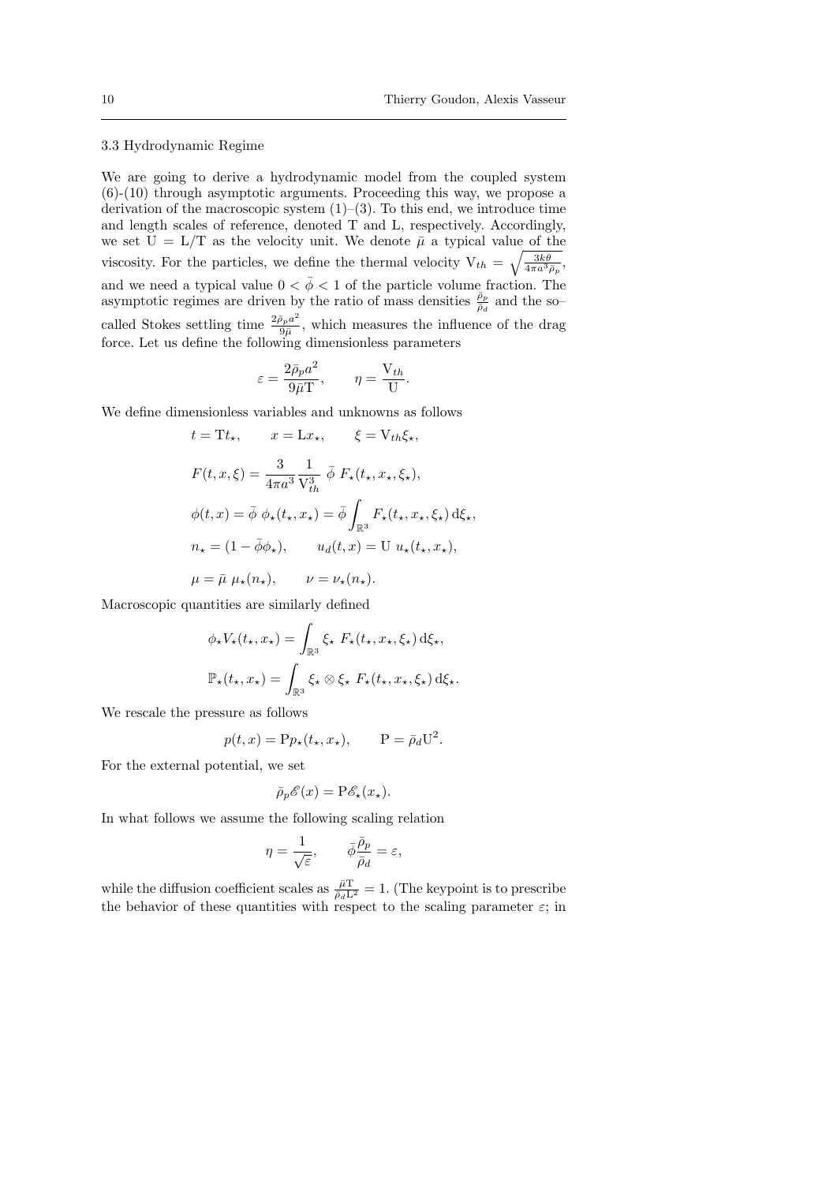### 3.3 Hydrodynamic Regime

We are going to derive a hydrodynamic model from the coupled system (6)-(10) through asymptotic arguments. Proceeding this way, we propose a derivation of the macroscopic system (1)–(3). To this end, we introduce time and length scales of reference, denoted T and L, respectively. Accordingly, we set $\mathrm{U} = \mathrm{L}/\mathrm{T}$ as the velocity unit. We denote $\bar{\mu}$ a typical value of the viscosity. For the particles, we define the thermal velocity $\mathrm{V}_{th} = \sqrt{\frac{3k\theta}{4\pi a^3 \bar{\rho}_p}}$, and we need a typical value $0 < \bar{\phi} < 1$ of the particle volume fraction. The asymptotic regimes are driven by the ratio of mass densities $\frac{\bar{\rho}_p}{\bar{\rho}_d}$ and the so–called Stokes settling time $\frac{2\bar{\rho}_p a^2}{9\bar{\mu}}$, which measures the influence of the drag force. Let us define the following dimensionless parameters

$$\varepsilon = \frac{2\bar{\rho}_p a^2}{9\bar{\mu}\mathrm{T}}, \qquad \eta = \frac{\mathrm{V}_{th}}{\mathrm{U}}.$$

We define dimensionless variables and unknowns as follows

$$t = \mathrm{T}t_\star, \qquad x = \mathrm{L}x_\star, \qquad \xi = \mathrm{V}_{th}\xi_\star,$$

$$F(t,x,\xi) = \frac{3}{4\pi a^3}\frac{1}{\mathrm{V}_{th}^3}\ \bar{\phi}\ F_\star(t_\star, x_\star, \xi_\star),$$

$$\phi(t,x) = \bar{\phi}\ \phi_\star(t_\star, x_\star) = \bar{\phi}\int_{\mathbb{R}^3} F_\star(t_\star, x_\star, \xi_\star)\,\mathrm{d}\xi_\star,$$

$$n_\star = (1 - \bar{\phi}\phi_\star), \qquad u_d(t,x) = \mathrm{U}\ u_\star(t_\star, x_\star),$$

$$\mu = \bar{\mu}\ \mu_\star(n_\star), \qquad \nu = \nu_\star(n_\star).$$

Macroscopic quantities are similarly defined

$$\phi_\star V_\star(t_\star, x_\star) = \int_{\mathbb{R}^3} \xi_\star\ F_\star(t_\star, x_\star, \xi_\star)\,\mathrm{d}\xi_\star,$$

$$\mathbb{P}_\star(t_\star, x_\star) = \int_{\mathbb{R}^3} \xi_\star \otimes \xi_\star\ F_\star(t_\star, x_\star, \xi_\star)\,\mathrm{d}\xi_\star.$$

We rescale the pressure as follows

$$p(t,x) = \mathrm{P}p_\star(t_\star, x_\star), \qquad \mathrm{P} = \bar{\rho}_d\mathrm{U}^2.$$

For the external potential, we set

$$\bar{\rho}_p\mathscr{E}(x) = \mathrm{P}\mathscr{E}_\star(x_\star).$$

In what follows we assume the following scaling relation

$$\eta = \frac{1}{\sqrt{\varepsilon}}, \qquad \bar{\phi}\frac{\bar{\rho}_p}{\bar{\rho}_d} = \varepsilon,$$

while the diffusion coefficient scales as $\frac{\bar{\mu}\mathrm{T}}{\bar{\rho}_d\mathrm{L}^2} = 1$. (The keypoint is to prescribe the behavior of these quantities with respect to the scaling parameter $\varepsilon$; in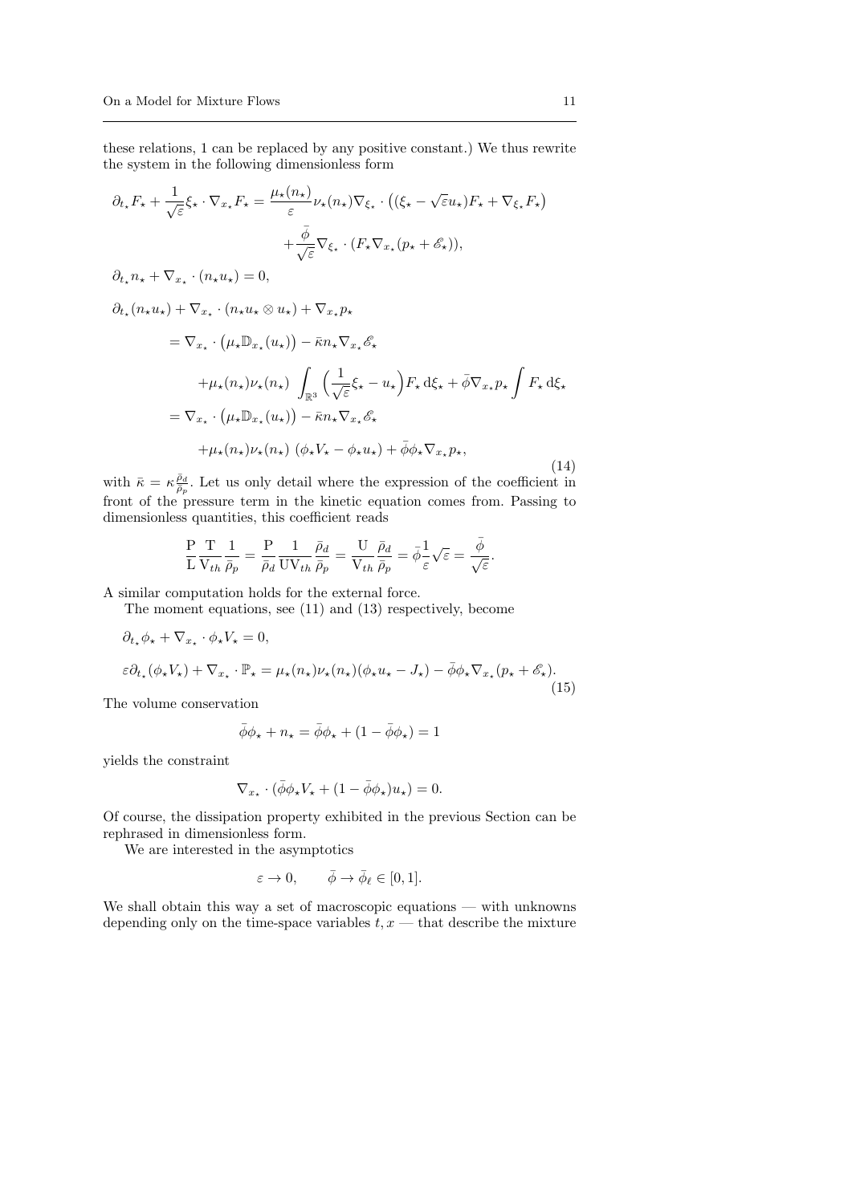these relations, 1 can be replaced by any positive constant.) We thus rewrite the system in the following dimensionless form

$$
\begin{aligned}
&\partial_{t_\star} F_\star + \frac{1}{\sqrt{\varepsilon}} \xi_\star \cdot \nabla_{x_\star} F_\star = \frac{\mu_\star(n_\star)}{\varepsilon} \nu_\star(n_\star) \nabla_{\xi_\star} \cdot \big( (\xi_\star - \sqrt{\varepsilon} u_\star) F_\star + \nabla_{\xi_\star} F_\star \big) \\
&\qquad\qquad\qquad\qquad + \frac{\bar{\phi}}{\sqrt{\varepsilon}} \nabla_{\xi_\star} \cdot (F_\star \nabla_{x_\star} (p_\star + \mathscr{E}_\star)), \\
&\partial_{t_\star} n_\star + \nabla_{x_\star} \cdot (n_\star u_\star) = 0, \\
&\partial_{t_\star} (n_\star u_\star) + \nabla_{x_\star} \cdot (n_\star u_\star \otimes u_\star) + \nabla_{x_\star} p_\star \\
&\quad = \nabla_{x_\star} \cdot \big( \mu_\star \mathbb{D}_{x_\star}(u_\star) \big) - \bar{\kappa} n_\star \nabla_{x_\star} \mathscr{E}_\star \\
&\qquad + \mu_\star(n_\star) \nu_\star(n_\star) \int_{\mathbb{R}^3} \Big( \frac{1}{\sqrt{\varepsilon}} \xi_\star - u_\star \Big) F_\star \, \mathrm{d}\xi_\star + \bar{\phi} \nabla_{x_\star} p_\star \int F_\star \, \mathrm{d}\xi_\star \\
&\quad = \nabla_{x_\star} \cdot \big( \mu_\star \mathbb{D}_{x_\star}(u_\star) \big) - \bar{\kappa} n_\star \nabla_{x_\star} \mathscr{E}_\star \\
&\qquad + \mu_\star(n_\star) \nu_\star(n_\star) \, (\phi_\star V_\star - \phi_\star u_\star) + \bar{\phi} \phi_\star \nabla_{x_\star} p_\star,
\end{aligned}
\tag{14}
$$

with $\bar{\kappa} = \kappa \frac{\bar{\rho}_d}{\bar{\rho}_p}$. Let us only detail where the expression of the coefficient in front of the pressure term in the kinetic equation comes from. Passing to dimensionless quantities, this coefficient reads

$$
\frac{\mathrm{P}}{\mathrm{L}} \frac{\mathrm{T}}{\mathrm{V}_{th}} \frac{1}{\bar{\rho}_p} = \frac{\mathrm{P}}{\bar{\rho}_d} \frac{1}{\mathrm{U}\mathrm{V}_{th}} \frac{\bar{\rho}_d}{\bar{\rho}_p} = \frac{\mathrm{U}}{\mathrm{V}_{th}} \frac{\bar{\rho}_d}{\bar{\rho}_p} = \bar{\phi} \frac{1}{\varepsilon} \sqrt{\varepsilon} = \frac{\bar{\phi}}{\sqrt{\varepsilon}}.
$$

A similar computation holds for the external force.

The moment equations, see (11) and (13) respectively, become

$$
\begin{aligned}
&\partial_{t_\star} \phi_\star + \nabla_{x_\star} \cdot \phi_\star V_\star = 0, \\
&\varepsilon \partial_{t_\star} (\phi_\star V_\star) + \nabla_{x_\star} \cdot \mathbb{P}_\star = \mu_\star(n_\star) \nu_\star(n_\star) (\phi_\star u_\star - J_\star) - \bar{\phi} \phi_\star \nabla_{x_\star} (p_\star + \mathscr{E}_\star).
\end{aligned}
\tag{15}
$$

The volume conservation

$$
\bar{\phi} \phi_\star + n_\star = \bar{\phi} \phi_\star + (1 - \bar{\phi} \phi_\star) = 1
$$

yields the constraint

$$
\nabla_{x_\star} \cdot (\bar{\phi} \phi_\star V_\star + (1 - \bar{\phi} \phi_\star) u_\star) = 0.
$$

Of course, the dissipation property exhibited in the previous Section can be rephrased in dimensionless form.

We are interested in the asymptotics

$$
\varepsilon \to 0, \qquad \bar{\phi} \to \bar{\phi}_\ell \in [0, 1].
$$

We shall obtain this way a set of macroscopic equations — with unknowns depending only on the time-space variables $t, x$ — that describe the mixture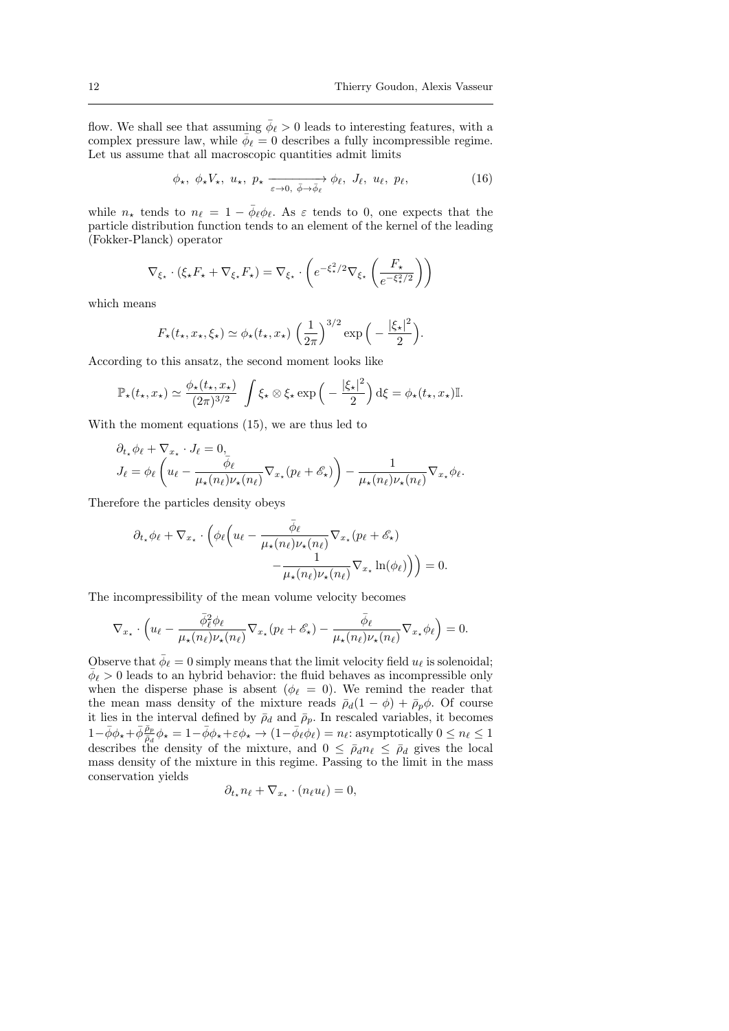flow. We shall see that assuming $\bar{\phi}_\ell > 0$ leads to interesting features, with a complex pressure law, while $\bar{\phi}_\ell = 0$ describes a fully incompressible regime. Let us assume that all macroscopic quantities admit limits

$$\phi_\star,\ \phi_\star V_\star,\ u_\star,\ p_\star \xrightarrow[\varepsilon\to 0,\ \bar{\phi}\to\bar{\phi}_\ell]{} \phi_\ell,\ J_\ell,\ u_\ell,\ p_\ell, \tag{16}$$

while $n_\star$ tends to $n_\ell = 1 - \bar{\phi}_\ell \phi_\ell$. As $\varepsilon$ tends to 0, one expects that the particle distribution function tends to an element of the kernel of the leading (Fokker-Planck) operator

$$\nabla_{\xi_\star} \cdot (\xi_\star F_\star + \nabla_{\xi_\star} F_\star) = \nabla_{\xi_\star} \cdot \left( e^{-\xi_\star^2/2} \nabla_{\xi_\star} \left( \frac{F_\star}{e^{-\xi_\star^2/2}} \right) \right)$$

which means

$$F_\star(t_\star, x_\star, \xi_\star) \simeq \phi_\star(t_\star, x_\star) \left( \frac{1}{2\pi} \right)^{3/2} \exp\Big( - \frac{|\xi_\star|^2}{2} \Big).$$

According to this ansatz, the second moment looks like

$$\mathbb{P}_\star(t_\star, x_\star) \simeq \frac{\phi_\star(t_\star, x_\star)}{(2\pi)^{3/2}} \int \xi_\star \otimes \xi_\star \exp\Big( - \frac{|\xi_\star|^2}{2} \Big)\, \mathrm{d}\xi = \phi_\star(t_\star, x_\star) \mathbb{I}.$$

With the moment equations (15), we are thus led to

$$\begin{aligned}
&\partial_{t_\star} \phi_\ell + \nabla_{x_\star} \cdot J_\ell = 0, \\
&J_\ell = \phi_\ell \left( u_\ell - \frac{\bar{\phi}_\ell}{\mu_\star(n_\ell)\nu_\star(n_\ell)} \nabla_{x_\star} (p_\ell + \mathscr{E}_\star) \right) - \frac{1}{\mu_\star(n_\ell)\nu_\star(n_\ell)} \nabla_{x_\star} \phi_\ell.
\end{aligned}$$

Therefore the particles density obeys

$$\partial_{t_\star} \phi_\ell + \nabla_{x_\star} \cdot \Big( \phi_\ell \Big( u_\ell - \frac{\bar{\phi}_\ell}{\mu_\star(n_\ell)\nu_\star(n_\ell)} \nabla_{x_\star} (p_\ell + \mathscr{E}_\star) - \frac{1}{\mu_\star(n_\ell)\nu_\star(n_\ell)} \nabla_{x_\star} \ln(\phi_\ell) \Big) \Big) = 0.$$

The incompressibility of the mean volume velocity becomes

$$\nabla_{x_\star} \cdot \Big( u_\ell - \frac{\bar{\phi}_\ell^2 \phi_\ell}{\mu_\star(n_\ell)\nu_\star(n_\ell)} \nabla_{x_\star} (p_\ell + \mathscr{E}_\star) - \frac{\bar{\phi}_\ell}{\mu_\star(n_\ell)\nu_\star(n_\ell)} \nabla_{x_\star} \phi_\ell \Big) = 0.$$

Observe that $\bar{\phi}_\ell = 0$ simply means that the limit velocity field $u_\ell$ is solenoidal; $\bar{\phi}_\ell > 0$ leads to an hybrid behavior: the fluid behaves as incompressible only when the disperse phase is absent ($\phi_\ell = 0$). We remind the reader that the mean mass density of the mixture reads $\bar{\rho}_d(1 - \phi) + \bar{\rho}_p \phi$. Of course it lies in the interval defined by $\bar{\rho}_d$ and $\bar{\rho}_p$. In rescaled variables, it becomes $1 - \bar{\phi}\phi_\star + \bar{\phi}\frac{\bar{\rho}_p}{\bar{\rho}_d}\phi_\star = 1 - \bar{\phi}\phi_\star + \varepsilon\phi_\star \to (1 - \bar{\phi}_\ell \phi_\ell) = n_\ell$: asymptotically $0 \le n_\ell \le 1$ describes the density of the mixture, and $0 \le \bar{\rho}_d n_\ell \le \bar{\rho}_d$ gives the local mass density of the mixture in this regime. Passing to the limit in the mass conservation yields

$$\partial_{t_\star} n_\ell + \nabla_{x_\star} \cdot (n_\ell u_\ell) = 0,$$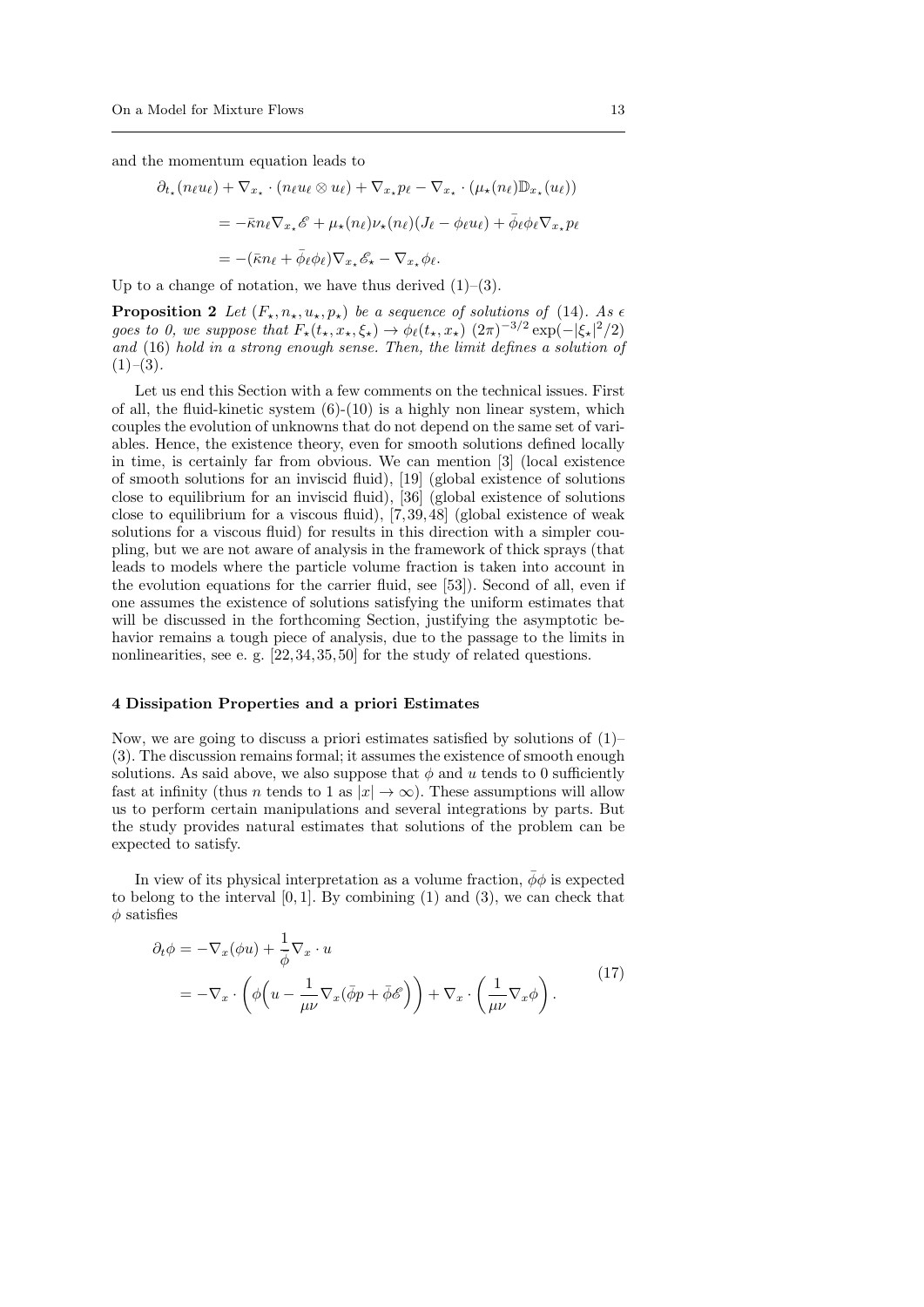and the momentum equation leads to

$$
\begin{aligned}
\partial_{t_\star}(n_\ell u_\ell) + \nabla_{x_\star} \cdot (n_\ell u_\ell \otimes u_\ell) + \nabla_{x_\star} p_\ell - \nabla_{x_\star} \cdot (\mu_\star(n_\ell)\mathbb{D}_{x_\star}(u_\ell)) \\
= -\bar{\kappa} n_\ell \nabla_{x_\star} \mathscr{E} + \mu_\star(n_\ell)\nu_\star(n_\ell)(J_\ell - \phi_\ell u_\ell) + \bar{\phi}_\ell \phi_\ell \nabla_{x_\star} p_\ell \\
= -(\bar{\kappa} n_\ell + \bar{\phi}_\ell \phi_\ell) \nabla_{x_\star} \mathscr{E}_\star - \nabla_{x_\star} \phi_\ell.
\end{aligned}
$$

Up to a change of notation, we have thus derived (1)–(3).

**Proposition 2** *Let $(F_\star, n_\star, u_\star, p_\star)$ be a sequence of solutions of* (14)*. As $\epsilon$ goes to 0, we suppose that $F_\star(t_\star, x_\star, \xi_\star) \to \phi_\ell(t_\star, x_\star)\ (2\pi)^{-3/2} \exp(-|\xi_\star|^2/2)$ and* (16) *hold in a strong enough sense. Then, the limit defines a solution of* (1)*–*(3)*.*

Let us end this Section with a few comments on the technical issues. First of all, the fluid-kinetic system (6)-(10) is a highly non linear system, which couples the evolution of unknowns that do not depend on the same set of variables. Hence, the existence theory, even for smooth solutions defined locally in time, is certainly far from obvious. We can mention [3] (local existence of smooth solutions for an inviscid fluid), [19] (global existence of solutions close to equilibrium for an inviscid fluid), [36] (global existence of solutions close to equilibrium for a viscous fluid), [7,39,48] (global existence of weak solutions for a viscous fluid) for results in this direction with a simpler coupling, but we are not aware of analysis in the framework of thick sprays (that leads to models where the particle volume fraction is taken into account in the evolution equations for the carrier fluid, see [53]). Second of all, even if one assumes the existence of solutions satisfying the uniform estimates that will be discussed in the forthcoming Section, justifying the asymptotic behavior remains a tough piece of analysis, due to the passage to the limits in nonlinearities, see e. g. [22,34,35,50] for the study of related questions.

## 4 Dissipation Properties and a priori Estimates

Now, we are going to discuss a priori estimates satisfied by solutions of (1)–(3). The discussion remains formal; it assumes the existence of smooth enough solutions. As said above, we also suppose that $\phi$ and $u$ tends to 0 sufficiently fast at infinity (thus $n$ tends to 1 as $|x| \to \infty$). These assumptions will allow us to perform certain manipulations and several integrations by parts. But the study provides natural estimates that solutions of the problem can be expected to satisfy.

In view of its physical interpretation as a volume fraction, $\bar{\phi}\phi$ is expected to belong to the interval $[0,1]$. By combining (1) and (3), we can check that $\phi$ satisfies

$$
\begin{aligned}
\partial_t \phi &= -\nabla_x(\phi u) + \frac{1}{\bar{\phi}} \nabla_x \cdot u \\
&= -\nabla_x \cdot \left( \phi \Big( u - \frac{1}{\mu\nu} \nabla_x (\bar{\phi} p + \bar{\phi} \mathscr{E}) \Big) \right) + \nabla_x \cdot \left( \frac{1}{\mu\nu} \nabla_x \phi \right).
\end{aligned}
\tag{17}
$$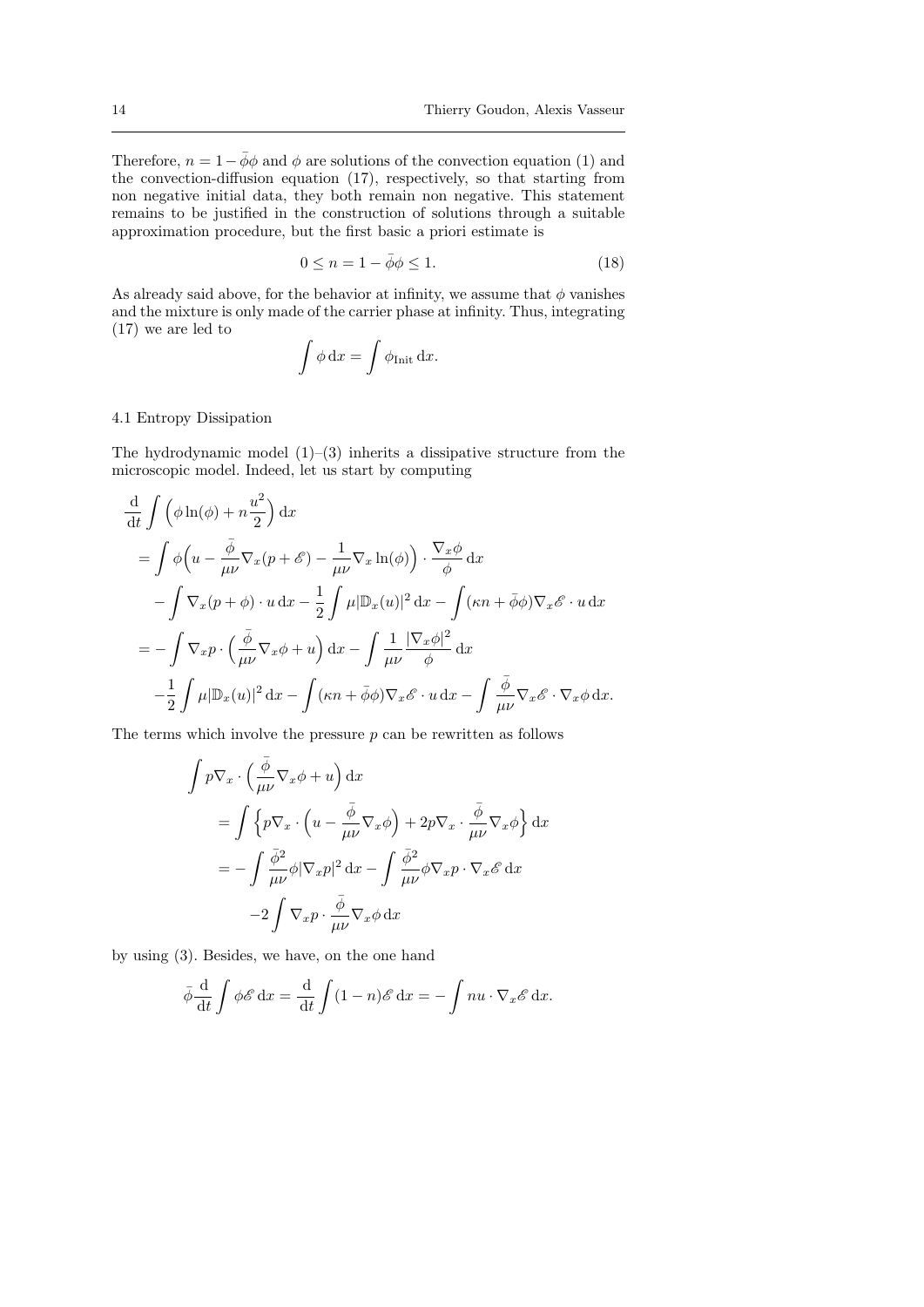Therefore, $n = 1 - \bar{\phi}\phi$ and $\phi$ are solutions of the convection equation (1) and the convection-diffusion equation (17), respectively, so that starting from non negative initial data, they both remain non negative. This statement remains to be justified in the construction of solutions through a suitable approximation procedure, but the first basic a priori estimate is

$$0 \leq n = 1 - \bar{\phi}\phi \leq 1. \tag{18}$$

As already said above, for the behavior at infinity, we assume that $\phi$ vanishes and the mixture is only made of the carrier phase at infinity. Thus, integrating (17) we are led to

$$\int \phi \, \mathrm{d}x = \int \phi_{\mathrm{Init}} \, \mathrm{d}x.$$

### 4.1 Entropy Dissipation

The hydrodynamic model (1)–(3) inherits a dissipative structure from the microscopic model. Indeed, let us start by computing

$$\begin{aligned}
&\frac{\mathrm{d}}{\mathrm{d}t} \int \Big( \phi \ln(\phi) + n \frac{u^2}{2} \Big) \, \mathrm{d}x \\
&= \int \phi \Big( u - \frac{\bar{\phi}}{\mu\nu} \nabla_x (p + \mathscr{E}) - \frac{1}{\mu\nu} \nabla_x \ln(\phi) \Big) \cdot \frac{\nabla_x \phi}{\phi} \, \mathrm{d}x \\
&\quad - \int \nabla_x (p + \phi) \cdot u \, \mathrm{d}x - \frac{1}{2} \int \mu |\mathbb{D}_x(u)|^2 \, \mathrm{d}x - \int (\kappa n + \bar{\phi}\phi) \nabla_x \mathscr{E} \cdot u \, \mathrm{d}x \\
&= - \int \nabla_x p \cdot \Big( \frac{\bar{\phi}}{\mu\nu} \nabla_x \phi + u \Big) \, \mathrm{d}x - \int \frac{1}{\mu\nu} \frac{|\nabla_x \phi|^2}{\phi} \, \mathrm{d}x \\
&\quad - \frac{1}{2} \int \mu |\mathbb{D}_x(u)|^2 \, \mathrm{d}x - \int (\kappa n + \bar{\phi}\phi) \nabla_x \mathscr{E} \cdot u \, \mathrm{d}x - \int \frac{\bar{\phi}}{\mu\nu} \nabla_x \mathscr{E} \cdot \nabla_x \phi \, \mathrm{d}x.
\end{aligned}$$

The terms which involve the pressure $p$ can be rewritten as follows

$$\begin{aligned}
&\int p \nabla_x \cdot \Big( \frac{\bar{\phi}}{\mu\nu} \nabla_x \phi + u \Big) \, \mathrm{d}x \\
&\quad = \int \Big\{ p \nabla_x \cdot \Big( u - \frac{\bar{\phi}}{\mu\nu} \nabla_x \phi \Big) + 2 p \nabla_x \cdot \frac{\bar{\phi}}{\mu\nu} \nabla_x \phi \Big\} \, \mathrm{d}x \\
&\quad = - \int \frac{\bar{\phi}^2}{\mu\nu} \phi |\nabla_x p|^2 \, \mathrm{d}x - \int \frac{\bar{\phi}^2}{\mu\nu} \phi \nabla_x p \cdot \nabla_x \mathscr{E} \, \mathrm{d}x \\
&\qquad - 2 \int \nabla_x p \cdot \frac{\bar{\phi}}{\mu\nu} \nabla_x \phi \, \mathrm{d}x
\end{aligned}$$

by using (3). Besides, we have, on the one hand

$$\bar{\phi} \frac{\mathrm{d}}{\mathrm{d}t} \int \phi \mathscr{E} \, \mathrm{d}x = \frac{\mathrm{d}}{\mathrm{d}t} \int (1 - n) \mathscr{E} \, \mathrm{d}x = - \int n u \cdot \nabla_x \mathscr{E} \, \mathrm{d}x.$$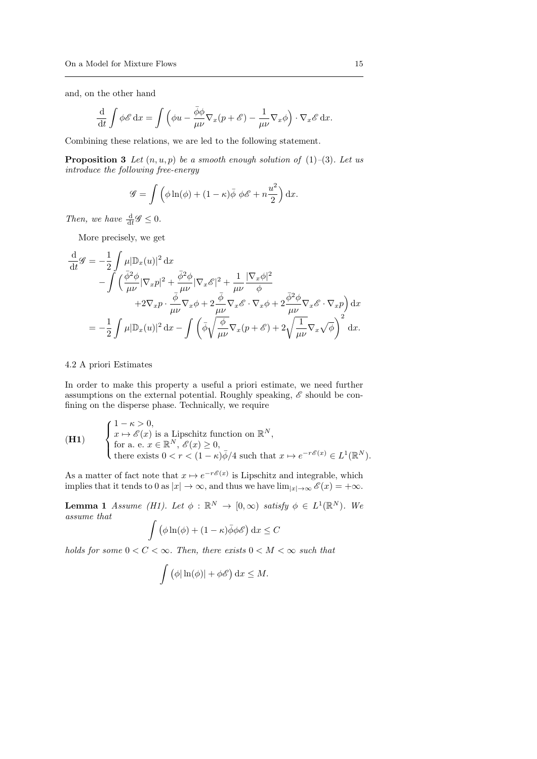and, on the other hand

$$\frac{\mathrm{d}}{\mathrm{d}t}\int \phi \mathscr{E}\,\mathrm{d}x = \int \Big(\phi u - \frac{\bar{\phi}\phi}{\mu\nu}\nabla_x(p+\mathscr{E}) - \frac{1}{\mu\nu}\nabla_x\phi\Big)\cdot\nabla_x\mathscr{E}\,\mathrm{d}x.$$

Combining these relations, we are led to the following statement.

**Proposition 3** *Let $(n,u,p)$ be a smooth enough solution of (1)–(3). Let us introduce the following free-energy*

$$\mathscr{G} = \int \Big(\phi\ln(\phi) + (1-\kappa)\bar{\phi}\;\phi\mathscr{E} + n\frac{u^2}{2}\Big)\,\mathrm{d}x.$$

*Then, we have $\frac{\mathrm{d}}{\mathrm{d}t}\mathscr{G}\le 0$.*

More precisely, we get

$$\begin{aligned}
\frac{\mathrm{d}}{\mathrm{d}t}\mathscr{G} &= -\frac{1}{2}\int \mu|\mathbb{D}_x(u)|^2\,\mathrm{d}x \\
&\quad -\int \Big(\frac{\bar{\phi}^2\phi}{\mu\nu}|\nabla_x p|^2 + \frac{\bar{\phi}^2\phi}{\mu\nu}|\nabla_x\mathscr{E}|^2 + \frac{1}{\mu\nu}\frac{|\nabla_x\phi|^2}{\phi} \\
&\qquad\quad + 2\nabla_x p\cdot\frac{\bar{\phi}}{\mu\nu}\nabla_x\phi + 2\frac{\bar{\phi}}{\mu\nu}\nabla_x\mathscr{E}\cdot\nabla_x\phi + 2\frac{\bar{\phi}^2\phi}{\mu\nu}\nabla_x\mathscr{E}\cdot\nabla_x p\Big)\,\mathrm{d}x \\
&= -\frac{1}{2}\int \mu|\mathbb{D}_x(u)|^2\,\mathrm{d}x - \int\Big(\bar{\phi}\sqrt{\frac{\phi}{\mu\nu}}\nabla_x(p+\mathscr{E}) + 2\sqrt{\frac{1}{\mu\nu}}\nabla_x\sqrt{\phi}\Big)^2\,\mathrm{d}x.
\end{aligned}$$

### 4.2 A priori Estimates

In order to make this property a useful a priori estimate, we need further assumptions on the external potential. Roughly speaking, $\mathscr{E}$ should be confining on the disperse phase. Technically, we require

$$(\mathbf{H1})\qquad \begin{cases} 1-\kappa > 0, \\ x\mapsto \mathscr{E}(x) \text{ is a Lipschitz function on } \mathbb{R}^N, \\ \text{for a. e. } x\in\mathbb{R}^N,\ \mathscr{E}(x)\ge 0, \\ \text{there exists } 0<r<(1-\kappa)\bar{\phi}/4 \text{ such that } x\mapsto e^{-r\mathscr{E}(x)}\in L^1(\mathbb{R}^N). \end{cases}$$

As a matter of fact note that $x\mapsto e^{-r\mathscr{E}(x)}$ is Lipschitz and integrable, which implies that it tends to 0 as $|x|\to\infty$, and thus we have $\lim_{|x|\to\infty}\mathscr{E}(x) = +\infty$.

**Lemma 1** *Assume (H1). Let $\phi:\mathbb{R}^N\to[0,\infty)$ satisfy $\phi\in L^1(\mathbb{R}^N)$. We assume that*

$$\int \big(\phi\ln(\phi) + (1-\kappa)\bar{\phi}\phi\mathscr{E}\big)\,\mathrm{d}x \le C$$

*holds for some $0<C<\infty$. Then, there exists $0<M<\infty$ such that*

$$\int \big(\phi|\ln(\phi)| + \phi\mathscr{E}\big)\,\mathrm{d}x \le M.$$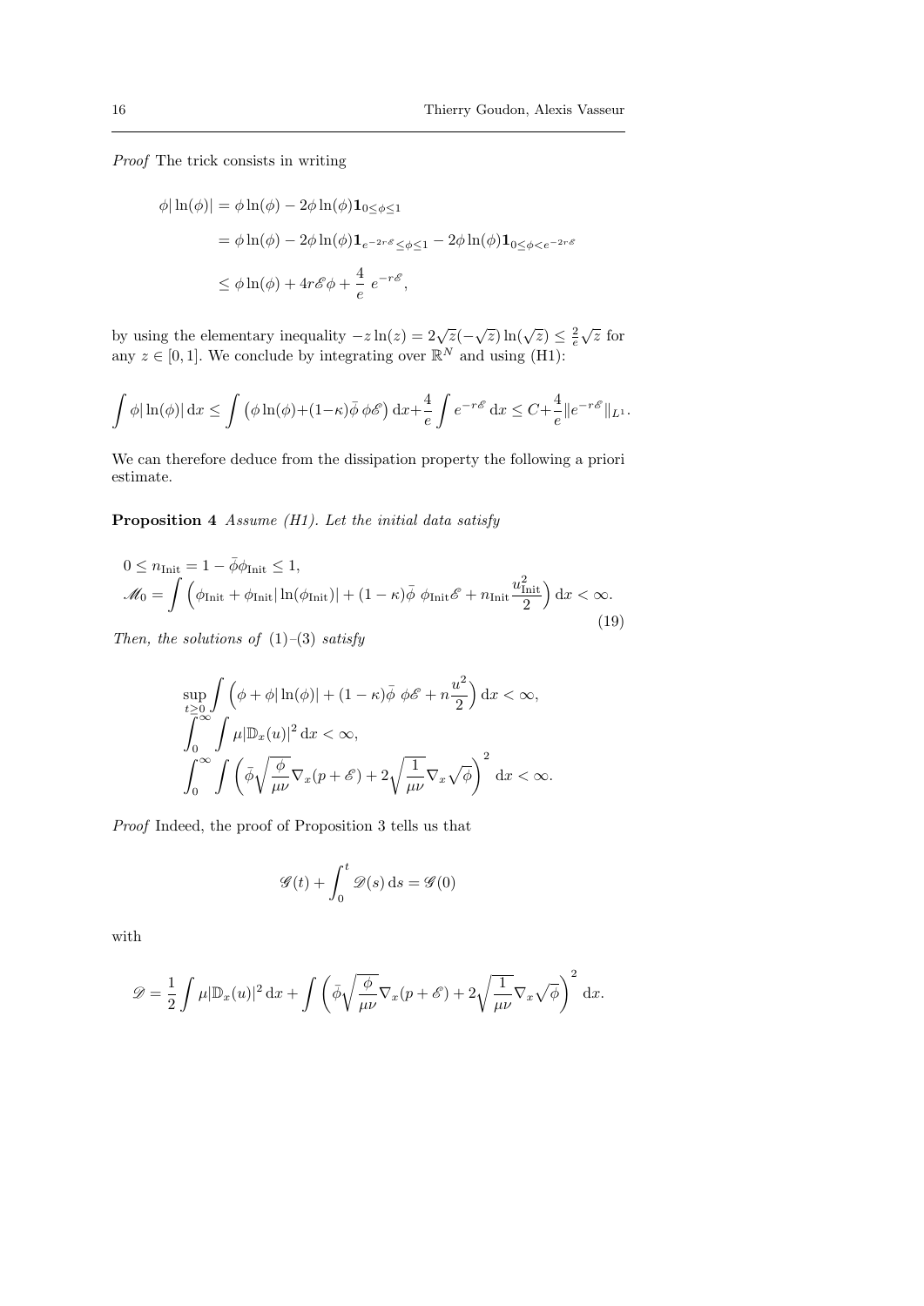*Proof* The trick consists in writing

$$
\begin{aligned}
\phi|\ln(\phi)| &= \phi\ln(\phi) - 2\phi\ln(\phi)\mathbf{1}_{0\le\phi\le 1} \\
&= \phi\ln(\phi) - 2\phi\ln(\phi)\mathbf{1}_{e^{-2r\mathscr{E}}\le\phi\le 1} - 2\phi\ln(\phi)\mathbf{1}_{0\le\phi< e^{-2r\mathscr{E}}} \\
&\le \phi\ln(\phi) + 4r\mathscr{E}\phi + \frac{4}{e}\ e^{-r\mathscr{E}},
\end{aligned}
$$

by using the elementary inequality $-z\ln(z) = 2\sqrt{z}(-\sqrt{z})\ln(\sqrt{z}) \le \frac{2}{e}\sqrt{z}$ for any $z\in[0,1]$. We conclude by integrating over $\mathbb{R}^N$ and using (H1):

$$
\int \phi|\ln(\phi)|\,\mathrm{d}x \le \int \big(\phi\ln(\phi) + (1-\kappa)\bar{\phi}\ \phi\mathscr{E}\big)\,\mathrm{d}x + \frac{4}{e}\int e^{-r\mathscr{E}}\,\mathrm{d}x \le C + \frac{4}{e}\|e^{-r\mathscr{E}}\|_{L^1}.
$$

We can therefore deduce from the dissipation property the following a priori estimate.

**Proposition 4** *Assume (H1). Let the initial data satisfy*

$$
\begin{aligned}
&0 \le n_{\mathrm{Init}} = 1 - \bar{\phi}\phi_{\mathrm{Init}} \le 1, \\
&\mathscr{M}_0 = \int \Big(\phi_{\mathrm{Init}} + \phi_{\mathrm{Init}}|\ln(\phi_{\mathrm{Init}})| + (1-\kappa)\bar{\phi}\ \phi_{\mathrm{Init}}\mathscr{E} + n_{\mathrm{Init}}\frac{u_{\mathrm{Init}}^2}{2}\Big)\,\mathrm{d}x < \infty.
\end{aligned}
\tag{19}
$$

*Then, the solutions of* (1)–(3) *satisfy*

$$
\begin{aligned}
&\sup_{t\ge 0}\int \Big(\phi + \phi|\ln(\phi)| + (1-\kappa)\bar{\phi}\ \phi\mathscr{E} + n\frac{u^2}{2}\Big)\,\mathrm{d}x < \infty, \\
&\int_0^\infty \int \mu|\mathbb{D}_x(u)|^2\,\mathrm{d}x < \infty, \\
&\int_0^\infty \int \bigg(\bar{\phi}\sqrt{\frac{\phi}{\mu\nu}}\nabla_x(p+\mathscr{E}) + 2\sqrt{\frac{1}{\mu\nu}}\nabla_x\sqrt{\phi}\bigg)^2\,\mathrm{d}x < \infty.
\end{aligned}
$$

*Proof* Indeed, the proof of Proposition 3 tells us that

$$
\mathscr{G}(t) + \int_0^t \mathscr{D}(s)\,\mathrm{d}s = \mathscr{G}(0)
$$

with

$$
\mathscr{D} = \frac{1}{2}\int \mu|\mathbb{D}_x(u)|^2\,\mathrm{d}x + \int \bigg(\bar{\phi}\sqrt{\frac{\phi}{\mu\nu}}\nabla_x(p+\mathscr{E}) + 2\sqrt{\frac{1}{\mu\nu}}\nabla_x\sqrt{\phi}\bigg)^2\,\mathrm{d}x.
$$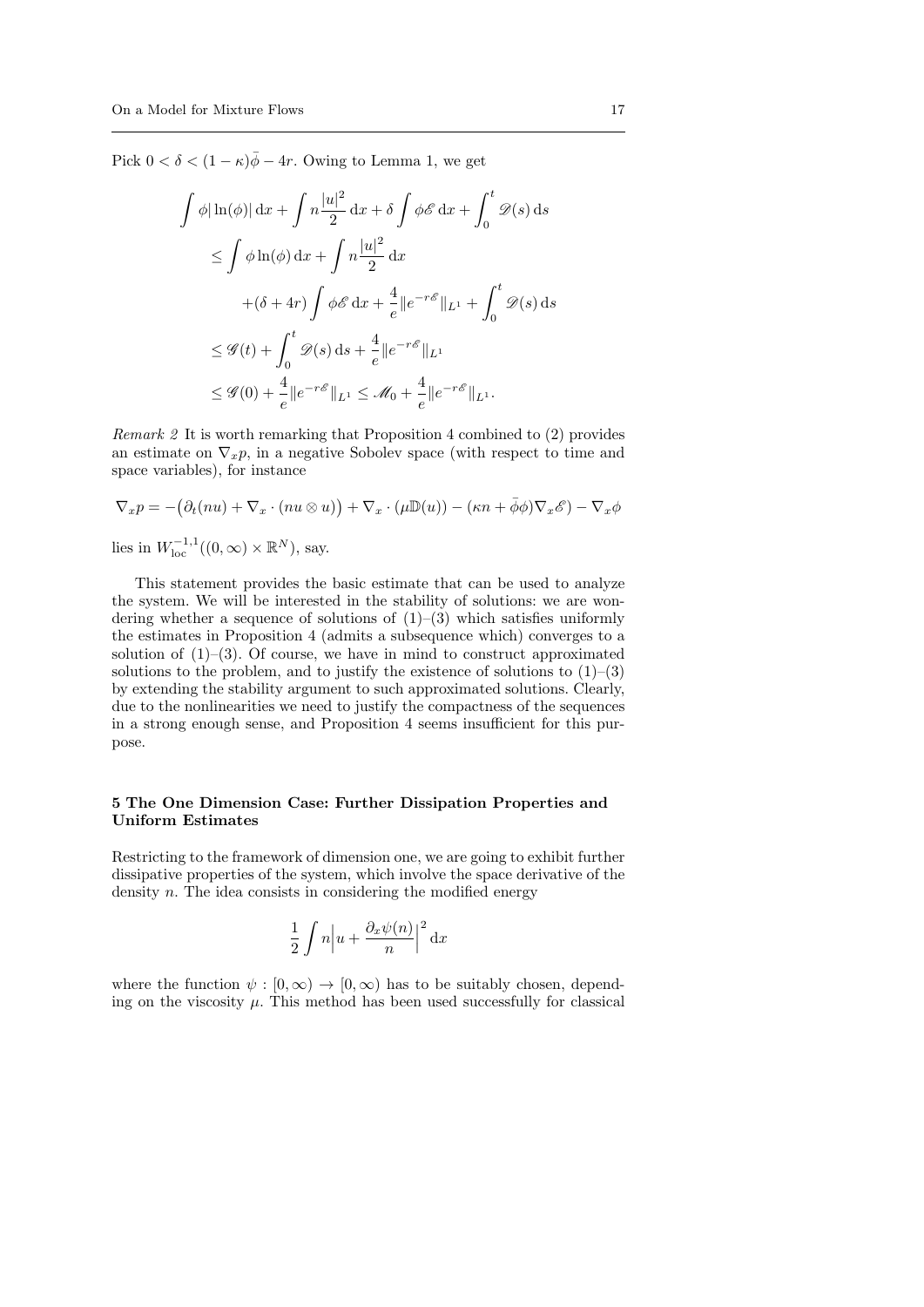Pick $0 < \delta < (1-\kappa)\bar{\phi} - 4r$. Owing to Lemma 1, we get

$$
\begin{aligned}
\int \phi|\ln(\phi)|\,\mathrm{d}x &+ \int n\frac{|u|^2}{2}\,\mathrm{d}x + \delta\int \phi\mathscr{E}\,\mathrm{d}x + \int_0^t \mathscr{D}(s)\,\mathrm{d}s \\
&\leq \int \phi\ln(\phi)\,\mathrm{d}x + \int n\frac{|u|^2}{2}\,\mathrm{d}x \\
&\qquad + (\delta+4r)\int \phi\mathscr{E}\,\mathrm{d}x + \frac{4}{e}\|e^{-r\mathscr{E}}\|_{L^1} + \int_0^t \mathscr{D}(s)\,\mathrm{d}s \\
&\leq \mathscr{G}(t) + \int_0^t \mathscr{D}(s)\,\mathrm{d}s + \frac{4}{e}\|e^{-r\mathscr{E}}\|_{L^1} \\
&\leq \mathscr{G}(0) + \frac{4}{e}\|e^{-r\mathscr{E}}\|_{L^1} \leq \mathscr{M}_0 + \frac{4}{e}\|e^{-r\mathscr{E}}\|_{L^1}.
\end{aligned}
$$

*Remark 2* It is worth remarking that Proposition 4 combined to (2) provides an estimate on $\nabla_x p$, in a negative Sobolev space (with respect to time and space variables), for instance

$$
\nabla_x p = -\big(\partial_t(nu) + \nabla_x\cdot(nu\otimes u)\big) + \nabla_x\cdot(\mu\mathbb{D}(u)) - (\kappa n + \bar{\phi}\phi)\nabla_x\mathscr{E}) - \nabla_x\phi
$$

lies in $W^{-1,1}_{\mathrm{loc}}((0,\infty)\times\mathbb{R}^N)$, say.

This statement provides the basic estimate that can be used to analyze the system. We will be interested in the stability of solutions: we are wondering whether a sequence of solutions of (1)–(3) which satisfies uniformly the estimates in Proposition 4 (admits a subsequence which) converges to a solution of (1)–(3). Of course, we have in mind to construct approximated solutions to the problem, and to justify the existence of solutions to (1)–(3) by extending the stability argument to such approximated solutions. Clearly, due to the nonlinearities we need to justify the compactness of the sequences in a strong enough sense, and Proposition 4 seems insufficient for this purpose.

## 5 The One Dimension Case: Further Dissipation Properties and Uniform Estimates

Restricting to the framework of dimension one, we are going to exhibit further dissipative properties of the system, which involve the space derivative of the density $n$. The idea consists in considering the modified energy

$$
\frac{1}{2}\int n\Big|u + \frac{\partial_x\psi(n)}{n}\Big|^2\,\mathrm{d}x
$$

where the function $\psi : [0,\infty) \to [0,\infty)$ has to be suitably chosen, depending on the viscosity $\mu$. This method has been used successfully for classical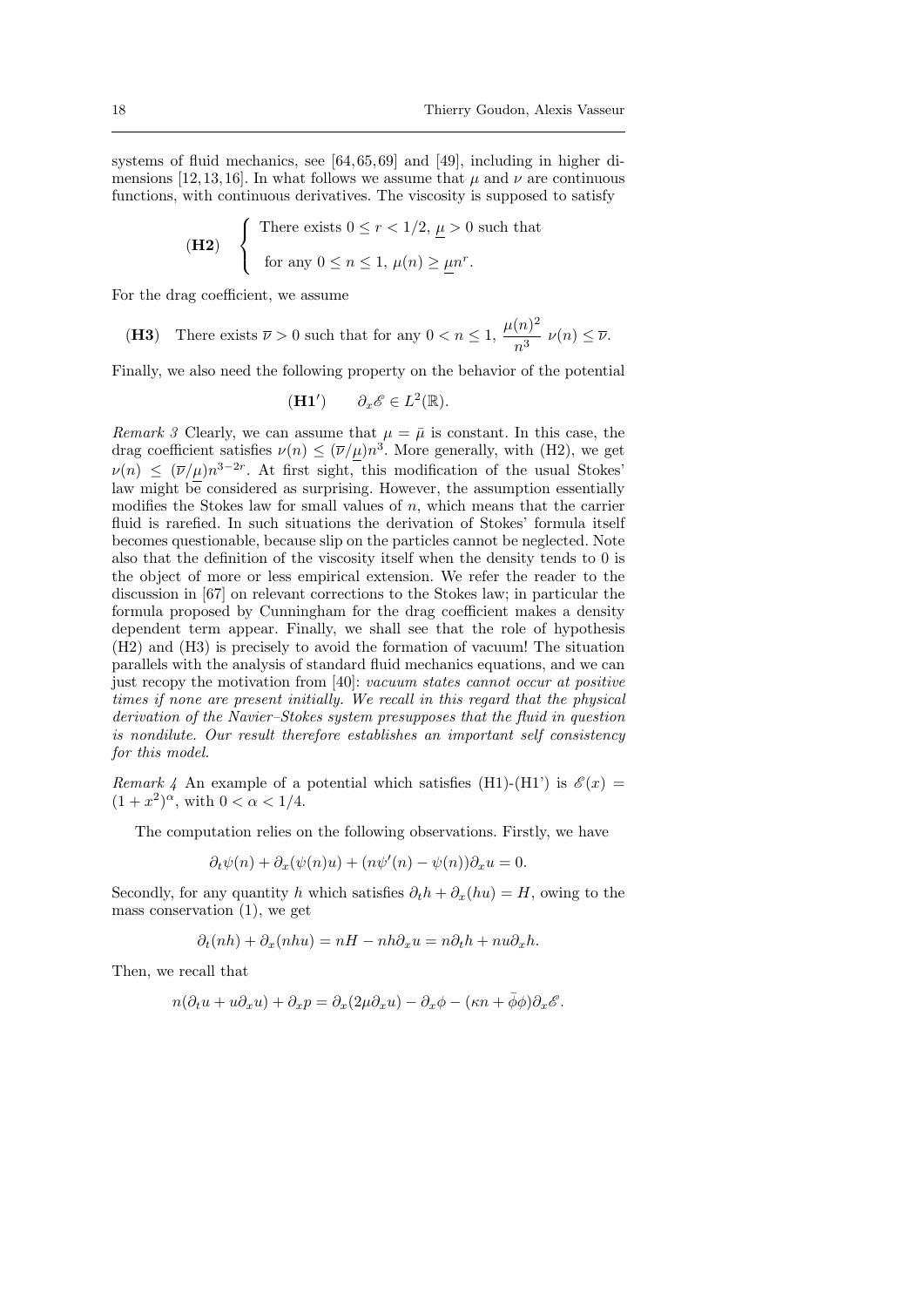systems of fluid mechanics, see [64, 65, 69] and [49], including in higher dimensions [12, 13, 16]. In what follows we assume that $\mu$ and $\nu$ are continuous functions, with continuous derivatives. The viscosity is supposed to satisfy

$$
\textbf{(H2)} \quad \begin{cases} \text{There exists } 0 \leq r < 1/2,\ \underline{\mu} > 0 \text{ such that} \\ \text{for any } 0 \leq n \leq 1,\ \mu(n) \geq \underline{\mu} n^r. \end{cases}
$$

For the drag coefficient, we assume

$$
\textbf{(H3)} \quad \text{There exists } \overline{\nu} > 0 \text{ such that for any } 0 < n \leq 1,\ \frac{\mu(n)^2}{n^3}\ \nu(n) \leq \overline{\nu}.
$$

Finally, we also need the following property on the behavior of the potential

$$
\textbf{(H1')} \qquad \partial_x \mathscr{E} \in L^2(\mathbb{R}).
$$

*Remark 3* Clearly, we can assume that $\mu = \bar{\mu}$ is constant. In this case, the drag coefficient satisfies $\nu(n) \leq (\overline{\nu}/\underline{\mu})n^3$. More generally, with (H2), we get $\nu(n) \leq (\overline{\nu}/\underline{\mu})n^{3-2r}$. At first sight, this modification of the usual Stokes' law might be considered as surprising. However, the assumption essentially modifies the Stokes law for small values of $n$, which means that the carrier fluid is rarefied. In such situations the derivation of Stokes' formula itself becomes questionable, because slip on the particles cannot be neglected. Note also that the definition of the viscosity itself when the density tends to 0 is the object of more or less empirical extension. We refer the reader to the discussion in [67] on relevant corrections to the Stokes law; in particular the formula proposed by Cunningham for the drag coefficient makes a density dependent term appear. Finally, we shall see that the role of hypothesis (H2) and (H3) is precisely to avoid the formation of vacuum! The situation parallels with the analysis of standard fluid mechanics equations, and we can just recopy the motivation from [40]: *vacuum states cannot occur at positive times if none are present initially. We recall in this regard that the physical derivation of the Navier–Stokes system presupposes that the fluid in question is nondilute. Our result therefore establishes an important self consistency for this model.*

*Remark 4* An example of a potential which satisfies (H1)-(H1') is $\mathscr{E}(x) = (1+x^2)^\alpha$, with $0 < \alpha < 1/4$.

The computation relies on the following observations. Firstly, we have

$$
\partial_t \psi(n) + \partial_x(\psi(n)u) + (n\psi'(n) - \psi(n))\partial_x u = 0.
$$

Secondly, for any quantity $h$ which satisfies $\partial_t h + \partial_x(hu) = H$, owing to the mass conservation (1), we get

$$
\partial_t(nh) + \partial_x(nhu) = nH - nh\partial_x u = n\partial_t h + nu\partial_x h.
$$

Then, we recall that

$$
n(\partial_t u + u\partial_x u) + \partial_x p = \partial_x(2\mu\partial_x u) - \partial_x \phi - (\kappa n + \bar{\phi}\phi)\partial_x \mathscr{E}.
$$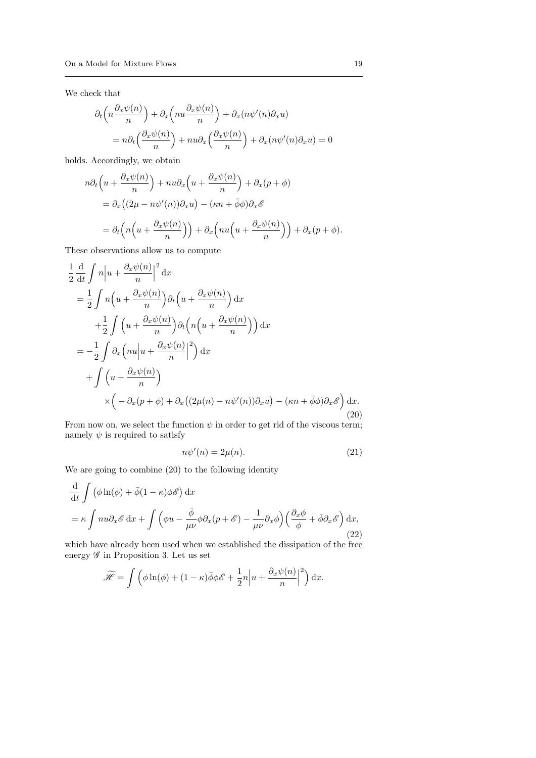We check that

$$\partial_t\Big(n\frac{\partial_x\psi(n)}{n}\Big)+\partial_x\Big(nu\frac{\partial_x\psi(n)}{n}\Big)+\partial_x(n\psi'(n)\partial_x u)$$
$$=n\partial_t\Big(\frac{\partial_x\psi(n)}{n}\Big)+nu\partial_x\Big(\frac{\partial_x\psi(n)}{n}\Big)+\partial_x(n\psi'(n)\partial_x u)=0$$

holds. Accordingly, we obtain

$$\begin{aligned}
&n\partial_t\Big(u+\frac{\partial_x\psi(n)}{n}\Big)+nu\partial_x\Big(u+\frac{\partial_x\psi(n)}{n}\Big)+\partial_x(p+\phi)\\
&\quad=\partial_x\big((2\mu-n\psi'(n))\partial_x u\big)-(\kappa n+\bar\phi\phi)\partial_x\mathscr{E}\\
&\quad=\partial_t\Big(n\Big(u+\frac{\partial_x\psi(n)}{n}\Big)\Big)+\partial_x\Big(nu\Big(u+\frac{\partial_x\psi(n)}{n}\Big)\Big)+\partial_x(p+\phi).
\end{aligned}$$

These observations allow us to compute

$$\begin{aligned}
&\frac{1}{2}\frac{\mathrm{d}}{\mathrm{d}t}\int n\Big|u+\frac{\partial_x\psi(n)}{n}\Big|^2\,\mathrm{d}x\\
&=\frac{1}{2}\int n\Big(u+\frac{\partial_x\psi(n)}{n}\Big)\partial_t\Big(u+\frac{\partial_x\psi(n)}{n}\Big)\,\mathrm{d}x\\
&\quad+\frac{1}{2}\int\Big(u+\frac{\partial_x\psi(n)}{n}\Big)\partial_t\Big(n\Big(u+\frac{\partial_x\psi(n)}{n}\Big)\Big)\,\mathrm{d}x\\
&=-\frac{1}{2}\int\partial_x\Big(nu\Big|u+\frac{\partial_x\psi(n)}{n}\Big|^2\Big)\,\mathrm{d}x\\
&\quad+\int\Big(u+\frac{\partial_x\psi(n)}{n}\Big)\\
&\qquad\times\Big(-\partial_x(p+\phi)+\partial_x\big((2\mu(n)-n\psi'(n))\partial_x u\big)-(\kappa n+\bar\phi\phi)\partial_x\mathscr{E}\Big)\,\mathrm{d}x.
\end{aligned}\tag{20}$$

From now on, we select the function $\psi$ in order to get rid of the viscous term; namely $\psi$ is required to satisfy

$$n\psi'(n)=2\mu(n).\tag{21}$$

We are going to combine (20) to the following identity

$$\begin{aligned}
&\frac{\mathrm{d}}{\mathrm{d}t}\int\big(\phi\ln(\phi)+\bar\phi(1-\kappa)\phi\mathscr{E}\big)\,\mathrm{d}x\\
&=\kappa\int nu\partial_x\mathscr{E}\,\mathrm{d}x+\int\Big(\phi u-\frac{\bar\phi}{\mu\nu}\phi\partial_x(p+\mathscr{E})-\frac{1}{\mu\nu}\partial_x\phi\Big)\Big(\frac{\partial_x\phi}{\phi}+\bar\phi\partial_x\mathscr{E}\Big)\,\mathrm{d}x,
\end{aligned}\tag{22}$$

which have already been used when we established the dissipation of the free energy $\mathscr{G}$ in Proposition 3. Let us set

$$\widetilde{\mathscr{H}}=\int\Big(\phi\ln(\phi)+(1-\kappa)\bar\phi\phi\mathscr{E}+\frac{1}{2}n\Big|u+\frac{\partial_x\psi(n)}{n}\Big|^2\Big)\,\mathrm{d}x.$$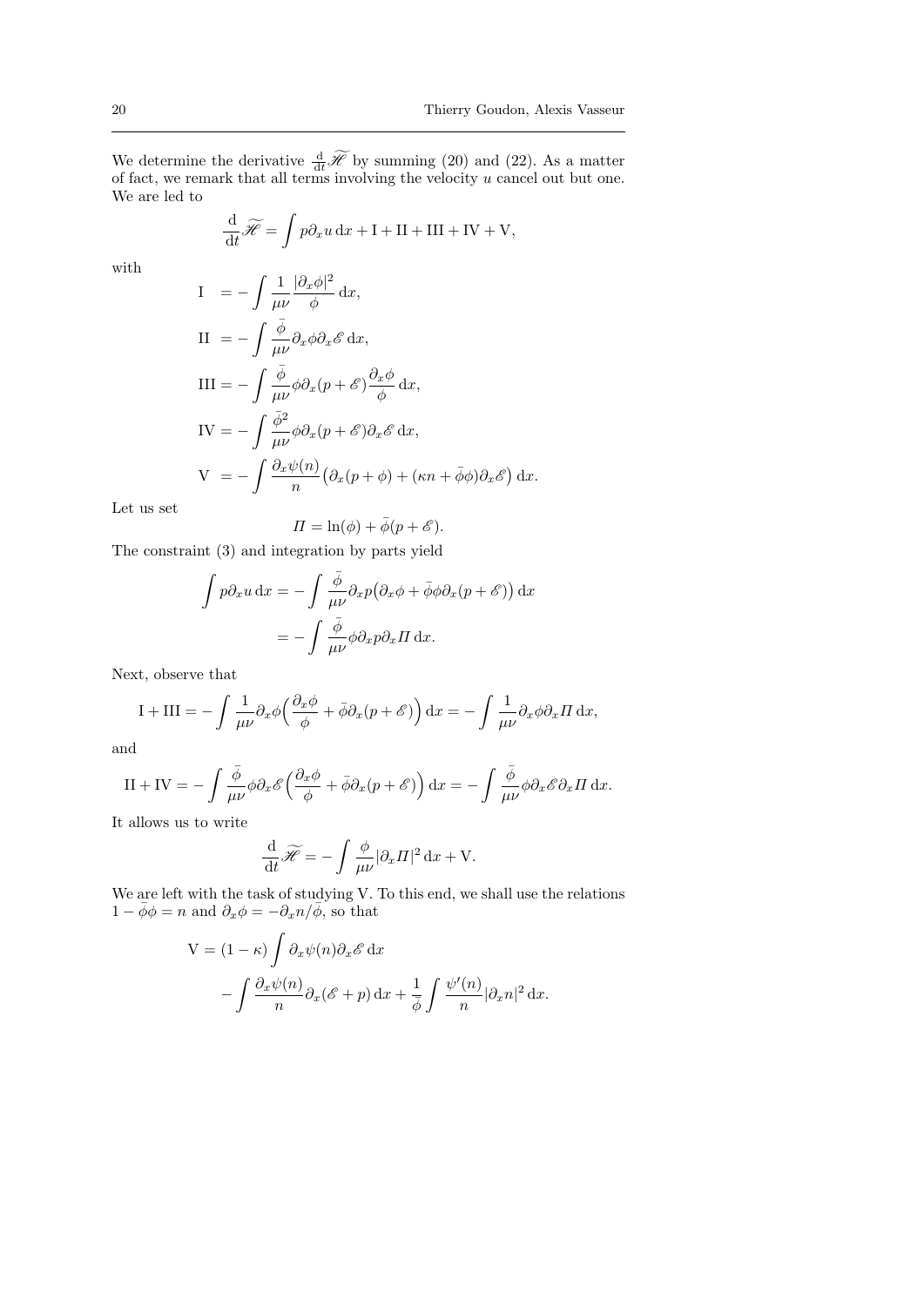We determine the derivative $\frac{\mathrm{d}}{\mathrm{d}t}\widetilde{\mathscr{H}}$ by summing (20) and (22). As a matter of fact, we remark that all terms involving the velocity $u$ cancel out but one. We are led to

$$\frac{\mathrm{d}}{\mathrm{d}t}\widetilde{\mathscr{H}} = \int p\partial_x u \,\mathrm{d}x + \mathrm{I} + \mathrm{II} + \mathrm{III} + \mathrm{IV} + \mathrm{V},$$

with

$$\begin{aligned}
\mathrm{I} \ \ &= -\int \frac{1}{\mu\nu}\frac{|\partial_x\phi|^2}{\phi}\,\mathrm{d}x,\\
\mathrm{II} \ &= -\int \frac{\bar\phi}{\mu\nu}\partial_x\phi\partial_x\mathscr{E}\,\mathrm{d}x,\\
\mathrm{III} &= -\int \frac{\bar\phi}{\mu\nu}\phi\partial_x(p+\mathscr{E})\frac{\partial_x\phi}{\phi}\,\mathrm{d}x,\\
\mathrm{IV} &= -\int \frac{\bar\phi^2}{\mu\nu}\phi\partial_x(p+\mathscr{E})\partial_x\mathscr{E}\,\mathrm{d}x,\\
\mathrm{V} \ \ &= -\int \frac{\partial_x\psi(n)}{n}\big(\partial_x(p+\phi) + (\kappa n + \bar\phi\phi)\partial_x\mathscr{E}\big)\,\mathrm{d}x.
\end{aligned}$$

Let us set

$$\varPi = \ln(\phi) + \bar\phi(p+\mathscr{E}).$$

The constraint (3) and integration by parts yield

$$\begin{aligned}
\int p\partial_x u\,\mathrm{d}x &= -\int \frac{\bar\phi}{\mu\nu}\partial_x p\big(\partial_x\phi + \bar\phi\phi\partial_x(p+\mathscr{E})\big)\,\mathrm{d}x\\
&= -\int \frac{\bar\phi}{\mu\nu}\phi\partial_x p\partial_x\varPi\,\mathrm{d}x.
\end{aligned}$$

Next, observe that

$$\mathrm{I}+\mathrm{III} = -\int \frac{1}{\mu\nu}\partial_x\phi\Big(\frac{\partial_x\phi}{\phi} + \bar\phi\partial_x(p+\mathscr{E})\Big)\,\mathrm{d}x = -\int \frac{1}{\mu\nu}\partial_x\phi\partial_x\varPi\,\mathrm{d}x,$$

and

$$\mathrm{II}+\mathrm{IV} = -\int \frac{\bar\phi}{\mu\nu}\phi\partial_x\mathscr{E}\Big(\frac{\partial_x\phi}{\phi} + \bar\phi\partial_x(p+\mathscr{E})\Big)\,\mathrm{d}x = -\int \frac{\bar\phi}{\mu\nu}\phi\partial_x\mathscr{E}\partial_x\varPi\,\mathrm{d}x.$$

It allows us to write

$$\frac{\mathrm{d}}{\mathrm{d}t}\widetilde{\mathscr{H}} = -\int \frac{\phi}{\mu\nu}|\partial_x\varPi|^2\,\mathrm{d}x + \mathrm{V}.$$

We are left with the task of studying V. To this end, we shall use the relations $1-\bar\phi\phi = n$ and $\partial_x\phi = -\partial_x n/\bar\phi$, so that

$$\begin{aligned}
\mathrm{V} &= (1-\kappa)\int \partial_x\psi(n)\partial_x\mathscr{E}\,\mathrm{d}x\\
&\quad - \int \frac{\partial_x\psi(n)}{n}\partial_x(\mathscr{E}+p)\,\mathrm{d}x + \frac{1}{\bar\phi}\int \frac{\psi'(n)}{n}|\partial_x n|^2\,\mathrm{d}x.
\end{aligned}$$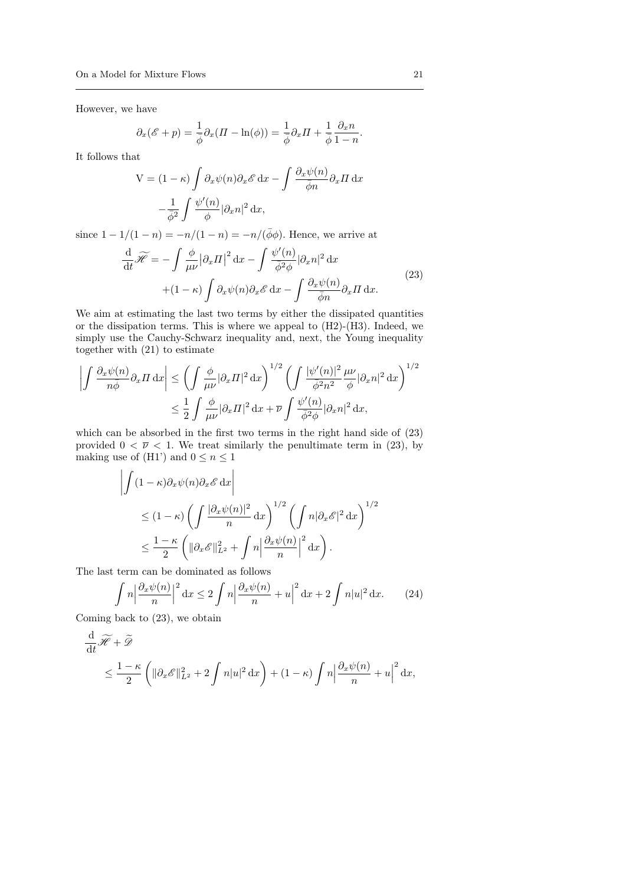However, we have

$$\partial_x(\mathscr{E} + p) = \frac{1}{\bar{\phi}}\partial_x(\Pi - \ln(\phi)) = \frac{1}{\bar{\phi}}\partial_x \Pi + \frac{1}{\bar{\phi}}\frac{\partial_x n}{1-n}.$$

It follows that

$$\begin{aligned}\mathrm{V} = (1-\kappa)\int \partial_x \psi(n)\partial_x \mathscr{E}\,\mathrm{d}x - \int \frac{\partial_x \psi(n)}{\bar{\phi} n}\partial_x \Pi\,\mathrm{d}x \\ -\frac{1}{\bar{\phi}^2}\int \frac{\psi'(n)}{\phi}|\partial_x n|^2\,\mathrm{d}x,\end{aligned}$$

since $1 - 1/(1-n) = -n/(1-n) = -n/(\bar{\phi}\phi)$. Hence, we arrive at

$$\begin{aligned}\frac{\mathrm{d}}{\mathrm{d}t}\widetilde{\mathscr{H}} = -\int \frac{\phi}{\mu\nu}\big|\partial_x \Pi\big|^2\,\mathrm{d}x - \int \frac{\psi'(n)}{\bar{\phi}^2\phi}|\partial_x n|^2\,\mathrm{d}x \\ +(1-\kappa)\int \partial_x \psi(n)\partial_x \mathscr{E}\,\mathrm{d}x - \int \frac{\partial_x \psi(n)}{\bar{\phi} n}\partial_x \Pi\,\mathrm{d}x.\end{aligned} \tag{23}$$

We aim at estimating the last two terms by either the dissipated quantities or the dissipation terms. This is where we appeal to (H2)-(H3). Indeed, we simply use the Cauchy-Schwarz inequality and, next, the Young inequality together with (21) to estimate

$$\begin{aligned}\left|\int \frac{\partial_x \psi(n)}{n\phi}\partial_x \Pi\,\mathrm{d}x\right| &\leq \left(\int \frac{\phi}{\mu\nu}|\partial_x \Pi|^2\,\mathrm{d}x\right)^{1/2}\left(\int \frac{|\psi'(n)|^2}{\bar{\phi}^2 n^2}\frac{\mu\nu}{\phi}|\partial_x n|^2\,\mathrm{d}x\right)^{1/2} \\ &\leq \frac{1}{2}\int \frac{\phi}{\mu\nu}|\partial_x \Pi|^2\,\mathrm{d}x + \overline{\nu}\int \frac{\psi'(n)}{\bar{\phi}^2\phi}|\partial_x n|^2\,\mathrm{d}x,\end{aligned}$$

which can be absorbed in the first two terms in the right hand side of (23) provided $0 < \overline{\nu} < 1$. We treat similarly the penultimate term in (23), by making use of (H1') and $0 \leq n \leq 1$

$$\begin{aligned}&\left|\int (1-\kappa)\partial_x \psi(n)\partial_x \mathscr{E}\,\mathrm{d}x\right| \\ &\quad\leq (1-\kappa)\left(\int \frac{|\partial_x \psi(n)|^2}{n}\,\mathrm{d}x\right)^{1/2}\left(\int n|\partial_x \mathscr{E}|^2\,\mathrm{d}x\right)^{1/2} \\ &\quad\leq \frac{1-\kappa}{2}\left(\|\partial_x \mathscr{E}\|_{L^2}^2 + \int n\Big|\frac{\partial_x \psi(n)}{n}\Big|^2\,\mathrm{d}x\right).\end{aligned}$$

The last term can be dominated as follows

$$\int n\Big|\frac{\partial_x \psi(n)}{n}\Big|^2\,\mathrm{d}x \leq 2\int n\Big|\frac{\partial_x \psi(n)}{n} + u\Big|^2\,\mathrm{d}x + 2\int n|u|^2\,\mathrm{d}x. \tag{24}$$

Coming back to (23), we obtain

$$\begin{aligned}&\frac{\mathrm{d}}{\mathrm{d}t}\widetilde{\mathscr{H}} + \widetilde{\mathscr{D}} \\ &\quad\leq \frac{1-\kappa}{2}\left(\|\partial_x \mathscr{E}\|_{L^2}^2 + 2\int n|u|^2\,\mathrm{d}x\right) + (1-\kappa)\int n\Big|\frac{\partial_x \psi(n)}{n} + u\Big|^2\,\mathrm{d}x,\end{aligned}$$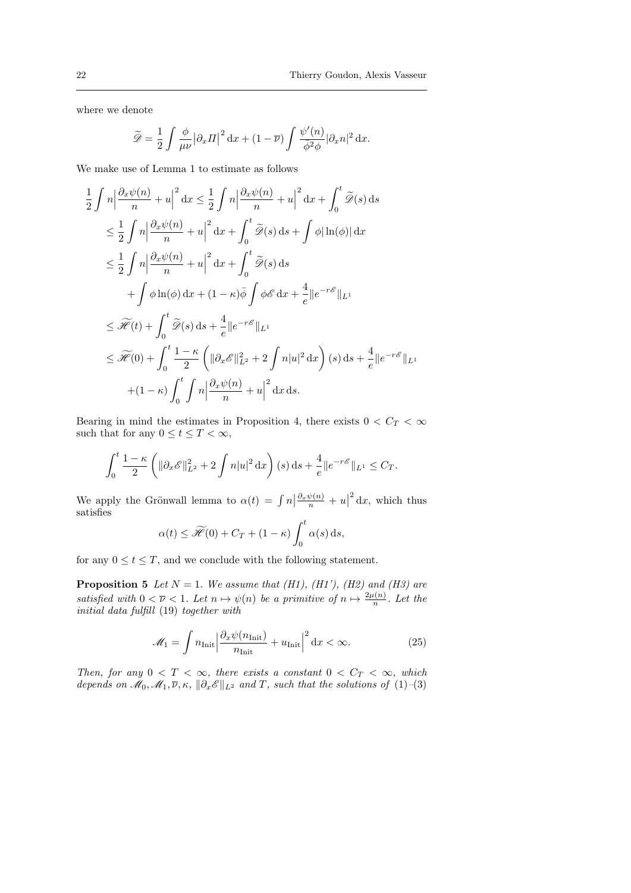where we denote

$$\widetilde{\mathscr{D}} = \frac{1}{2}\int \frac{\phi}{\mu\nu}\big|\partial_x \Pi\big|^2 \,\mathrm{d}x + (1-\overline{\nu})\int \frac{\psi'(n)}{\bar{\phi}^2\phi}|\partial_x n|^2 \,\mathrm{d}x.$$

We make use of Lemma 1 to estimate as follows

$$\begin{aligned}
\frac{1}{2}\int n\Big|\frac{\partial_x\psi(n)}{n} + u\Big|^2 \mathrm{d}x &\leq \frac{1}{2}\int n\Big|\frac{\partial_x\psi(n)}{n} + u\Big|^2 \mathrm{d}x + \int_0^t \widetilde{\mathscr{D}}(s)\,\mathrm{d}s \\
&\leq \frac{1}{2}\int n\Big|\frac{\partial_x\psi(n)}{n} + u\Big|^2 \mathrm{d}x + \int_0^t \widetilde{\mathscr{D}}(s)\,\mathrm{d}s + \int \phi|\ln(\phi)|\,\mathrm{d}x \\
&\leq \frac{1}{2}\int n\Big|\frac{\partial_x\psi(n)}{n} + u\Big|^2 \mathrm{d}x + \int_0^t \widetilde{\mathscr{D}}(s)\,\mathrm{d}s \\
&\quad + \int \phi\ln(\phi)\,\mathrm{d}x + (1-\kappa)\bar{\phi}\int \phi\mathscr{E}\,\mathrm{d}x + \frac{4}{e}\|e^{-r\mathscr{E}}\|_{L^1} \\
&\leq \widetilde{\mathscr{H}}(t) + \int_0^t \widetilde{\mathscr{D}}(s)\,\mathrm{d}s + \frac{4}{e}\|e^{-r\mathscr{E}}\|_{L^1} \\
&\leq \widetilde{\mathscr{H}}(0) + \int_0^t \frac{1-\kappa}{2}\left(\|\partial_x\mathscr{E}\|_{L^2}^2 + 2\int n|u|^2\,\mathrm{d}x\right)(s)\,\mathrm{d}s + \frac{4}{e}\|e^{-r\mathscr{E}}\|_{L^1} \\
&\quad + (1-\kappa)\int_0^t\int n\Big|\frac{\partial_x\psi(n)}{n} + u\Big|^2 \mathrm{d}x\,\mathrm{d}s.
\end{aligned}$$

Bearing in mind the estimates in Proposition 4, there exists $0 < C_T < \infty$ such that for any $0 \leq t \leq T < \infty$,

$$\int_0^t \frac{1-\kappa}{2}\left(\|\partial_x\mathscr{E}\|_{L^2}^2 + 2\int n|u|^2\,\mathrm{d}x\right)(s)\,\mathrm{d}s + \frac{4}{e}\|e^{-r\mathscr{E}}\|_{L^1} \leq C_T.$$

We apply the Grönwall lemma to $\alpha(t) = \int n\big|\frac{\partial_x\psi(n)}{n} + u\big|^2 \mathrm{d}x$, which thus satisfies

$$\alpha(t) \leq \widetilde{\mathscr{H}}(0) + C_T + (1-\kappa)\int_0^t \alpha(s)\,\mathrm{d}s,$$

for any $0 \leq t \leq T$, and we conclude with the following statement.

**Proposition 5** *Let $N = 1$. We assume that (H1), (H1'), (H2) and (H3) are satisfied with $0 < \overline{\nu} < 1$. Let $n \mapsto \psi(n)$ be a primitive of $n \mapsto \frac{2\mu(n)}{n}$. Let the initial data fulfill* (19) *together with*

$$\mathscr{M}_1 = \int n_{\mathrm{Init}}\Big|\frac{\partial_x\psi(n_{\mathrm{Init}})}{n_{\mathrm{Init}}} + u_{\mathrm{Init}}\Big|^2 \mathrm{d}x < \infty. \tag{25}$$

*Then, for any $0 < T < \infty$, there exists a constant $0 < C_T < \infty$, which depends on $\mathscr{M}_0, \mathscr{M}_1, \overline{\nu}, \kappa$, $\|\partial_x\mathscr{E}\|_{L^2}$ and $T$, such that the solutions of* (1)–(3)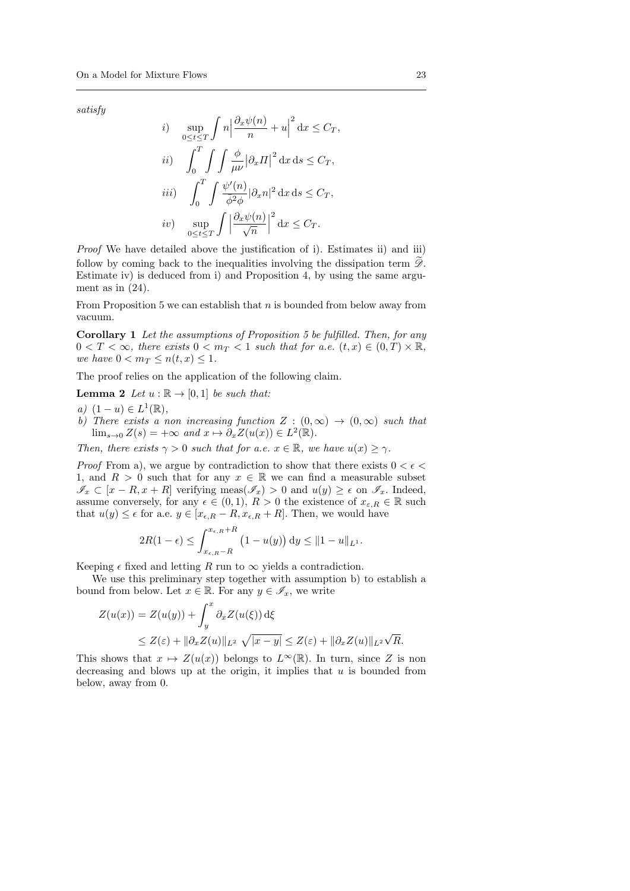*satisfy*

$$
\begin{aligned}
i) &\quad \sup_{0\le t\le T}\int n\Big|\frac{\partial_x\psi(n)}{n}+u\Big|^2\,\mathrm{d}x \le C_T,\\
ii) &\quad \int_0^T\int\int \frac{\phi}{\mu\nu}\big|\partial_x \Pi\big|^2\,\mathrm{d}x\,\mathrm{d}s\le C_T,\\
iii) &\quad \int_0^T\int \frac{\psi'(n)}{\bar\phi^2\phi}|\partial_x n|^2\,\mathrm{d}x\,\mathrm{d}s\le C_T,\\
iv) &\quad \sup_{0\le t\le T}\int \Big|\frac{\partial_x\psi(n)}{\sqrt{n}}\Big|^2\,\mathrm{d}x\le C_T.
\end{aligned}
$$

*Proof* We have detailed above the justification of i). Estimates ii) and iii) follow by coming back to the inequalities involving the dissipation term $\widetilde{\mathscr{D}}$. Estimate iv) is deduced from i) and Proposition 4, by using the same argument as in (24).

From Proposition 5 we can establish that $n$ is bounded from below away from vacuum.

**Corollary 1** *Let the assumptions of Proposition 5 be fulfilled. Then, for any $0<T<\infty$, there exists $0<m_T<1$ such that for a.e. $(t,x)\in(0,T)\times\mathbb{R}$, we have $0<m_T\le n(t,x)\le 1$.*

The proof relies on the application of the following claim.

**Lemma 2** *Let $u:\mathbb{R}\to[0,1]$ be such that:*

*a) $(1-u)\in L^1(\mathbb{R})$,*

*b) There exists a non increasing function $Z:(0,\infty)\to(0,\infty)$ such that $\lim_{s\to 0}Z(s)=+\infty$ and $x\mapsto \partial_x Z(u(x))\in L^2(\mathbb{R})$.*

*Then, there exists $\gamma>0$ such that for a.e. $x\in\mathbb{R}$, we have $u(x)\ge\gamma$.*

*Proof* From a), we argue by contradiction to show that there exists $0<\epsilon<1$, and $R>0$ such that for any $x\in\mathbb{R}$ we can find a measurable subset $\mathscr{I}_x\subset[x-R,x+R]$ verifying $\mathrm{meas}(\mathscr{I}_x)>0$ and $u(y)\ge\epsilon$ on $\mathscr{I}_x$. Indeed, assume conversely, for any $\epsilon\in(0,1)$, $R>0$ the existence of $x_{\varepsilon,R}\in\mathbb{R}$ such that $u(y)\le\epsilon$ for a.e. $y\in[x_{\epsilon,R}-R,x_{\epsilon,R}+R]$. Then, we would have

$$
2R(1-\epsilon)\le\int_{x_{\epsilon,R}-R}^{x_{\epsilon,R}+R}\big(1-u(y)\big)\,\mathrm{d}y\le\|1-u\|_{L^1}.
$$

Keeping $\epsilon$ fixed and letting $R$ run to $\infty$ yields a contradiction.

We use this preliminary step together with assumption b) to establish a bound from below. Let $x\in\mathbb{R}$. For any $y\in\mathscr{I}_x$, we write

$$
\begin{aligned}
Z(u(x)) &= Z(u(y))+\int_y^x\partial_x Z(u(\xi))\,\mathrm{d}\xi\\
&\le Z(\varepsilon)+\|\partial_x Z(u)\|_{L^2}\,\sqrt{|x-y|}\le Z(\varepsilon)+\|\partial_x Z(u)\|_{L^2}\sqrt{R}.
\end{aligned}
$$

This shows that $x\mapsto Z(u(x))$ belongs to $L^\infty(\mathbb{R})$. In turn, since $Z$ is non decreasing and blows up at the origin, it implies that $u$ is bounded from below, away from 0.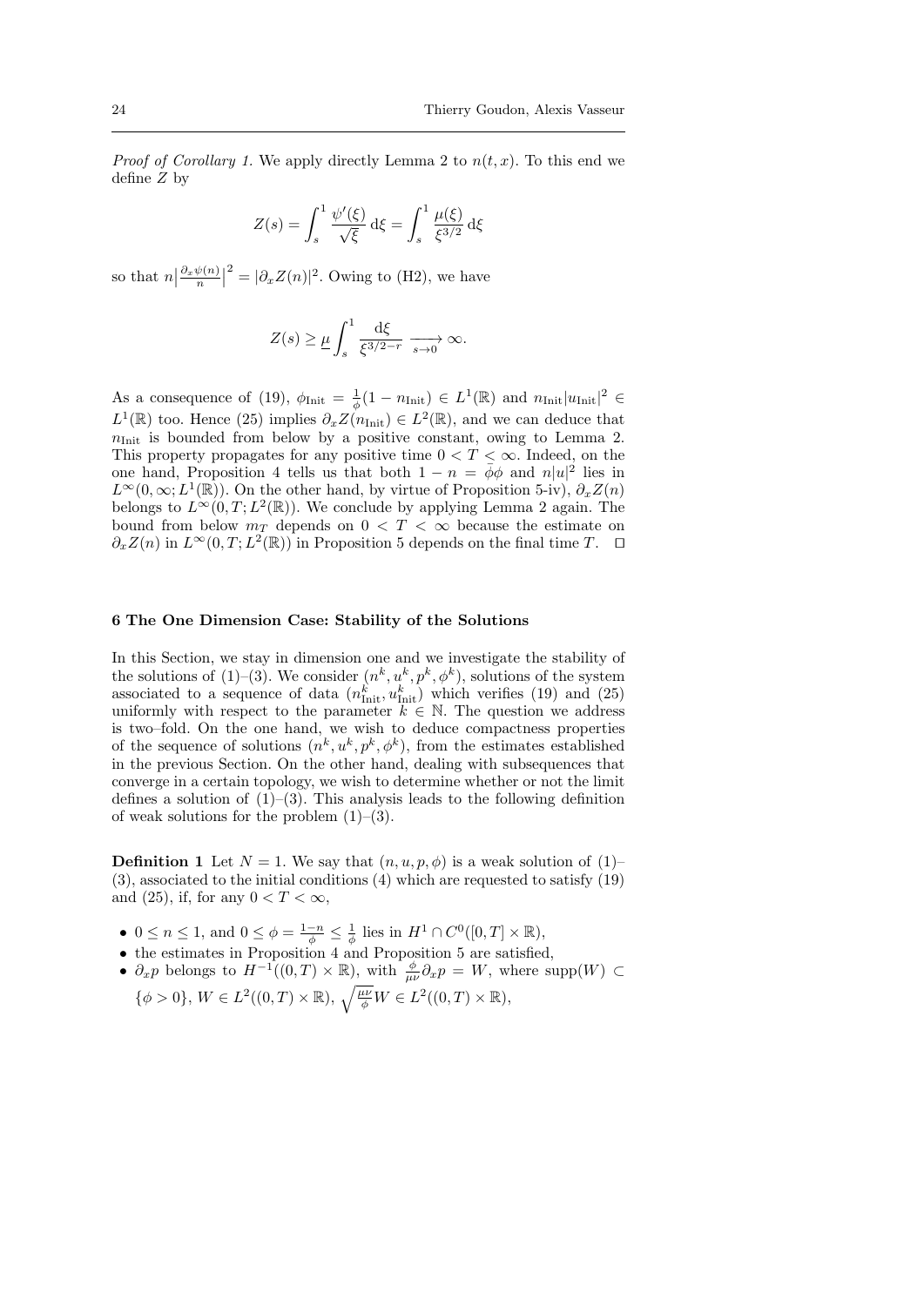*Proof of Corollary 1.* We apply directly Lemma 2 to $n(t,x)$. To this end we define $Z$ by

$$Z(s) = \int_s^1 \frac{\psi'(\xi)}{\sqrt{\xi}}\,\mathrm{d}\xi = \int_s^1 \frac{\mu(\xi)}{\xi^{3/2}}\,\mathrm{d}\xi$$

so that $n\left|\frac{\partial_x \psi(n)}{n}\right|^2 = |\partial_x Z(n)|^2$. Owing to (H2), we have

$$Z(s) \geq \underline{\mu} \int_s^1 \frac{\mathrm{d}\xi}{\xi^{3/2-r}} \xrightarrow[s\to 0]{} \infty.$$

As a consequence of (19), $\phi_{\mathrm{Init}} = \frac{1}{\bar\phi}(1-n_{\mathrm{Init}}) \in L^1(\mathbb{R})$ and $n_{\mathrm{Init}}|u_{\mathrm{Init}}|^2 \in L^1(\mathbb{R})$ too. Hence (25) implies $\partial_x Z(n_{\mathrm{Init}}) \in L^2(\mathbb{R})$, and we can deduce that $n_{\mathrm{Init}}$ is bounded from below by a positive constant, owing to Lemma 2. This property propagates for any positive time $0 < T < \infty$. Indeed, on the one hand, Proposition 4 tells us that both $1 - n = \bar\phi\phi$ and $n|u|^2$ lies in $L^\infty(0,\infty; L^1(\mathbb{R}))$. On the other hand, by virtue of Proposition 5-iv), $\partial_x Z(n)$ belongs to $L^\infty(0,T; L^2(\mathbb{R}))$. We conclude by applying Lemma 2 again. The bound from below $m_T$ depends on $0 < T < \infty$ because the estimate on $\partial_x Z(n)$ in $L^\infty(0,T;L^2(\mathbb{R}))$ in Proposition 5 depends on the final time $T$. $\square$

## 6 The One Dimension Case: Stability of the Solutions

In this Section, we stay in dimension one and we investigate the stability of the solutions of (1)–(3). We consider $(n^k, u^k, p^k, \phi^k)$, solutions of the system associated to a sequence of data $(n^k_{\mathrm{Init}}, u^k_{\mathrm{Init}})$ which verifies (19) and (25) uniformly with respect to the parameter $k \in \mathbb{N}$. The question we address is two–fold. On the one hand, we wish to deduce compactness properties of the sequence of solutions $(n^k, u^k, p^k, \phi^k)$, from the estimates established in the previous Section. On the other hand, dealing with subsequences that converge in a certain topology, we wish to determine whether or not the limit defines a solution of (1)–(3). This analysis leads to the following definition of weak solutions for the problem (1)–(3).

**Definition 1** Let $N = 1$. We say that $(n, u, p, \phi)$ is a weak solution of (1)–(3), associated to the initial conditions (4) which are requested to satisfy (19) and (25), if, for any $0 < T < \infty$,

- $0 \leq n \leq 1$, and $0 \leq \phi = \frac{1-n}{\bar\phi} \leq \frac{1}{\bar\phi}$ lies in $H^1 \cap C^0([0,T]\times\mathbb{R})$,
- the estimates in Proposition 4 and Proposition 5 are satisfied,
- $\partial_x p$ belongs to $H^{-1}((0,T)\times\mathbb{R})$, with $\frac{\phi}{\mu\nu}\partial_x p = W$, where $\mathrm{supp}(W) \subset \{\phi > 0\}$, $W \in L^2((0,T)\times\mathbb{R})$, $\sqrt{\frac{\mu\nu}{\phi}}W \in L^2((0,T)\times\mathbb{R})$,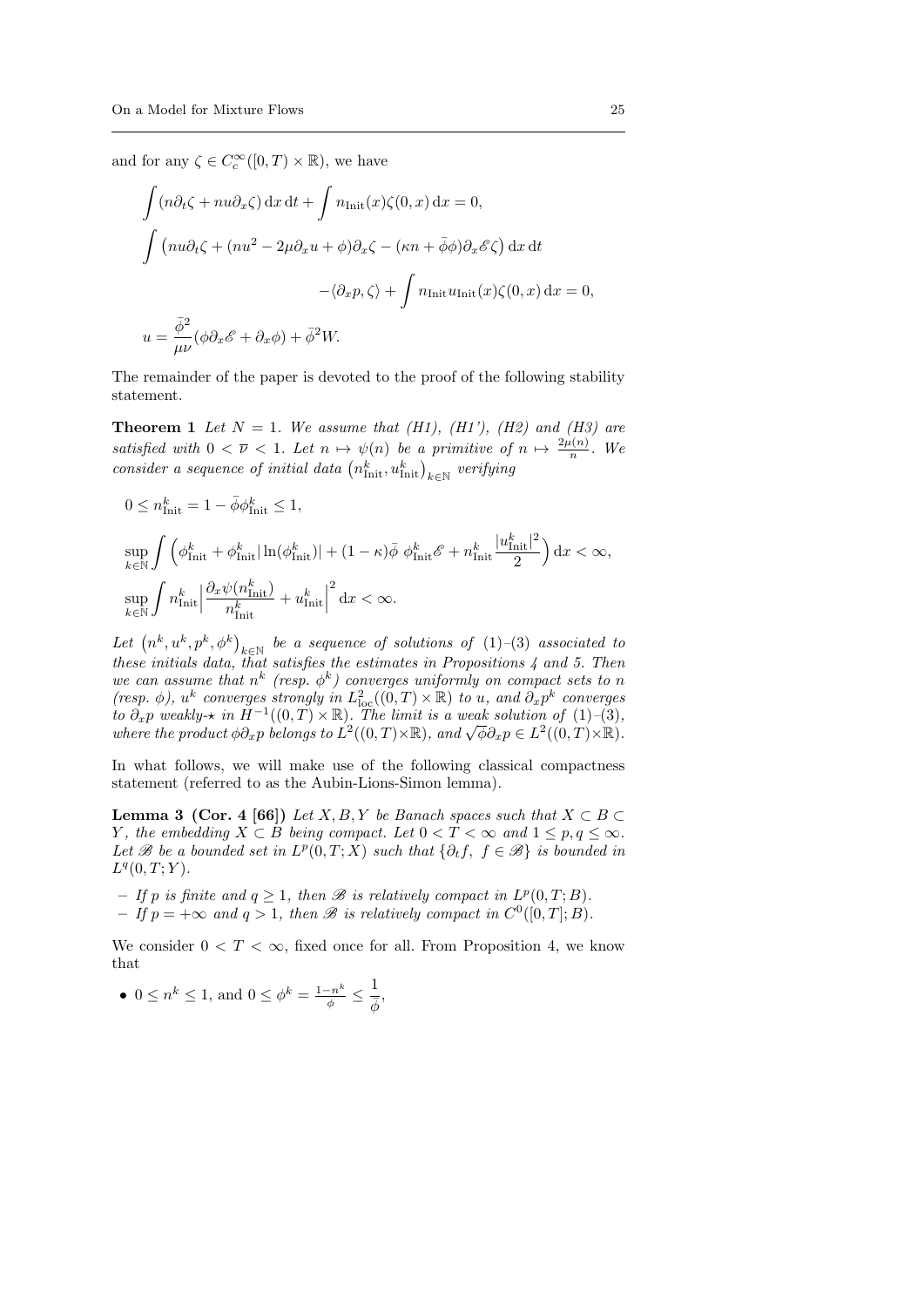and for any $\zeta \in C_c^\infty([0,T)\times\mathbb{R})$, we have

$$\int (n\partial_t\zeta + nu\partial_x\zeta)\,\mathrm{d}x\,\mathrm{d}t + \int n_{\mathrm{Init}}(x)\zeta(0,x)\,\mathrm{d}x = 0,$$

$$\int \left(nu\partial_t\zeta + (nu^2 - 2\mu\partial_x u + \phi)\partial_x\zeta - (\kappa n + \bar{\phi}\phi)\partial_x\mathscr{E}\zeta\right)\mathrm{d}x\,\mathrm{d}t$$

$$-\langle \partial_x p, \zeta\rangle + \int n_{\mathrm{Init}}u_{\mathrm{Init}}(x)\zeta(0,x)\,\mathrm{d}x = 0,$$

$$u = \frac{\bar{\phi}^2}{\mu\nu}(\phi\partial_x\mathscr{E} + \partial_x\phi) + \bar{\phi}^2 W.$$

The remainder of the paper is devoted to the proof of the following stability statement.

**Theorem 1** *Let $N=1$. We assume that (H1), (H1'), (H2) and (H3) are satisfied with $0<\overline{\nu}<1$. Let $n\mapsto\psi(n)$ be a primitive of $n\mapsto\frac{2\mu(n)}{n}$. We consider a sequence of initial data $\left(n_{\mathrm{Init}}^k, u_{\mathrm{Init}}^k\right)_{k\in\mathbb{N}}$ verifying*

$$0\le n_{\mathrm{Init}}^k = 1-\bar{\phi}\phi_{\mathrm{Init}}^k \le 1,$$

$$\sup_{k\in\mathbb{N}}\int \left(\phi_{\mathrm{Init}}^k + \phi_{\mathrm{Init}}^k|\ln(\phi_{\mathrm{Init}}^k)| + (1-\kappa)\bar{\phi}\;\phi_{\mathrm{Init}}^k\mathscr{E} + n_{\mathrm{Init}}^k\frac{|u_{\mathrm{Init}}^k|^2}{2}\right)\mathrm{d}x < \infty,$$

$$\sup_{k\in\mathbb{N}}\int n_{\mathrm{Init}}^k\Big|\frac{\partial_x\psi(n_{\mathrm{Init}}^k)}{n_{\mathrm{Init}}^k} + u_{\mathrm{Init}}^k\Big|^2\,\mathrm{d}x < \infty.$$

*Let $\left(n^k,u^k,p^k,\phi^k\right)_{k\in\mathbb{N}}$ be a sequence of solutions of (1)–(3) associated to these initials data, that satisfies the estimates in Propositions 4 and 5. Then we can assume that $n^k$ (resp. $\phi^k$) converges uniformly on compact sets to $n$ (resp. $\phi$), $u^k$ converges strongly in $L^2_{\mathrm{loc}}((0,T)\times\mathbb{R})$ to $u$, and $\partial_x p^k$ converges to $\partial_x p$ weakly-$\star$ in $H^{-1}((0,T)\times\mathbb{R})$. The limit is a weak solution of (1)–(3), where the product $\phi\partial_x p$ belongs to $L^2((0,T)\times\mathbb{R})$, and $\sqrt{\phi}\partial_x p\in L^2((0,T)\times\mathbb{R})$.*

In what follows, we will make use of the following classical compactness statement (referred to as the Aubin-Lions-Simon lemma).

**Lemma 3 (Cor. 4 [66])** *Let $X,B,Y$ be Banach spaces such that $X\subset B\subset Y$, the embedding $X\subset B$ being compact. Let $0<T<\infty$ and $1\le p,q\le\infty$. Let $\mathscr{B}$ be a bounded set in $L^p(0,T;X)$ such that $\{\partial_t f,\ f\in\mathscr{B}\}$ is bounded in $L^q(0,T;Y)$.*

- *If $p$ is finite and $q\ge 1$, then $\mathscr{B}$ is relatively compact in $L^p(0,T;B)$.*
- *If $p=+\infty$ and $q>1$, then $\mathscr{B}$ is relatively compact in $C^0([0,T];B)$.*

We consider $0<T<\infty$, fixed once for all. From Proposition 4, we know that

- $0\le n^k\le 1$, and $0\le\phi^k = \frac{1-n^k}{\phi}\le\dfrac{1}{\bar{\phi}}$,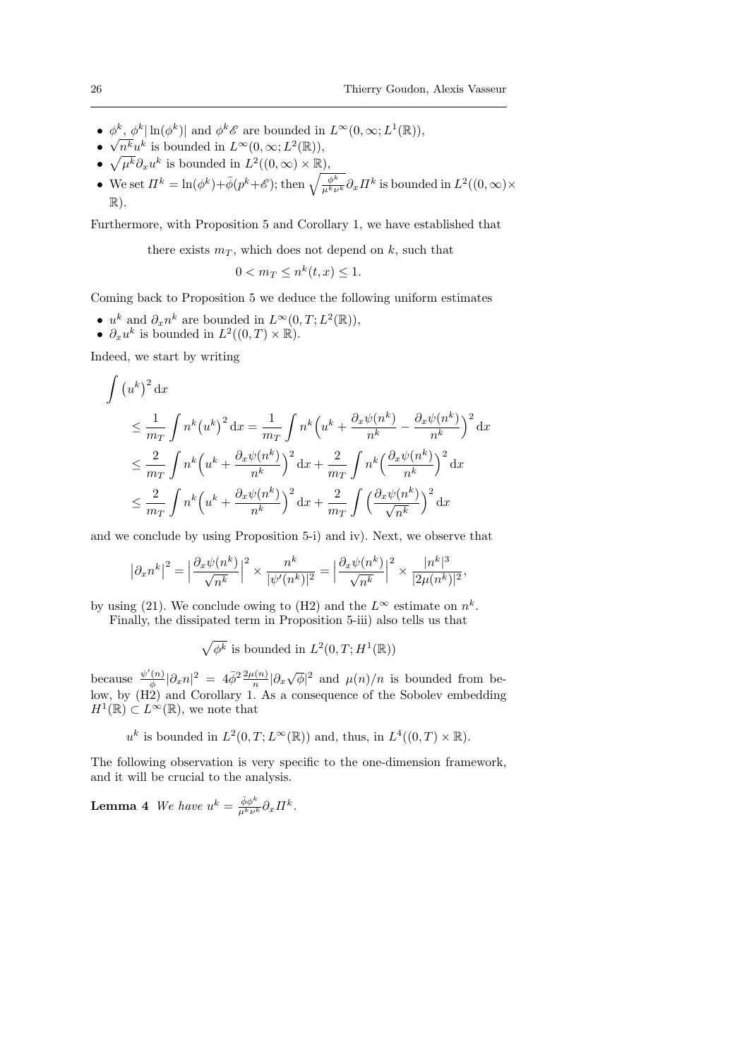- $\phi^k$, $\phi^k|\ln(\phi^k)|$ and $\phi^k\mathscr{E}$ are bounded in $L^\infty(0,\infty;L^1(\mathbb{R}))$,
- $\sqrt{n^k}u^k$ is bounded in $L^\infty(0,\infty;L^2(\mathbb{R}))$,
- $\sqrt{\mu^k}\partial_x u^k$ is bounded in $L^2((0,\infty)\times\mathbb{R})$,
- We set $\Pi^k = \ln(\phi^k)+\bar{\phi}(p^k+\mathscr{E})$; then $\sqrt{\frac{\phi^k}{\mu^k\nu^k}}\partial_x\Pi^k$ is bounded in $L^2((0,\infty)\times\mathbb{R})$.

Furthermore, with Proposition 5 and Corollary 1, we have established that

there exists $m_T$, which does not depend on $k$, such that

$$0 < m_T \leq n^k(t,x) \leq 1.$$

Coming back to Proposition 5 we deduce the following uniform estimates

- $u^k$ and $\partial_x n^k$ are bounded in $L^\infty(0,T;L^2(\mathbb{R}))$,
- $\partial_x u^k$ is bounded in $L^2((0,T)\times\mathbb{R})$.

Indeed, we start by writing

$$\begin{aligned}
\int \big(u^k\big)^2\,\mathrm{d}x
&\leq \frac{1}{m_T}\int n^k\big(u^k\big)^2\,\mathrm{d}x = \frac{1}{m_T}\int n^k\Big(u^k+\frac{\partial_x\psi(n^k)}{n^k}-\frac{\partial_x\psi(n^k)}{n^k}\Big)^2\,\mathrm{d}x\\
&\leq \frac{2}{m_T}\int n^k\Big(u^k+\frac{\partial_x\psi(n^k)}{n^k}\Big)^2\,\mathrm{d}x+\frac{2}{m_T}\int n^k\Big(\frac{\partial_x\psi(n^k)}{n^k}\Big)^2\,\mathrm{d}x\\
&\leq \frac{2}{m_T}\int n^k\Big(u^k+\frac{\partial_x\psi(n^k)}{n^k}\Big)^2\,\mathrm{d}x+\frac{2}{m_T}\int \Big(\frac{\partial_x\psi(n^k)}{\sqrt{n^k}}\Big)^2\,\mathrm{d}x
\end{aligned}$$

and we conclude by using Proposition 5-i) and iv). Next, we observe that

$$\big|\partial_x n^k\big|^2 = \Big|\frac{\partial_x\psi(n^k)}{\sqrt{n^k}}\Big|^2\times\frac{n^k}{|\psi'(n^k)|^2} = \Big|\frac{\partial_x\psi(n^k)}{\sqrt{n^k}}\Big|^2\times\frac{|n^k|^3}{|2\mu(n^k)|^2},$$

by using (21). We conclude owing to (H2) and the $L^\infty$ estimate on $n^k$.

Finally, the dissipated term in Proposition 5-iii) also tells us that

$$\sqrt{\phi^k}\text{ is bounded in } L^2(0,T;H^1(\mathbb{R}))$$

because $\frac{\psi'(n)}{\phi}|\partial_x n|^2 = 4\bar{\phi}^2\frac{2\mu(n)}{n}|\partial_x\sqrt{\phi}|^2$ and $\mu(n)/n$ is bounded from below, by (H2) and Corollary 1. As a consequence of the Sobolev embedding $H^1(\mathbb{R})\subset L^\infty(\mathbb{R})$, we note that

$$u^k \text{ is bounded in } L^2(0,T;L^\infty(\mathbb{R})) \text{ and, thus, in } L^4((0,T)\times\mathbb{R}).$$

The following observation is very specific to the one-dimension framework, and it will be crucial to the analysis.

**Lemma 4** *We have* $u^k = \frac{\bar{\phi}\phi^k}{\mu^k\nu^k}\partial_x\Pi^k$.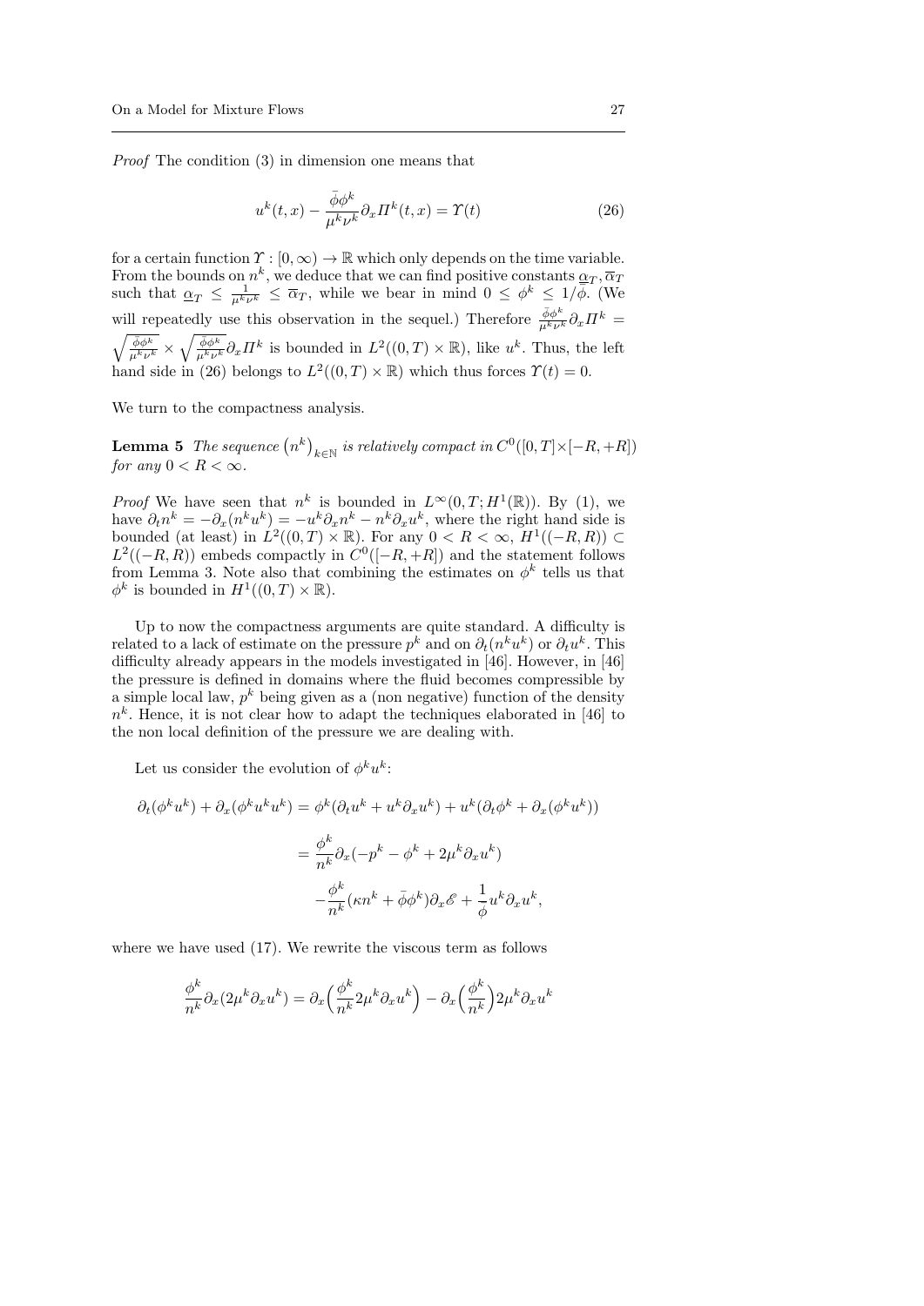*Proof* The condition (3) in dimension one means that

$$u^k(t,x) - \frac{\bar{\phi}\phi^k}{\mu^k \nu^k}\partial_x \Pi^k(t,x) = \Upsilon(t) \tag{26}$$

for a certain function $\Upsilon : [0,\infty) \to \mathbb{R}$ which only depends on the time variable. From the bounds on $n^k$, we deduce that we can find positive constants $\underline{\alpha}_T, \overline{\alpha}_T$ such that $\underline{\alpha}_T \leq \frac{1}{\mu^k \nu^k} \leq \overline{\alpha}_T$, while we bear in mind $0 \leq \phi^k \leq 1/\bar{\phi}$. (We will repeatedly use this observation in the sequel.) Therefore $\frac{\bar{\phi}\phi^k}{\mu^k\nu^k}\partial_x \Pi^k = \sqrt{\frac{\bar{\phi}\phi^k}{\mu^k\nu^k}} \times \sqrt{\frac{\bar{\phi}\phi^k}{\mu^k\nu^k}}\partial_x \Pi^k$ is bounded in $L^2((0,T)\times\mathbb{R})$, like $u^k$. Thus, the left hand side in (26) belongs to $L^2((0,T)\times\mathbb{R})$ which thus forces $\Upsilon(t) = 0$.

We turn to the compactness analysis.

**Lemma 5** *The sequence $\big(n^k\big)_{k\in\mathbb{N}}$ is relatively compact in $C^0([0,T]\times[-R,+R])$ for any $0 < R < \infty$.*

*Proof* We have seen that $n^k$ is bounded in $L^\infty(0,T;H^1(\mathbb{R}))$. By (1), we have $\partial_t n^k = -\partial_x(n^k u^k) = -u^k\partial_x n^k - n^k \partial_x u^k$, where the right hand side is bounded (at least) in $L^2((0,T)\times\mathbb{R})$. For any $0 < R < \infty$, $H^1((-R,R)) \subset L^2((-R,R))$ embeds compactly in $C^0([-R,+R])$ and the statement follows from Lemma 3. Note also that combining the estimates on $\phi^k$ tells us that $\phi^k$ is bounded in $H^1((0,T)\times\mathbb{R})$.

Up to now the compactness arguments are quite standard. A difficulty is related to a lack of estimate on the pressure $p^k$ and on $\partial_t(n^k u^k)$ or $\partial_t u^k$. This difficulty already appears in the models investigated in [46]. However, in [46] the pressure is defined in domains where the fluid becomes compressible by a simple local law, $p^k$ being given as a (non negative) function of the density $n^k$. Hence, it is not clear how to adapt the techniques elaborated in [46] to the non local definition of the pressure we are dealing with.

Let us consider the evolution of $\phi^k u^k$:

$$\begin{aligned}
\partial_t(\phi^k u^k) + \partial_x(\phi^k u^k u^k) &= \phi^k(\partial_t u^k + u^k \partial_x u^k) + u^k(\partial_t \phi^k + \partial_x(\phi^k u^k)) \\
&= \frac{\phi^k}{n^k}\partial_x(-p^k - \phi^k + 2\mu^k \partial_x u^k) \\
&\quad - \frac{\phi^k}{n^k}(\kappa n^k + \bar{\phi}\phi^k)\partial_x \mathscr{E} + \frac{1}{\bar{\phi}} u^k \partial_x u^k,
\end{aligned}$$

where we have used (17). We rewrite the viscous term as follows

$$\frac{\phi^k}{n^k}\partial_x(2\mu^k \partial_x u^k) = \partial_x\Big(\frac{\phi^k}{n^k}2\mu^k\partial_x u^k\Big) - \partial_x\Big(\frac{\phi^k}{n^k}\Big)2\mu^k \partial_x u^k$$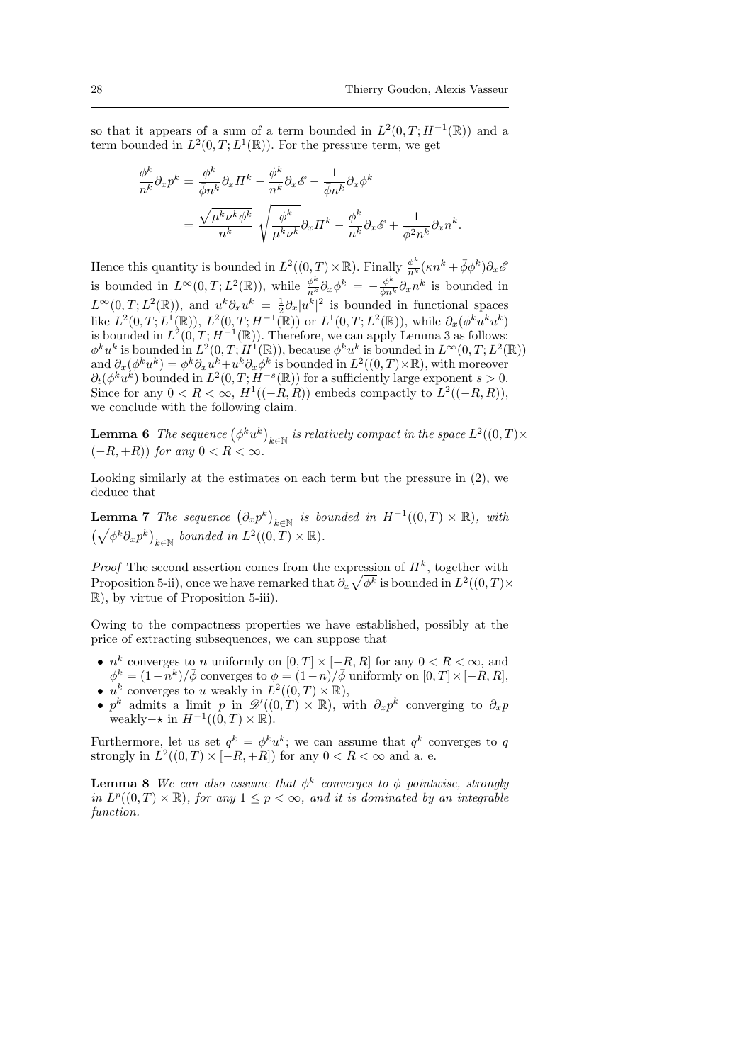so that it appears of a sum of a term bounded in $L^2(0,T;H^{-1}(\mathbb{R}))$ and a term bounded in $L^2(0,T;L^1(\mathbb{R}))$. For the pressure term, we get

$$
\begin{aligned}
\frac{\phi^k}{n^k}\partial_x p^k &= \frac{\phi^k}{\bar\phi n^k}\partial_x \Pi^k - \frac{\phi^k}{n^k}\partial_x \mathscr{E} - \frac{1}{\bar\phi n^k}\partial_x \phi^k \\
&= \frac{\sqrt{\mu^k\nu^k\phi^k}}{n^k}\sqrt{\frac{\phi^k}{\mu^k\nu^k}}\partial_x \Pi^k - \frac{\phi^k}{n^k}\partial_x \mathscr{E} + \frac{1}{\bar\phi^2 n^k}\partial_x n^k.
\end{aligned}
$$

Hence this quantity is bounded in $L^2((0,T)\times\mathbb{R})$. Finally $\frac{\phi^k}{n^k}(\kappa n^k + \bar\phi\phi^k)\partial_x\mathscr{E}$ is bounded in $L^\infty(0,T;L^2(\mathbb{R}))$, while $\frac{\phi^k}{n^k}\partial_x\phi^k = -\frac{\phi^k}{\bar\phi n^k}\partial_x n^k$ is bounded in $L^\infty(0,T;L^2(\mathbb{R}))$, and $u^k\partial_x u^k = \frac{1}{2}\partial_x|u^k|^2$ is bounded in functional spaces like $L^2(0,T;L^1(\mathbb{R}))$, $L^2(0,T;H^{-1}(\mathbb{R}))$ or $L^1(0,T;L^2(\mathbb{R}))$, while $\partial_x(\phi^k u^k u^k)$ is bounded in $L^2(0,T;H^{-1}(\mathbb{R}))$. Therefore, we can apply Lemma 3 as follows: $\phi^k u^k$ is bounded in $L^2(0,T;H^1(\mathbb{R}))$, because $\phi^k u^k$ is bounded in $L^\infty(0,T;L^2(\mathbb{R}))$ and $\partial_x(\phi^k u^k) = \phi^k\partial_x u^k + u^k\partial_x\phi^k$ is bounded in $L^2((0,T)\times\mathbb{R})$, with moreover $\partial_t(\phi^k u^k)$ bounded in $L^2(0,T;H^{-s}(\mathbb{R}))$ for a sufficiently large exponent $s>0$. Since for any $0<R<\infty$, $H^1((-R,R))$ embeds compactly to $L^2((-R,R))$, we conclude with the following claim.

**Lemma 6** *The sequence $\left(\phi^k u^k\right)_{k\in\mathbb{N}}$ is relatively compact in the space $L^2((0,T)\times(-R,+R))$ for any $0<R<\infty$.*

Looking similarly at the estimates on each term but the pressure in (2), we deduce that

**Lemma 7** *The sequence $\left(\partial_x p^k\right)_{k\in\mathbb{N}}$ is bounded in $H^{-1}((0,T)\times\mathbb{R})$, with $\left(\sqrt{\phi^k}\partial_x p^k\right)_{k\in\mathbb{N}}$ bounded in $L^2((0,T)\times\mathbb{R})$.*

*Proof* The second assertion comes from the expression of $\Pi^k$, together with Proposition 5-ii), once we have remarked that $\partial_x\sqrt{\phi^k}$ is bounded in $L^2((0,T)\times\mathbb{R})$, by virtue of Proposition 5-iii).

Owing to the compactness properties we have established, possibly at the price of extracting subsequences, we can suppose that

- $n^k$ converges to $n$ uniformly on $[0,T]\times[-R,R]$ for any $0<R<\infty$, and $\phi^k = (1-n^k)/\bar\phi$ converges to $\phi = (1-n)/\bar\phi$ uniformly on $[0,T]\times[-R,R]$,
- $u^k$ converges to $u$ weakly in $L^2((0,T)\times\mathbb{R})$,
- $p^k$ admits a limit $p$ in $\mathscr{D}'((0,T)\times\mathbb{R})$, with $\partial_x p^k$ converging to $\partial_x p$ weakly$-\star$ in $H^{-1}((0,T)\times\mathbb{R})$.

Furthermore, let us set $q^k = \phi^k u^k$; we can assume that $q^k$ converges to $q$ strongly in $L^2((0,T)\times[-R,+R])$ for any $0<R<\infty$ and a. e.

**Lemma 8** *We can also assume that $\phi^k$ converges to $\phi$ pointwise, strongly in $L^p((0,T)\times\mathbb{R})$, for any $1\le p<\infty$, and it is dominated by an integrable function.*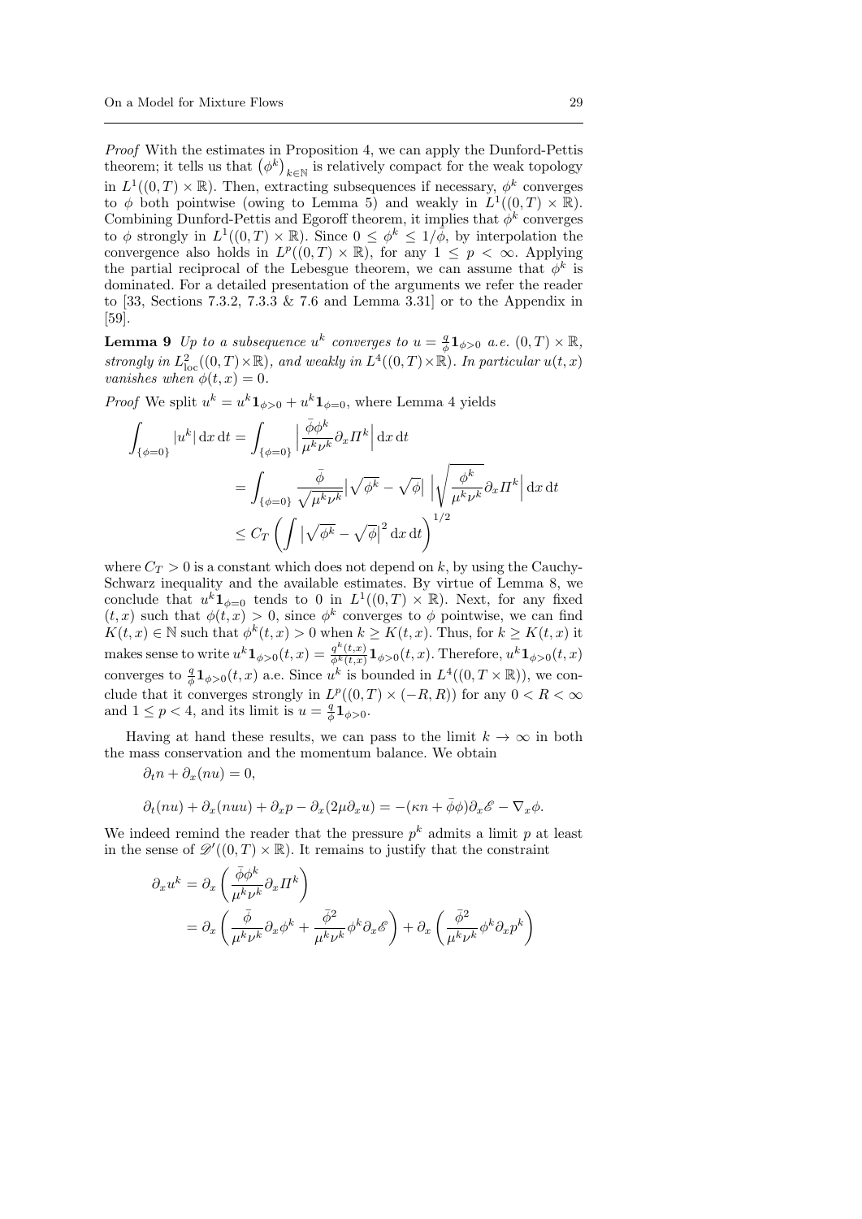*Proof* With the estimates in Proposition 4, we can apply the Dunford-Pettis theorem; it tells us that $\left(\phi^k\right)_{k\in\mathbb{N}}$ is relatively compact for the weak topology in $L^1((0,T)\times\mathbb{R})$. Then, extracting subsequences if necessary, $\phi^k$ converges to $\phi$ both pointwise (owing to Lemma 5) and weakly in $L^1((0,T)\times\mathbb{R})$. Combining Dunford-Pettis and Egoroff theorem, it implies that $\phi^k$ converges to $\phi$ strongly in $L^1((0,T)\times\mathbb{R})$. Since $0 \le \phi^k \le 1/\bar\phi$, by interpolation the convergence also holds in $L^p((0,T)\times\mathbb{R})$, for any $1 \le p < \infty$. Applying the partial reciprocal of the Lebesgue theorem, we can assume that $\phi^k$ is dominated. For a detailed presentation of the arguments we refer the reader to [33, Sections 7.3.2, 7.3.3 & 7.6 and Lemma 3.31] or to the Appendix in [59].

**Lemma 9** *Up to a subsequence $u^k$ converges to $u = \frac{q}{\phi}\mathbf{1}_{\phi>0}$ a.e. $(0,T)\times\mathbb{R}$, strongly in $L^2_{\mathrm{loc}}((0,T)\times\mathbb{R})$, and weakly in $L^4((0,T)\times\mathbb{R})$. In particular $u(t,x)$ vanishes when $\phi(t,x)=0$.*

*Proof* We split $u^k = u^k\mathbf{1}_{\phi>0} + u^k\mathbf{1}_{\phi=0}$, where Lemma 4 yields

$$
\begin{aligned}
\int_{\{\phi=0\}} |u^k|\,\mathrm{d}x\,\mathrm{d}t &= \int_{\{\phi=0\}} \Big|\frac{\bar\phi\phi^k}{\mu^k\nu^k}\partial_x\Pi^k\Big|\,\mathrm{d}x\,\mathrm{d}t \\
&= \int_{\{\phi=0\}} \frac{\bar\phi}{\sqrt{\mu^k\nu^k}}\big|\sqrt{\phi^k}-\sqrt{\phi}\big|\,\Big|\sqrt{\frac{\phi^k}{\mu^k\nu^k}}\partial_x\Pi^k\Big|\,\mathrm{d}x\,\mathrm{d}t \\
&\le C_T\left(\int \big|\sqrt{\phi^k}-\sqrt{\phi}\big|^2\,\mathrm{d}x\,\mathrm{d}t\right)^{1/2}
\end{aligned}
$$

where $C_T>0$ is a constant which does not depend on $k$, by using the Cauchy-Schwarz inequality and the available estimates. By virtue of Lemma 8, we conclude that $u^k\mathbf{1}_{\phi=0}$ tends to 0 in $L^1((0,T)\times\mathbb{R})$. Next, for any fixed $(t,x)$ such that $\phi(t,x)>0$, since $\phi^k$ converges to $\phi$ pointwise, we can find $K(t,x)\in\mathbb{N}$ such that $\phi^k(t,x)>0$ when $k\ge K(t,x)$. Thus, for $k\ge K(t,x)$ it makes sense to write $u^k\mathbf{1}_{\phi>0}(t,x) = \frac{q^k(t,x)}{\phi^k(t,x)}\mathbf{1}_{\phi>0}(t,x)$. Therefore, $u^k\mathbf{1}_{\phi>0}(t,x)$ converges to $\frac{q}{\phi}\mathbf{1}_{\phi>0}(t,x)$ a.e. Since $u^k$ is bounded in $L^4((0,T\times\mathbb{R}))$, we conclude that it converges strongly in $L^p((0,T)\times(-R,R))$ for any $0<R<\infty$ and $1\le p<4$, and its limit is $u=\frac{q}{\phi}\mathbf{1}_{\phi>0}$.

Having at hand these results, we can pass to the limit $k\to\infty$ in both the mass conservation and the momentum balance. We obtain

$$\partial_t n + \partial_x(nu) = 0,$$

$$\partial_t(nu) + \partial_x(nuu) + \partial_x p - \partial_x(2\mu\partial_x u) = -(\kappa n + \bar\phi\phi)\partial_x\mathscr{E} - \nabla_x\phi.$$

We indeed remind the reader that the pressure $p^k$ admits a limit $p$ at least in the sense of $\mathscr{D}'((0,T)\times\mathbb{R})$. It remains to justify that the constraint

$$
\begin{aligned}
\partial_x u^k &= \partial_x\left(\frac{\bar\phi\phi^k}{\mu^k\nu^k}\partial_x\Pi^k\right) \\
&= \partial_x\left(\frac{\bar\phi}{\mu^k\nu^k}\partial_x\phi^k + \frac{\bar\phi^2}{\mu^k\nu^k}\phi^k\partial_x\mathscr{E}\right) + \partial_x\left(\frac{\bar\phi^2}{\mu^k\nu^k}\phi^k\partial_x p^k\right)
\end{aligned}
$$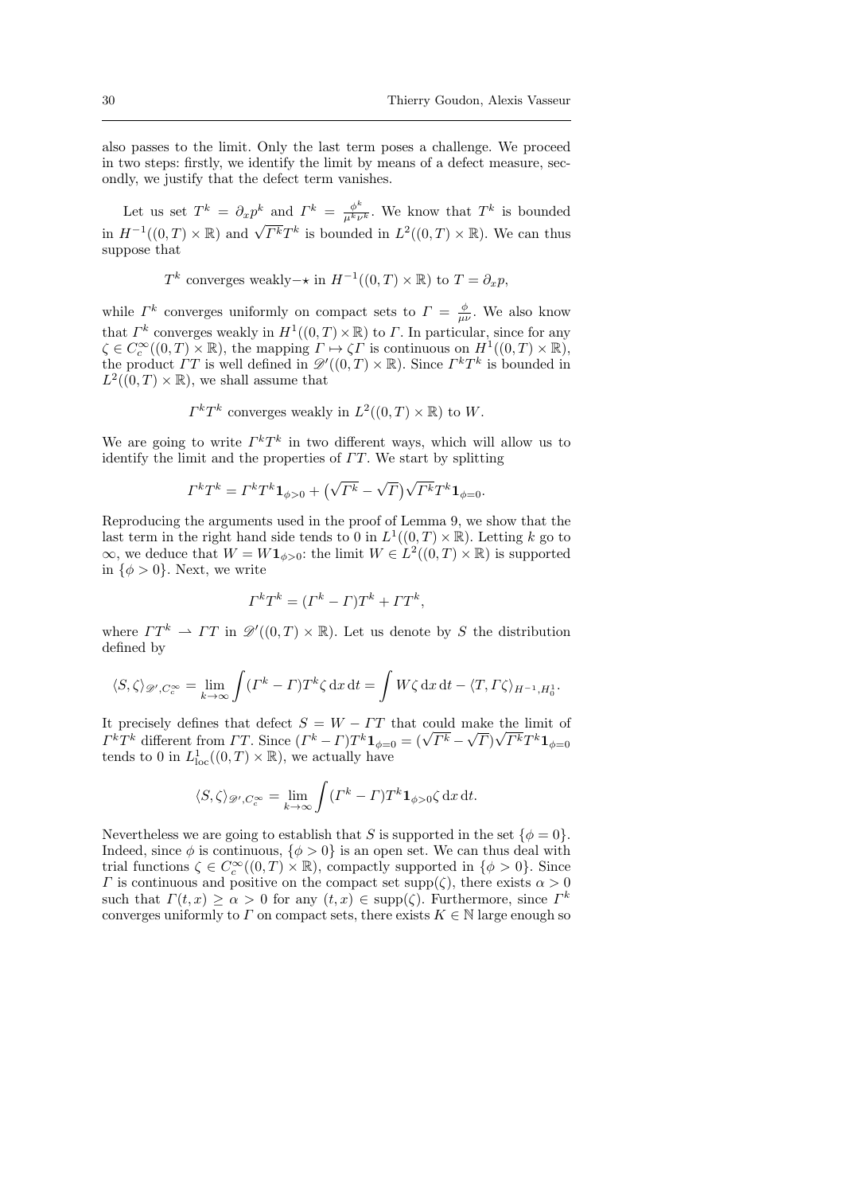also passes to the limit. Only the last term poses a challenge. We proceed in two steps: firstly, we identify the limit by means of a defect measure, secondly, we justify that the defect term vanishes.

Let us set $T^k = \partial_x p^k$ and $\Gamma^k = \frac{\phi^k}{\mu^k \nu^k}$. We know that $T^k$ is bounded in $H^{-1}((0,T)\times\mathbb{R})$ and $\sqrt{\Gamma^k}T^k$ is bounded in $L^2((0,T)\times\mathbb{R})$. We can thus suppose that

$$T^k \text{ converges weakly}-\star \text{ in } H^{-1}((0,T)\times\mathbb{R}) \text{ to } T = \partial_x p,$$

while $\Gamma^k$ converges uniformly on compact sets to $\Gamma = \frac{\phi}{\mu\nu}$. We also know that $\Gamma^k$ converges weakly in $H^1((0,T)\times\mathbb{R})$ to $\Gamma$. In particular, since for any $\zeta \in C_c^\infty((0,T)\times\mathbb{R})$, the mapping $\Gamma \mapsto \zeta\Gamma$ is continuous on $H^1((0,T)\times\mathbb{R})$, the product $\Gamma T$ is well defined in $\mathscr{D}'((0,T)\times\mathbb{R})$. Since $\Gamma^k T^k$ is bounded in $L^2((0,T)\times\mathbb{R})$, we shall assume that

$$\Gamma^k T^k \text{ converges weakly in } L^2((0,T)\times\mathbb{R}) \text{ to } W.$$

We are going to write $\Gamma^k T^k$ in two different ways, which will allow us to identify the limit and the properties of $\Gamma T$. We start by splitting

$$\Gamma^k T^k = \Gamma^k T^k \mathbf{1}_{\phi>0} + \big(\sqrt{\Gamma^k} - \sqrt{\Gamma}\big)\sqrt{\Gamma^k}T^k \mathbf{1}_{\phi=0}.$$

Reproducing the arguments used in the proof of Lemma 9, we show that the last term in the right hand side tends to 0 in $L^1((0,T)\times\mathbb{R})$. Letting $k$ go to $\infty$, we deduce that $W = W\mathbf{1}_{\phi>0}$: the limit $W \in L^2((0,T)\times\mathbb{R})$ is supported in $\{\phi > 0\}$. Next, we write

$$\Gamma^k T^k = (\Gamma^k - \Gamma)T^k + \Gamma T^k,$$

where $\Gamma T^k \rightharpoonup \Gamma T$ in $\mathscr{D}'((0,T)\times\mathbb{R})$. Let us denote by $S$ the distribution defined by

$$\langle S, \zeta\rangle_{\mathscr{D}', C_c^\infty} = \lim_{k\to\infty} \int (\Gamma^k - \Gamma)T^k \zeta \,\mathrm{d}x\,\mathrm{d}t = \int W\zeta \,\mathrm{d}x\,\mathrm{d}t - \langle T, \Gamma\zeta\rangle_{H^{-1},H_0^1}.$$

It precisely defines that defect $S = W - \Gamma T$ that could make the limit of $\Gamma^k T^k$ different from $\Gamma T$. Since $(\Gamma^k - \Gamma)T^k \mathbf{1}_{\phi=0} = (\sqrt{\Gamma^k} - \sqrt{\Gamma})\sqrt{\Gamma^k}T^k \mathbf{1}_{\phi=0}$ tends to 0 in $L^1_{\mathrm{loc}}((0,T)\times\mathbb{R})$, we actually have

$$\langle S, \zeta\rangle_{\mathscr{D}', C_c^\infty} = \lim_{k\to\infty} \int (\Gamma^k - \Gamma)T^k \mathbf{1}_{\phi>0}\zeta \,\mathrm{d}x\,\mathrm{d}t.$$

Nevertheless we are going to establish that $S$ is supported in the set $\{\phi = 0\}$. Indeed, since $\phi$ is continuous, $\{\phi > 0\}$ is an open set. We can thus deal with trial functions $\zeta \in C_c^\infty((0,T)\times\mathbb{R})$, compactly supported in $\{\phi > 0\}$. Since $\Gamma$ is continuous and positive on the compact set $\mathrm{supp}(\zeta)$, there exists $\alpha > 0$ such that $\Gamma(t,x) \geq \alpha > 0$ for any $(t,x) \in \mathrm{supp}(\zeta)$. Furthermore, since $\Gamma^k$ converges uniformly to $\Gamma$ on compact sets, there exists $K \in \mathbb{N}$ large enough so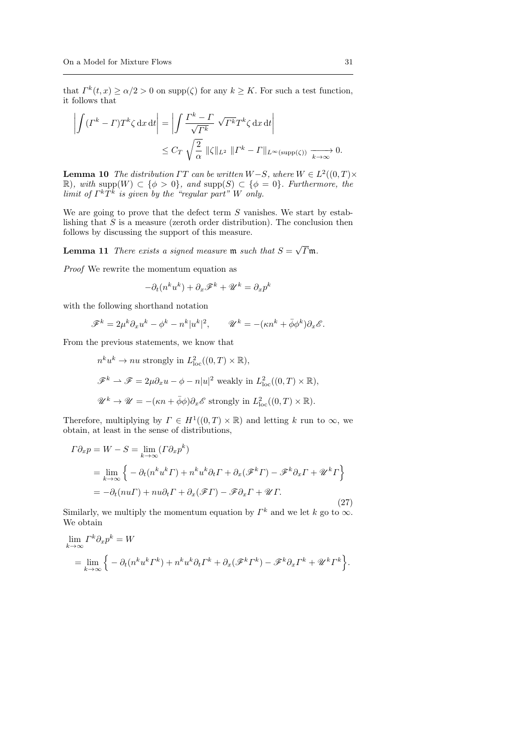that $\Gamma^k(t,x) \geq \alpha/2 > 0$ on $\mathrm{supp}(\zeta)$ for any $k \geq K$. For such a test function, it follows that

$$\left| \int (\Gamma^k - \Gamma) T^k \zeta \,\mathrm{d}x\,\mathrm{d}t \right| = \left| \int \frac{\Gamma^k - \Gamma}{\sqrt{\Gamma^k}} \sqrt{\Gamma^k} T^k \zeta \,\mathrm{d}x\,\mathrm{d}t \right|$$

$$\leq C_T \sqrt{\frac{2}{\alpha}} \, \|\zeta\|_{L^2} \, \|\Gamma^k - \Gamma\|_{L^\infty(\mathrm{supp}(\zeta))} \xrightarrow[k\to\infty]{} 0.$$

**Lemma 10** *The distribution $\Gamma T$ can be written $W - S$, where $W \in L^2((0,T)\times \mathbb{R})$, with $\mathrm{supp}(W) \subset \{\phi > 0\}$, and $\mathrm{supp}(S) \subset \{\phi = 0\}$. Furthermore, the limit of $\Gamma^k T^k$ is given by the "regular part" $W$ only.*

We are going to prove that the defect term $S$ vanishes. We start by establishing that $S$ is a measure (zeroth order distribution). The conclusion then follows by discussing the support of this measure.

**Lemma 11** *There exists a signed measure $\mathfrak{m}$ such that $S = \sqrt{\Gamma}\mathfrak{m}$.*

*Proof* We rewrite the momentum equation as

$$-\partial_t(n^k u^k) + \partial_x \mathscr{F}^k + \mathscr{U}^k = \partial_x p^k$$

with the following shorthand notation

$$\mathscr{F}^k = 2\mu^k \partial_x u^k - \phi^k - n^k |u^k|^2, \qquad \mathscr{U}^k = -(\kappa n^k + \bar{\phi}\phi^k)\partial_x \mathscr{E}.$$

From the previous statements, we know that

$$n^k u^k \to nu \text{ strongly in } L^2_{\mathrm{loc}}((0,T)\times\mathbb{R}),$$

$$\mathscr{F}^k \rightharpoonup \mathscr{F} = 2\mu \partial_x u - \phi - n|u|^2 \text{ weakly in } L^2_{\mathrm{loc}}((0,T)\times\mathbb{R}),$$

$$\mathscr{U}^k \to \mathscr{U} = -(\kappa n + \bar{\phi}\phi)\partial_x \mathscr{E} \text{ strongly in } L^2_{\mathrm{loc}}((0,T)\times\mathbb{R}).$$

Therefore, multiplying by $\Gamma \in H^1((0,T)\times\mathbb{R})$ and letting $k$ run to $\infty$, we obtain, at least in the sense of distributions,

$$\begin{aligned}
\Gamma \partial_x p = W - S &= \lim_{k\to\infty} (\Gamma \partial_x p^k) \\
&= \lim_{k\to\infty} \Big\{ -\partial_t(n^k u^k \Gamma) + n^k u^k \partial_t \Gamma + \partial_x(\mathscr{F}^k \Gamma) - \mathscr{F}^k \partial_x \Gamma + \mathscr{U}^k \Gamma \Big\} \\
&= -\partial_t(nu\Gamma) + nu\partial_t\Gamma + \partial_x(\mathscr{F}\Gamma) - \mathscr{F}\partial_x\Gamma + \mathscr{U}\Gamma.
\end{aligned} \tag{27}$$

Similarly, we multiply the momentum equation by $\Gamma^k$ and we let $k$ go to $\infty$. We obtain

$$\begin{aligned}
&\lim_{k\to\infty} \Gamma^k \partial_x p^k = W \\
&= \lim_{k\to\infty} \Big\{ -\partial_t(n^k u^k \Gamma^k) + n^k u^k \partial_t \Gamma^k + \partial_x(\mathscr{F}^k \Gamma^k) - \mathscr{F}^k \partial_x \Gamma^k + \mathscr{U}^k \Gamma^k \Big\}.
\end{aligned}$$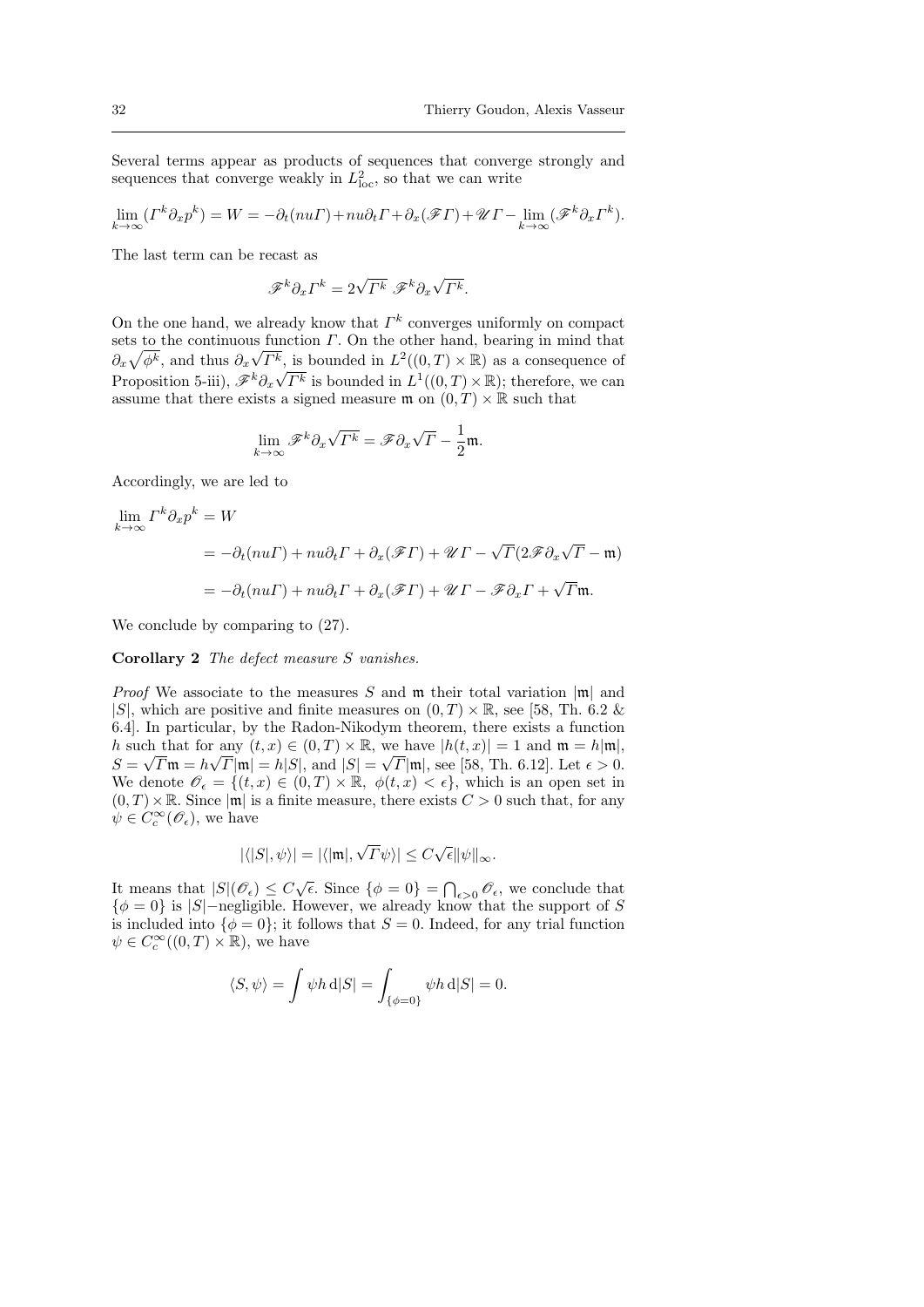Several terms appear as products of sequences that converge strongly and sequences that converge weakly in $L^2_{\text{loc}}$, so that we can write

$$\lim_{k\to\infty}(\Gamma^k \partial_x p^k) = W = -\partial_t(nu\Gamma) + nu\partial_t\Gamma + \partial_x(\mathscr{F}\Gamma) + \mathscr{U}\Gamma - \lim_{k\to\infty}(\mathscr{F}^k\partial_x\Gamma^k).$$

The last term can be recast as

$$\mathscr{F}^k\partial_x\Gamma^k = 2\sqrt{\Gamma^k}\ \mathscr{F}^k\partial_x\sqrt{\Gamma^k}.$$

On the one hand, we already know that $\Gamma^k$ converges uniformly on compact sets to the continuous function $\Gamma$. On the other hand, bearing in mind that $\partial_x\sqrt{\phi^k}$, and thus $\partial_x\sqrt{\Gamma^k}$, is bounded in $L^2((0,T)\times\mathbb{R})$ as a consequence of Proposition 5-iii), $\mathscr{F}^k\partial_x\sqrt{\Gamma^k}$ is bounded in $L^1((0,T)\times\mathbb{R})$; therefore, we can assume that there exists a signed measure $\mathfrak{m}$ on $(0,T)\times\mathbb{R}$ such that

$$\lim_{k\to\infty}\mathscr{F}^k\partial_x\sqrt{\Gamma^k} = \mathscr{F}\partial_x\sqrt{\Gamma} - \frac{1}{2}\mathfrak{m}.$$

Accordingly, we are led to

$$\begin{aligned}
\lim_{k\to\infty}\Gamma^k\partial_x p^k &= W \\
&= -\partial_t(nu\Gamma) + nu\partial_t\Gamma + \partial_x(\mathscr{F}\Gamma) + \mathscr{U}\Gamma - \sqrt{\Gamma}(2\mathscr{F}\partial_x\sqrt{\Gamma} - \mathfrak{m}) \\
&= -\partial_t(nu\Gamma) + nu\partial_t\Gamma + \partial_x(\mathscr{F}\Gamma) + \mathscr{U}\Gamma - \mathscr{F}\partial_x\Gamma + \sqrt{\Gamma}\mathfrak{m}.
\end{aligned}$$

We conclude by comparing to (27).

**Corollary 2** *The defect measure $S$ vanishes.*

*Proof* We associate to the measures $S$ and $\mathfrak{m}$ their total variation $|\mathfrak{m}|$ and $|S|$, which are positive and finite measures on $(0,T)\times\mathbb{R}$, see [58, Th. 6.2 & 6.4]. In particular, by the Radon-Nikodym theorem, there exists a function $h$ such that for any $(t,x)\in(0,T)\times\mathbb{R}$, we have $|h(t,x)|=1$ and $\mathfrak{m}=h|\mathfrak{m}|$, $S=\sqrt{\Gamma}\mathfrak{m}=h\sqrt{\Gamma}|\mathfrak{m}|=h|S|$, and $|S|=\sqrt{\Gamma}|\mathfrak{m}|$, see [58, Th. 6.12]. Let $\epsilon>0$. We denote $\mathscr{O}_\epsilon=\{(t,x)\in(0,T)\times\mathbb{R},\ \phi(t,x)<\epsilon\}$, which is an open set in $(0,T)\times\mathbb{R}$. Since $|\mathfrak{m}|$ is a finite measure, there exists $C>0$ such that, for any $\psi\in C_c^\infty(\mathscr{O}_\epsilon)$, we have

$$|\langle|S|,\psi\rangle| = |\langle|\mathfrak{m}|,\sqrt{\Gamma}\psi\rangle| \leq C\sqrt{\epsilon}\|\psi\|_\infty.$$

It means that $|S|(\mathscr{O}_\epsilon)\leq C\sqrt{\epsilon}$. Since $\{\phi=0\}=\bigcap_{\epsilon>0}\mathscr{O}_\epsilon$, we conclude that $\{\phi=0\}$ is $|S|-$negligible. However, we already know that the support of $S$ is included into $\{\phi=0\}$; it follows that $S=0$. Indeed, for any trial function $\psi\in C_c^\infty((0,T)\times\mathbb{R})$, we have

$$\langle S,\psi\rangle = \int\psi h\,\mathrm{d}|S| = \int_{\{\phi=0\}}\psi h\,\mathrm{d}|S| = 0.$$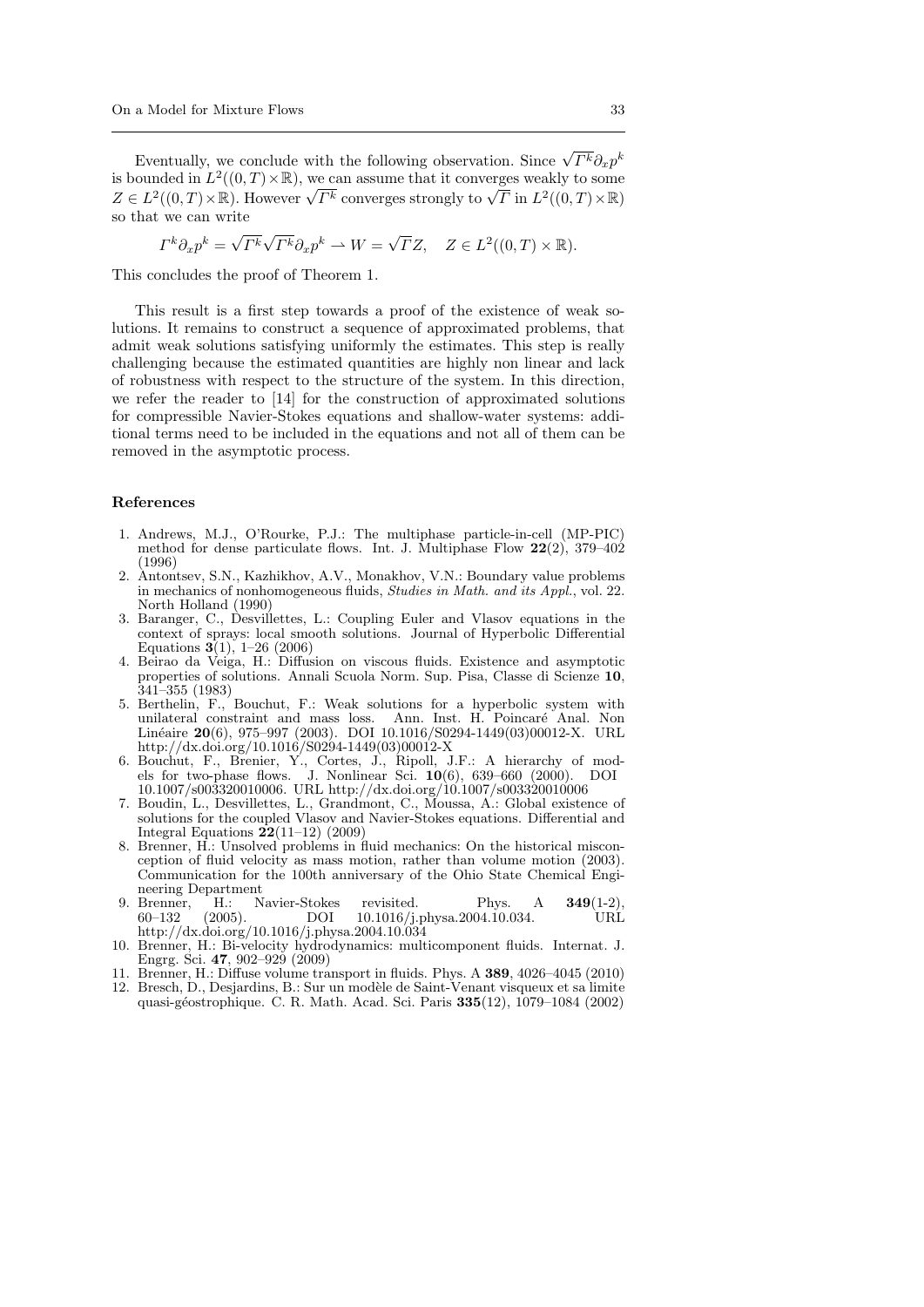Eventually, we conclude with the following observation. Since $\sqrt{\Gamma^k}\partial_x p^k$ is bounded in $L^2((0,T)\times\mathbb{R})$, we can assume that it converges weakly to some $Z \in L^2((0,T)\times\mathbb{R})$. However $\sqrt{\Gamma^k}$ converges strongly to $\sqrt{\Gamma}$ in $L^2((0,T)\times\mathbb{R})$ so that we can write

$$\Gamma^k \partial_x p^k = \sqrt{\Gamma^k}\sqrt{\Gamma^k}\partial_x p^k \rightharpoonup W = \sqrt{\Gamma} Z, \quad Z \in L^2((0,T)\times\mathbb{R}).$$

This concludes the proof of Theorem 1.

This result is a first step towards a proof of the existence of weak solutions. It remains to construct a sequence of approximated problems, that admit weak solutions satisfying uniformly the estimates. This step is really challenging because the estimated quantities are highly non linear and lack of robustness with respect to the structure of the system. In this direction, we refer the reader to [14] for the construction of approximated solutions for compressible Navier-Stokes equations and shallow-water systems: additional terms need to be included in the equations and not all of them can be removed in the asymptotic process.

## References

1. Andrews, M.J., O'Rourke, P.J.: The multiphase particle-in-cell (MP-PIC) method for dense particulate flows. Int. J. Multiphase Flow **22**(2), 379–402 (1996)
2. Antontsev, S.N., Kazhikhov, A.V., Monakhov, V.N.: Boundary value problems in mechanics of nonhomogeneous fluids, *Studies in Math. and its Appl.*, vol. 22. North Holland (1990)
3. Baranger, C., Desvillettes, L.: Coupling Euler and Vlasov equations in the context of sprays: local smooth solutions. Journal of Hyperbolic Differential Equations **3**(1), 1–26 (2006)
4. Beirao da Veiga, H.: Diffusion on viscous fluids. Existence and asymptotic properties of solutions. Annali Scuola Norm. Sup. Pisa, Classe di Scienze **10**, 341–355 (1983)
5. Berthelin, F., Bouchut, F.: Weak solutions for a hyperbolic system with unilateral constraint and mass loss. Ann. Inst. H. Poincaré Anal. Non Linéaire **20**(6), 975–997 (2003). DOI 10.1016/S0294-1449(03)00012-X. URL http://dx.doi.org/10.1016/S0294-1449(03)00012-X
6. Bouchut, F., Brenier, Y., Cortes, J., Ripoll, J.F.: A hierarchy of models for two-phase flows. J. Nonlinear Sci. **10**(6), 639–660 (2000). DOI 10.1007/s003320010006. URL http://dx.doi.org/10.1007/s003320010006
7. Boudin, L., Desvillettes, L., Grandmont, C., Moussa, A.: Global existence of solutions for the coupled Vlasov and Navier-Stokes equations. Differential and Integral Equations **22**(11–12) (2009)
8. Brenner, H.: Unsolved problems in fluid mechanics: On the historical misconception of fluid velocity as mass motion, rather than volume motion (2003). Communication for the 100th anniversary of the Ohio State Chemical Engineering Department
9. Brenner, H.: Navier-Stokes revisited. Phys. A **349**(1-2), 60–132 (2005). DOI 10.1016/j.physa.2004.10.034. URL http://dx.doi.org/10.1016/j.physa.2004.10.034
10. Brenner, H.: Bi-velocity hydrodynamics: multicomponent fluids. Internat. J. Engrg. Sci. **47**, 902–929 (2009)
11. Brenner, H.: Diffuse volume transport in fluids. Phys. A **389**, 4026–4045 (2010)
12. Bresch, D., Desjardins, B.: Sur un modèle de Saint-Venant visqueux et sa limite quasi-géostrophique. C. R. Math. Acad. Sci. Paris **335**(12), 1079–1084 (2002)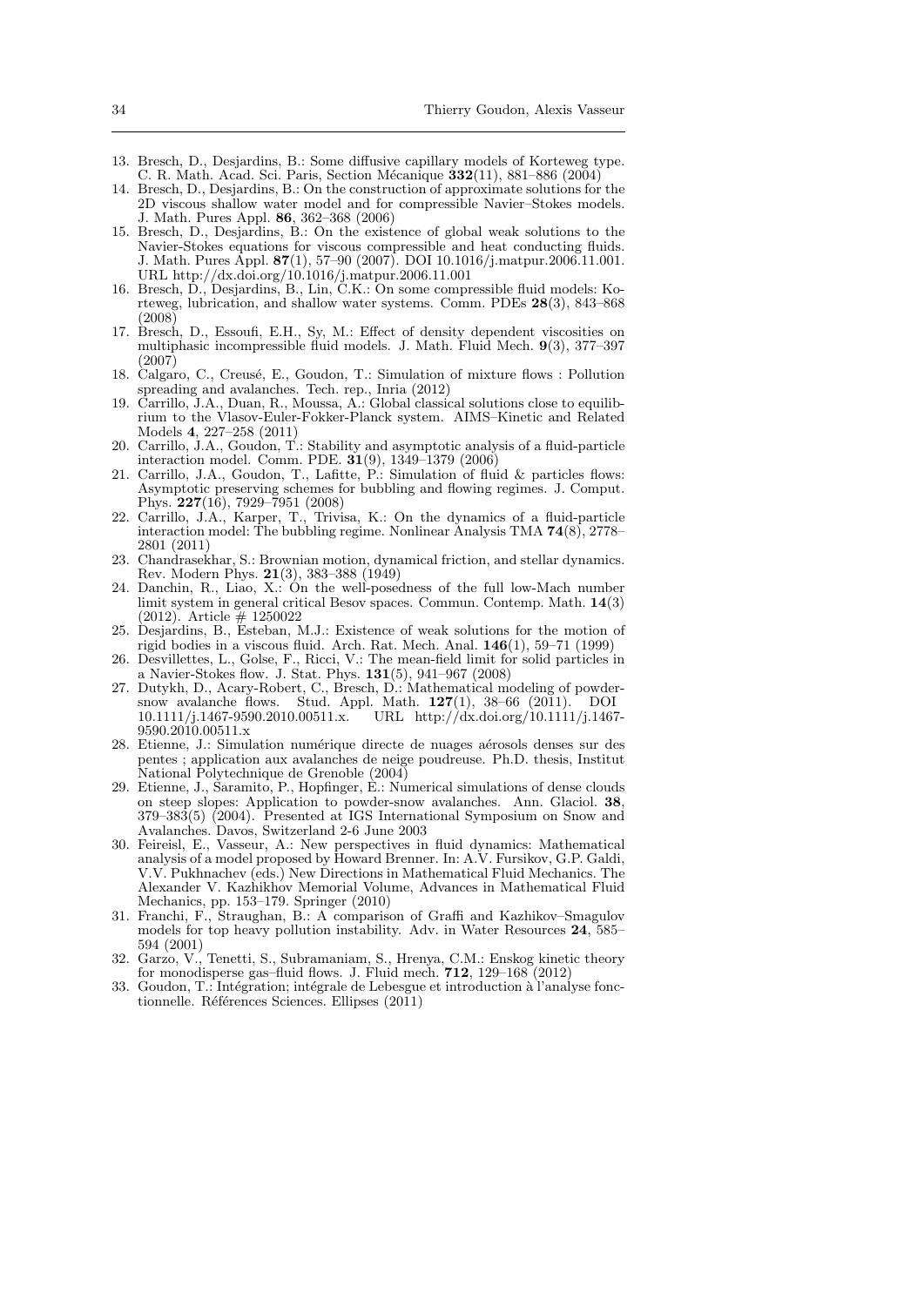13. Bresch, D., Desjardins, B.: Some diffusive capillary models of Korteweg type. C. R. Math. Acad. Sci. Paris, Section Mécanique **332**(11), 881–886 (2004)
14. Bresch, D., Desjardins, B.: On the construction of approximate solutions for the 2D viscous shallow water model and for compressible Navier–Stokes models. J. Math. Pures Appl. **86**, 362–368 (2006)
15. Bresch, D., Desjardins, B.: On the existence of global weak solutions to the Navier-Stokes equations for viscous compressible and heat conducting fluids. J. Math. Pures Appl. **87**(1), 57–90 (2007). DOI 10.1016/j.matpur.2006.11.001. URL http://dx.doi.org/10.1016/j.matpur.2006.11.001
16. Bresch, D., Desjardins, B., Lin, C.K.: On some compressible fluid models: Korteweg, lubrication, and shallow water systems. Comm. PDEs **28**(3), 843–868 (2008)
17. Bresch, D., Essoufi, E.H., Sy, M.: Effect of density dependent viscosities on multiphasic incompressible fluid models. J. Math. Fluid Mech. **9**(3), 377–397 (2007)
18. Calgaro, C., Creusé, E., Goudon, T.: Simulation of mixture flows : Pollution spreading and avalanches. Tech. rep., Inria (2012)
19. Carrillo, J.A., Duan, R., Moussa, A.: Global classical solutions close to equilibrium to the Vlasov-Euler-Fokker-Planck system. AIMS–Kinetic and Related Models **4**, 227–258 (2011)
20. Carrillo, J.A., Goudon, T.: Stability and asymptotic analysis of a fluid-particle interaction model. Comm. PDE. **31**(9), 1349–1379 (2006)
21. Carrillo, J.A., Goudon, T., Lafitte, P.: Simulation of fluid & particles flows: Asymptotic preserving schemes for bubbling and flowing regimes. J. Comput. Phys. **227**(16), 7929–7951 (2008)
22. Carrillo, J.A., Karper, T., Trivisa, K.: On the dynamics of a fluid-particle interaction model: The bubbling regime. Nonlinear Analysis TMA **74**(8), 2778–2801 (2011)
23. Chandrasekhar, S.: Brownian motion, dynamical friction, and stellar dynamics. Rev. Modern Phys. **21**(3), 383–388 (1949)
24. Danchin, R., Liao, X.: On the well-posedness of the full low-Mach number limit system in general critical Besov spaces. Commun. Contemp. Math. **14**(3) (2012). Article # 1250022
25. Desjardins, B., Esteban, M.J.: Existence of weak solutions for the motion of rigid bodies in a viscous fluid. Arch. Rat. Mech. Anal. **146**(1), 59–71 (1999)
26. Desvillettes, L., Golse, F., Ricci, V.: The mean-field limit for solid particles in a Navier-Stokes flow. J. Stat. Phys. **131**(5), 941–967 (2008)
27. Dutykh, D., Acary-Robert, C., Bresch, D.: Mathematical modeling of powder-snow avalanche flows. Stud. Appl. Math. **127**(1), 38–66 (2011). DOI 10.1111/j.1467-9590.2010.00511.x. URL http://dx.doi.org/10.1111/j.1467-9590.2010.00511.x
28. Etienne, J.: Simulation numérique directe de nuages aérosols denses sur des pentes ; application aux avalanches de neige poudreuse. Ph.D. thesis, Institut National Polytechnique de Grenoble (2004)
29. Etienne, J., Saramito, P., Hopfinger, E.: Numerical simulations of dense clouds on steep slopes: Application to powder-snow avalanches. Ann. Glaciol. **38**, 379–383(5) (2004). Presented at IGS International Symposium on Snow and Avalanches. Davos, Switzerland 2-6 June 2003
30. Feireisl, E., Vasseur, A.: New perspectives in fluid dynamics: Mathematical analysis of a model proposed by Howard Brenner. In: A.V. Fursikov, G.P. Galdi, V.V. Pukhnachev (eds.) New Directions in Mathematical Fluid Mechanics. The Alexander V. Kazhikhov Memorial Volume, Advances in Mathematical Fluid Mechanics, pp. 153–179. Springer (2010)
31. Franchi, F., Straughan, B.: A comparison of Graffi and Kazhikov–Smagulov models for top heavy pollution instability. Adv. in Water Resources **24**, 585–594 (2001)
32. Garzo, V., Tenetti, S., Subramaniam, S., Hrenya, C.M.: Enskog kinetic theory for monodisperse gas–fluid flows. J. Fluid mech. **712**, 129–168 (2012)
33. Goudon, T.: Intégration; intégrale de Lebesgue et introduction à l'analyse fonctionnelle. Références Sciences. Ellipses (2011)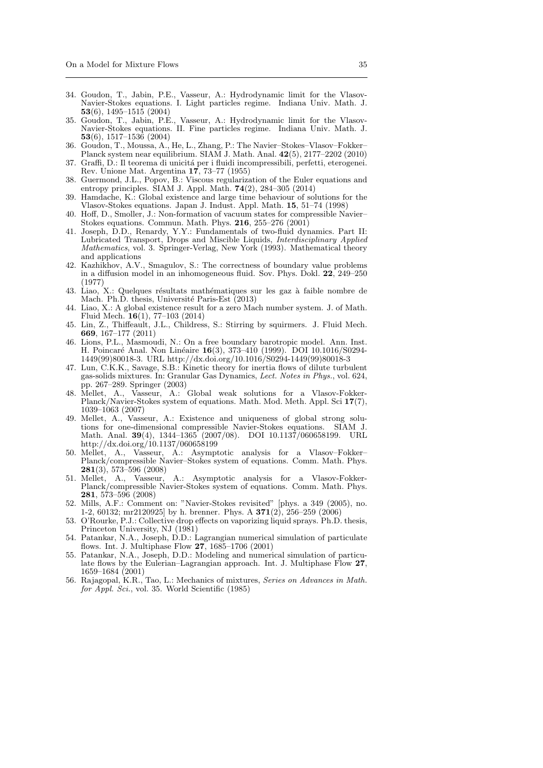34. Goudon, T., Jabin, P.E., Vasseur, A.: Hydrodynamic limit for the Vlasov-Navier-Stokes equations. I. Light particles regime. Indiana Univ. Math. J. **53**(6), 1495–1515 (2004)
35. Goudon, T., Jabin, P.E., Vasseur, A.: Hydrodynamic limit for the Vlasov-Navier-Stokes equations. II. Fine particles regime. Indiana Univ. Math. J. **53**(6), 1517–1536 (2004)
36. Goudon, T., Moussa, A., He, L., Zhang, P.: The Navier–Stokes–Vlasov–Fokker–Planck system near equilibrium. SIAM J. Math. Anal. **42**(5), 2177–2202 (2010)
37. Graffi, D.: Il teorema di unicitá per i fluidi incompressibili, perfetti, eterogenei. Rev. Unione Mat. Argentina **17**, 73–77 (1955)
38. Guermond, J.L., Popov, B.: Viscous regularization of the Euler equations and entropy principles. SIAM J. Appl. Math. **74**(2), 284–305 (2014)
39. Hamdache, K.: Global existence and large time behaviour of solutions for the Vlasov-Stokes equations. Japan J. Indust. Appl. Math. **15**, 51–74 (1998)
40. Hoff, D., Smoller, J.: Non-formation of vacuum states for compressible Navier–Stokes equations. Commun. Math. Phys. **216**, 255–276 (2001)
41. Joseph, D.D., Renardy, Y.Y.: Fundamentals of two-fluid dynamics. Part II: Lubricated Transport, Drops and Miscible Liquids, *Interdisciplinary Applied Mathematics*, vol. 3. Springer-Verlag, New York (1993). Mathematical theory and applications
42. Kazhikhov, A.V., Smagulov, S.: The correctness of boundary value problems in a diffusion model in an inhomogeneous fluid. Sov. Phys. Dokl. **22**, 249–250 (1977)
43. Liao, X.: Quelques résultats mathématiques sur les gaz à faible nombre de Mach. Ph.D. thesis, Université Paris-Est (2013)
44. Liao, X.: A global existence result for a zero Mach number system. J. of Math. Fluid Mech. **16**(1), 77–103 (2014)
45. Lin, Z., Thiffeault, J.L., Childress, S.: Stirring by squirmers. J. Fluid Mech. **669**, 167–177 (2011)
46. Lions, P.L., Masmoudi, N.: On a free boundary barotropic model. Ann. Inst. H. Poincaré Anal. Non Linéaire **16**(3), 373–410 (1999). DOI 10.1016/S0294-1449(99)80018-3. URL http://dx.doi.org/10.1016/S0294-1449(99)80018-3
47. Lun, C.K.K., Savage, S.B.: Kinetic theory for inertia flows of dilute turbulent gas-solids mixtures. In: Granular Gas Dynamics, *Lect. Notes in Phys.*, vol. 624, pp. 267–289. Springer (2003)
48. Mellet, A., Vasseur, A.: Global weak solutions for a Vlasov-Fokker-Planck/Navier-Stokes system of equations. Math. Mod. Meth. Appl. Sci **17**(7), 1039–1063 (2007)
49. Mellet, A., Vasseur, A.: Existence and uniqueness of global strong solutions for one-dimensional compressible Navier-Stokes equations. SIAM J. Math. Anal. **39**(4), 1344–1365 (2007/08). DOI 10.1137/060658199. URL http://dx.doi.org/10.1137/060658199
50. Mellet, A., Vasseur, A.: Asymptotic analysis for a Vlasov–Fokker–Planck/compressible Navier–Stokes system of equations. Comm. Math. Phys. **281**(3), 573–596 (2008)
51. Mellet, A., Vasseur, A.: Asymptotic analysis for a Vlasov-Fokker-Planck/compressible Navier-Stokes system of equations. Comm. Math. Phys. **281**, 573–596 (2008)
52. Mills, A.F.: Comment on: "Navier-Stokes revisited" [phys. a 349 (2005), no. 1-2, 60132; mr2120925] by h. brenner. Phys. A **371**(2), 256–259 (2006)
53. O'Rourke, P.J.: Collective drop effects on vaporizing liquid sprays. Ph.D. thesis, Princeton University, NJ (1981)
54. Patankar, N.A., Joseph, D.D.: Lagrangian numerical simulation of particulate flows. Int. J. Multiphase Flow **27**, 1685–1706 (2001)
55. Patankar, N.A., Joseph, D.D.: Modeling and numerical simulation of particulate flows by the Eulerian–Lagrangian approach. Int. J. Multiphase Flow **27**, 1659–1684 (2001)
56. Rajagopal, K.R., Tao, L.: Mechanics of mixtures, *Series on Advances in Math. for Appl. Sci.*, vol. 35. World Scientific (1985)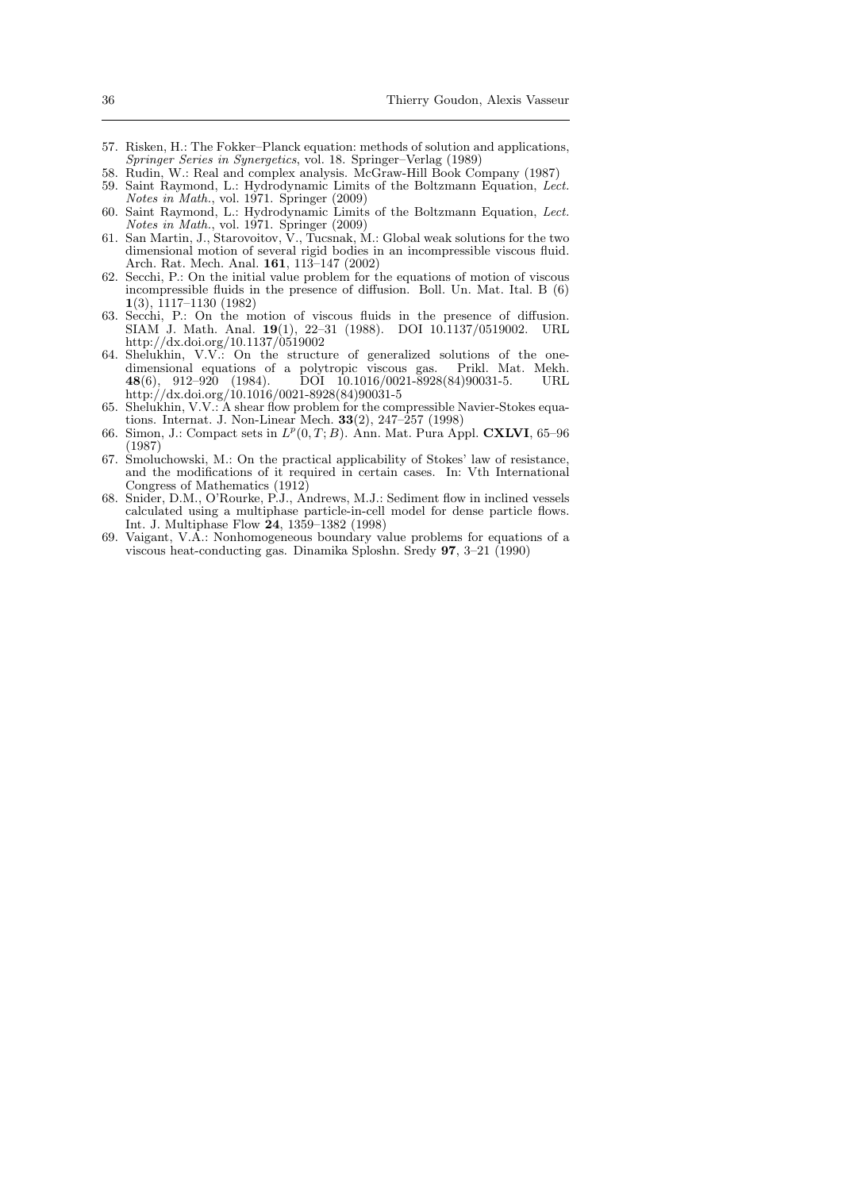57. Risken, H.: The Fokker–Planck equation: methods of solution and applications, *Springer Series in Synergetics*, vol. 18. Springer–Verlag (1989)
58. Rudin, W.: Real and complex analysis. McGraw-Hill Book Company (1987)
59. Saint Raymond, L.: Hydrodynamic Limits of the Boltzmann Equation, *Lect. Notes in Math.*, vol. 1971. Springer (2009)
60. Saint Raymond, L.: Hydrodynamic Limits of the Boltzmann Equation, *Lect. Notes in Math.*, vol. 1971. Springer (2009)
61. San Martin, J., Starovoitov, V., Tucsnak, M.: Global weak solutions for the two dimensional motion of several rigid bodies in an incompressible viscous fluid. Arch. Rat. Mech. Anal. **161**, 113–147 (2002)
62. Secchi, P.: On the initial value problem for the equations of motion of viscous incompressible fluids in the presence of diffusion. Boll. Un. Mat. Ital. B (6) **1**(3), 1117–1130 (1982)
63. Secchi, P.: On the motion of viscous fluids in the presence of diffusion. SIAM J. Math. Anal. **19**(1), 22–31 (1988). DOI 10.1137/0519002. URL http://dx.doi.org/10.1137/0519002
64. Shelukhin, V.V.: On the structure of generalized solutions of the one-dimensional equations of a polytropic viscous gas. Prikl. Mat. Mekh. **48**(6), 912–920 (1984). DOI 10.1016/0021-8928(84)90031-5. URL http://dx.doi.org/10.1016/0021-8928(84)90031-5
65. Shelukhin, V.V.: A shear flow problem for the compressible Navier-Stokes equations. Internat. J. Non-Linear Mech. **33**(2), 247–257 (1998)
66. Simon, J.: Compact sets in $L^p(0,T;B)$. Ann. Mat. Pura Appl. **CXLVI**, 65–96 (1987)
67. Smoluchowski, M.: On the practical applicability of Stokes' law of resistance, and the modifications of it required in certain cases. In: Vth International Congress of Mathematics (1912)
68. Snider, D.M., O'Rourke, P.J., Andrews, M.J.: Sediment flow in inclined vessels calculated using a multiphase particle-in-cell model for dense particle flows. Int. J. Multiphase Flow **24**, 1359–1382 (1998)
69. Vaigant, V.A.: Nonhomogeneous boundary value problems for equations of a viscous heat-conducting gas. Dinamika Sploshn. Sredy **97**, 3–21 (1990)